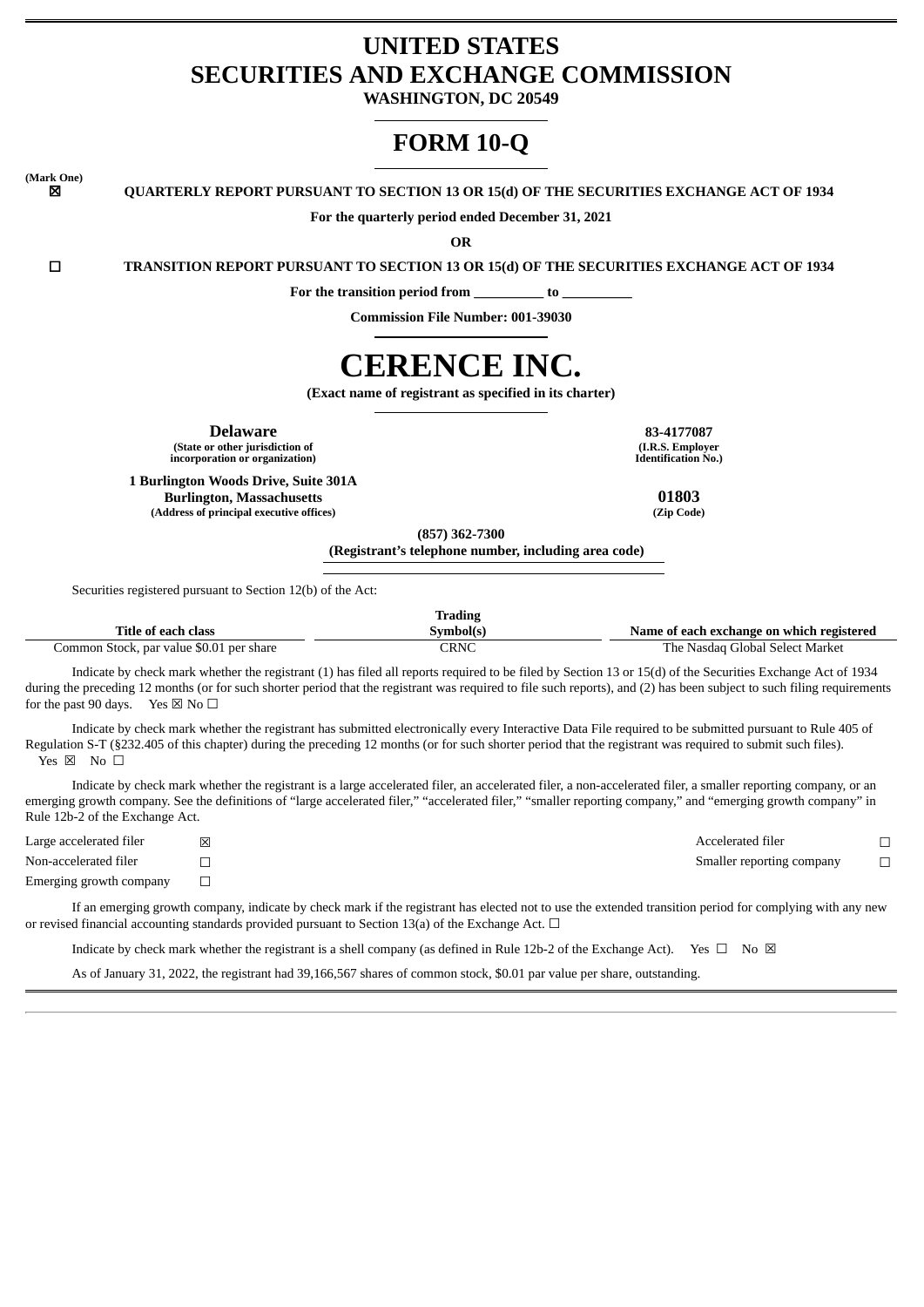# UNITED STATES
# SECURITIES AND EXCHANGE COMMISSION

**WASHINGTON, DC 20549**

# FORM 10-Q

**(Mark One)**

☒ **QUARTERLY REPORT PURSUANT TO SECTION 13 OR 15(d) OF THE SECURITIES EXCHANGE ACT OF 1934**

**For the quarterly period ended December 31, 2021**

**OR**

☐ **TRANSITION REPORT PURSUANT TO SECTION 13 OR 15(d) OF THE SECURITIES EXCHANGE ACT OF 1934**

**For the transition period from __________ to __________**

**Commission File Number: 001-39030**

# CERENCE INC.

**(Exact name of registrant as specified in its charter)**

| | |
|---|---|
| **Delaware**<br>**(State or other jurisdiction of incorporation or organization)** | **83-4177087**<br>**(I.R.S. Employer Identification No.)** |
| **1 Burlington Woods Drive, Suite 301A**<br>**Burlington, Massachusetts**<br>**(Address of principal executive offices)** | **01803**<br>**(Zip Code)** |

**(857) 362-7300**
**(Registrant's telephone number, including area code)**

Securities registered pursuant to Section 12(b) of the Act:

| Title of each class | Trading Symbol(s) | Name of each exchange on which registered |
|---|---|---|
| Common Stock, par value $0.01 per share | CRNC | The Nasdaq Global Select Market |

Indicate by check mark whether the registrant (1) has filed all reports required to be filed by Section 13 or 15(d) of the Securities Exchange Act of 1934 during the preceding 12 months (or for such shorter period that the registrant was required to file such reports), and (2) has been subject to such filing requirements for the past 90 days. Yes ☒ No ☐

Indicate by check mark whether the registrant has submitted electronically every Interactive Data File required to be submitted pursuant to Rule 405 of Regulation S-T (§232.405 of this chapter) during the preceding 12 months (or for such shorter period that the registrant was required to submit such files). Yes ☒ No ☐

Indicate by check mark whether the registrant is a large accelerated filer, an accelerated filer, a non-accelerated filer, a smaller reporting company, or an emerging growth company. See the definitions of "large accelerated filer," "accelerated filer," "smaller reporting company," and "emerging growth company" in Rule 12b-2 of the Exchange Act.

| | | | |
|---|---|---|---|
| Large accelerated filer | ☒ | Accelerated filer | ☐ |
| Non-accelerated filer | ☐ | Smaller reporting company | ☐ |
| Emerging growth company | ☐ | | |

If an emerging growth company, indicate by check mark if the registrant has elected not to use the extended transition period for complying with any new or revised financial accounting standards provided pursuant to Section 13(a) of the Exchange Act. ☐

Indicate by check mark whether the registrant is a shell company (as defined in Rule 12b-2 of the Exchange Act). Yes ☐ No ☒

As of January 31, 2022, the registrant had 39,166,567 shares of common stock, $0.01 par value per share, outstanding.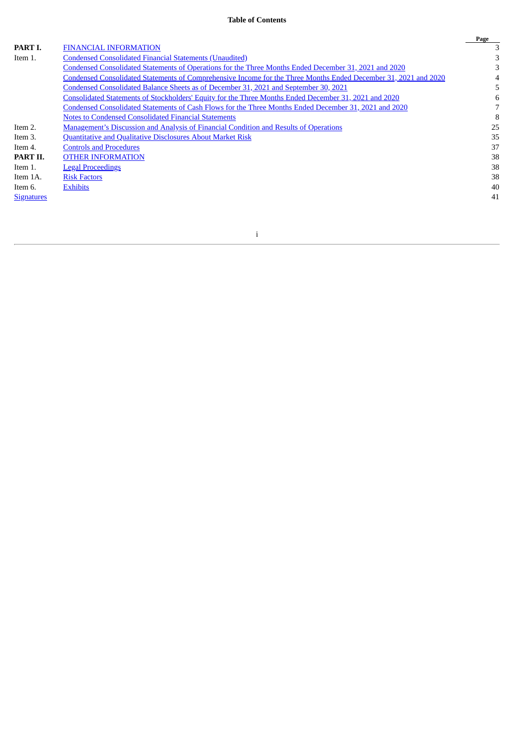# Table of Contents

| | | Page |
|---|---|---|
| **PART I.** | FINANCIAL INFORMATION | 3 |
| Item 1. | Condensed Consolidated Financial Statements (Unaudited) | 3 |
| | Condensed Consolidated Statements of Operations for the Three Months Ended December 31, 2021 and 2020 | 3 |
| | Condensed Consolidated Statements of Comprehensive Income for the Three Months Ended December 31, 2021 and 2020 | 4 |
| | Condensed Consolidated Balance Sheets as of December 31, 2021 and September 30, 2021 | 5 |
| | Consolidated Statements of Stockholders' Equity for the Three Months Ended December 31, 2021 and 2020 | 6 |
| | Condensed Consolidated Statements of Cash Flows for the Three Months Ended December 31, 2021 and 2020 | 7 |
| | Notes to Condensed Consolidated Financial Statements | 8 |
| Item 2. | Management's Discussion and Analysis of Financial Condition and Results of Operations | 25 |
| Item 3. | Quantitative and Qualitative Disclosures About Market Risk | 35 |
| Item 4. | Controls and Procedures | 37 |
| **PART II.** | OTHER INFORMATION | 38 |
| Item 1. | Legal Proceedings | 38 |
| Item 1A. | Risk Factors | 38 |
| Item 6. | Exhibits | 40 |
| Signatures | | 41 |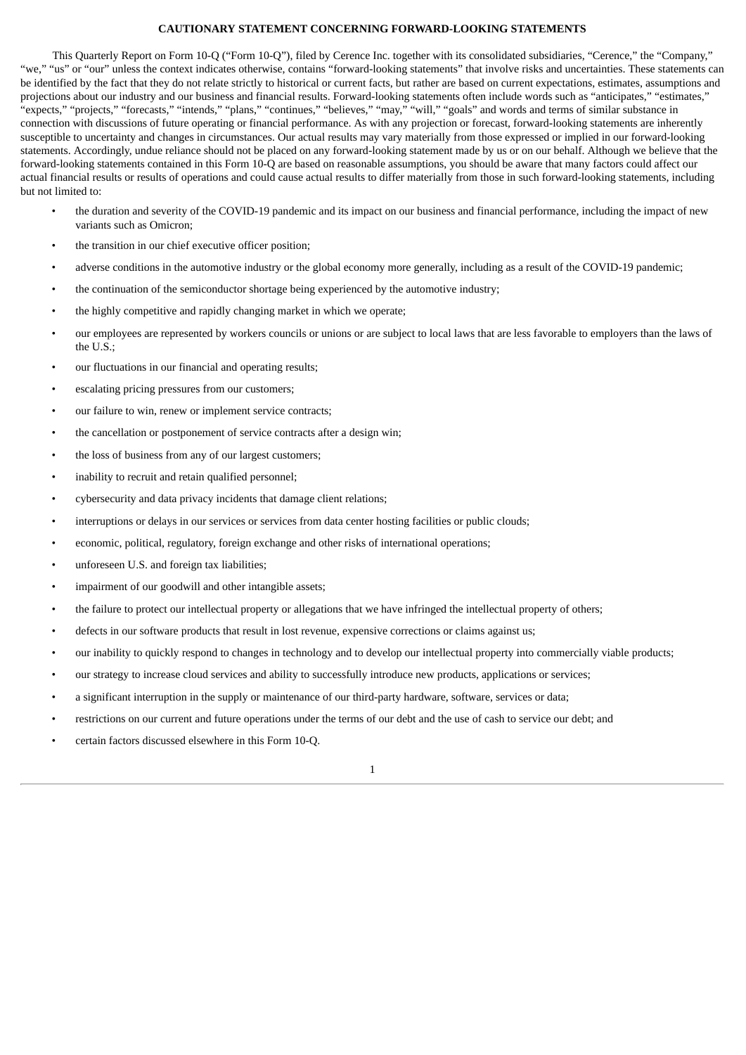**CAUTIONARY STATEMENT CONCERNING FORWARD-LOOKING STATEMENTS**

This Quarterly Report on Form 10-Q ("Form 10-Q"), filed by Cerence Inc. together with its consolidated subsidiaries, "Cerence," the "Company," "we," "us" or "our" unless the context indicates otherwise, contains "forward-looking statements" that involve risks and uncertainties. These statements can be identified by the fact that they do not relate strictly to historical or current facts, but rather are based on current expectations, estimates, assumptions and projections about our industry and our business and financial results. Forward-looking statements often include words such as "anticipates," "estimates," "expects," "projects," "forecasts," "intends," "plans," "continues," "believes," "may," "will," "goals" and words and terms of similar substance in connection with discussions of future operating or financial performance. As with any projection or forecast, forward-looking statements are inherently susceptible to uncertainty and changes in circumstances. Our actual results may vary materially from those expressed or implied in our forward-looking statements. Accordingly, undue reliance should not be placed on any forward-looking statement made by us or on our behalf. Although we believe that the forward-looking statements contained in this Form 10-Q are based on reasonable assumptions, you should be aware that many factors could affect our actual financial results or results of operations and could cause actual results to differ materially from those in such forward-looking statements, including but not limited to:

- the duration and severity of the COVID-19 pandemic and its impact on our business and financial performance, including the impact of new variants such as Omicron;
- the transition in our chief executive officer position;
- adverse conditions in the automotive industry or the global economy more generally, including as a result of the COVID-19 pandemic;
- the continuation of the semiconductor shortage being experienced by the automotive industry;
- the highly competitive and rapidly changing market in which we operate;
- our employees are represented by workers councils or unions or are subject to local laws that are less favorable to employers than the laws of the U.S.;
- our fluctuations in our financial and operating results;
- escalating pricing pressures from our customers;
- our failure to win, renew or implement service contracts;
- the cancellation or postponement of service contracts after a design win;
- the loss of business from any of our largest customers;
- inability to recruit and retain qualified personnel;
- cybersecurity and data privacy incidents that damage client relations;
- interruptions or delays in our services or services from data center hosting facilities or public clouds;
- economic, political, regulatory, foreign exchange and other risks of international operations;
- unforeseen U.S. and foreign tax liabilities;
- impairment of our goodwill and other intangible assets;
- the failure to protect our intellectual property or allegations that we have infringed the intellectual property of others;
- defects in our software products that result in lost revenue, expensive corrections or claims against us;
- our inability to quickly respond to changes in technology and to develop our intellectual property into commercially viable products;
- our strategy to increase cloud services and ability to successfully introduce new products, applications or services;
- a significant interruption in the supply or maintenance of our third-party hardware, software, services or data;
- restrictions on our current and future operations under the terms of our debt and the use of cash to service our debt; and
- certain factors discussed elsewhere in this Form 10-Q.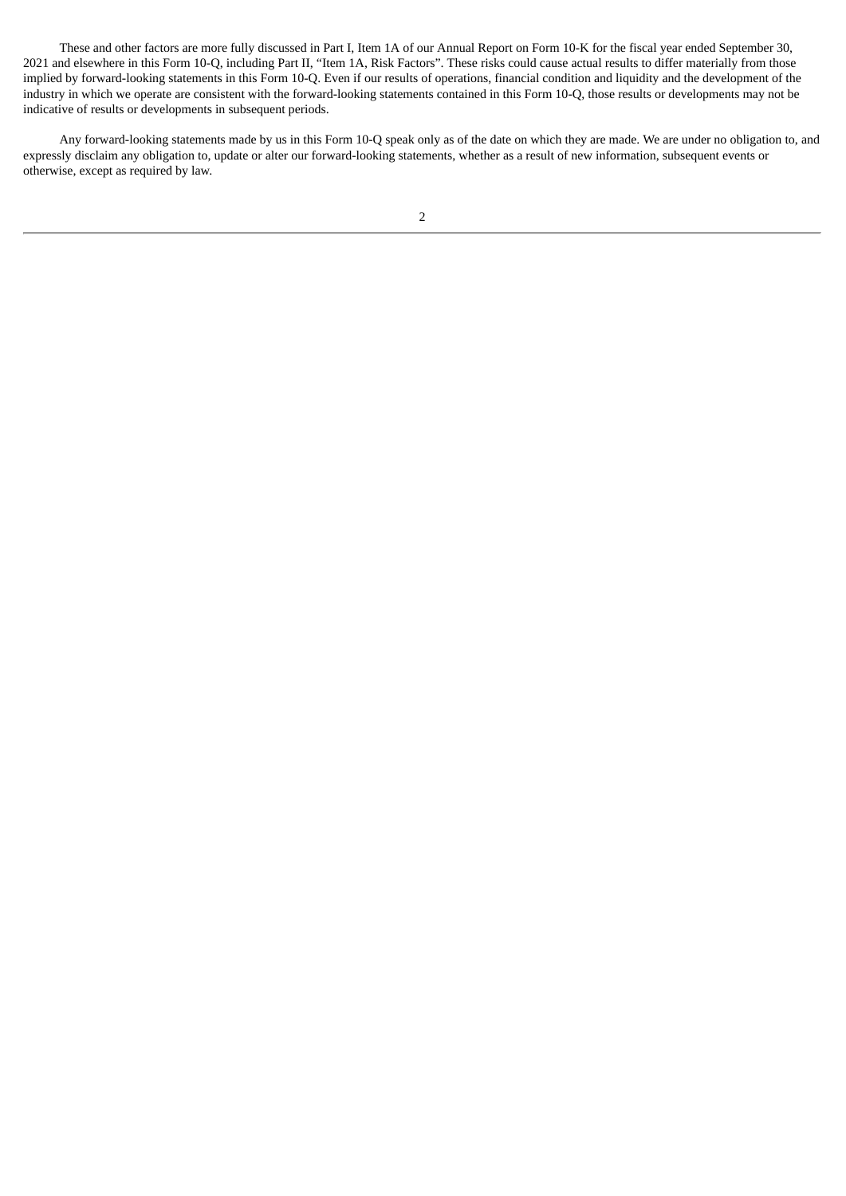These and other factors are more fully discussed in Part I, Item 1A of our Annual Report on Form 10-K for the fiscal year ended September 30, 2021 and elsewhere in this Form 10-Q, including Part II, "Item 1A, Risk Factors". These risks could cause actual results to differ materially from those implied by forward-looking statements in this Form 10-Q. Even if our results of operations, financial condition and liquidity and the development of the industry in which we operate are consistent with the forward-looking statements contained in this Form 10-Q, those results or developments may not be indicative of results or developments in subsequent periods.

Any forward-looking statements made by us in this Form 10-Q speak only as of the date on which they are made. We are under no obligation to, and expressly disclaim any obligation to, update or alter our forward-looking statements, whether as a result of new information, subsequent events or otherwise, except as required by law.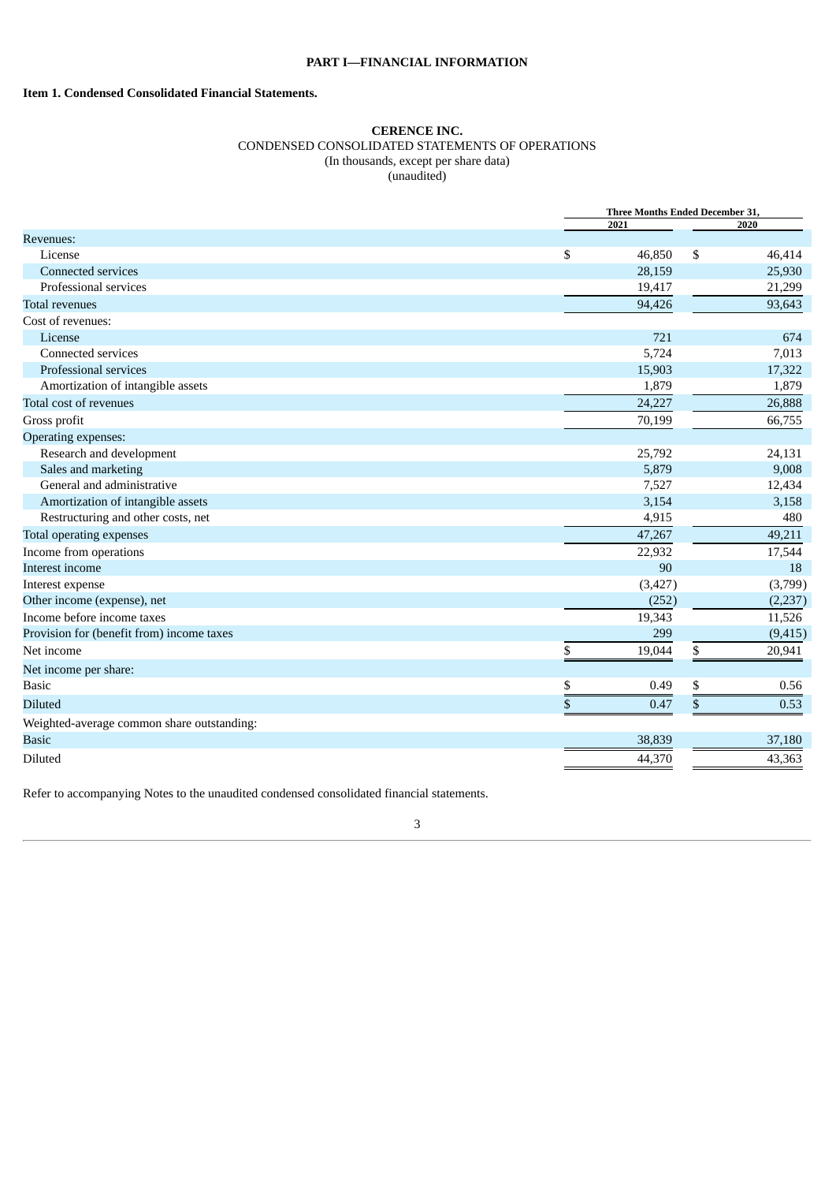# PART I—FINANCIAL INFORMATION

**Item 1. Condensed Consolidated Financial Statements.**

**CERENCE INC.**
CONDENSED CONSOLIDATED STATEMENTS OF OPERATIONS
(In thousands, except per share data)
(unaudited)

| | Three Months Ended December 31, | |
|---|---|---|
| | 2021 | 2020 |
| Revenues: | | |
| License | $ 46,850 | $ 46,414 |
| Connected services | 28,159 | 25,930 |
| Professional services | 19,417 | 21,299 |
| Total revenues | 94,426 | 93,643 |
| Cost of revenues: | | |
| License | 721 | 674 |
| Connected services | 5,724 | 7,013 |
| Professional services | 15,903 | 17,322 |
| Amortization of intangible assets | 1,879 | 1,879 |
| Total cost of revenues | 24,227 | 26,888 |
| Gross profit | 70,199 | 66,755 |
| Operating expenses: | | |
| Research and development | 25,792 | 24,131 |
| Sales and marketing | 5,879 | 9,008 |
| General and administrative | 7,527 | 12,434 |
| Amortization of intangible assets | 3,154 | 3,158 |
| Restructuring and other costs, net | 4,915 | 480 |
| Total operating expenses | 47,267 | 49,211 |
| Income from operations | 22,932 | 17,544 |
| Interest income | 90 | 18 |
| Interest expense | (3,427) | (3,799) |
| Other income (expense), net | (252) | (2,237) |
| Income before income taxes | 19,343 | 11,526 |
| Provision for (benefit from) income taxes | 299 | (9,415) |
| Net income | $ 19,044 | $ 20,941 |
| Net income per share: | | |
| Basic | $ 0.49 | $ 0.56 |
| Diluted | $ 0.47 | $ 0.53 |
| Weighted-average common share outstanding: | | |
| Basic | 38,839 | 37,180 |
| Diluted | 44,370 | 43,363 |

Refer to accompanying Notes to the unaudited condensed consolidated financial statements.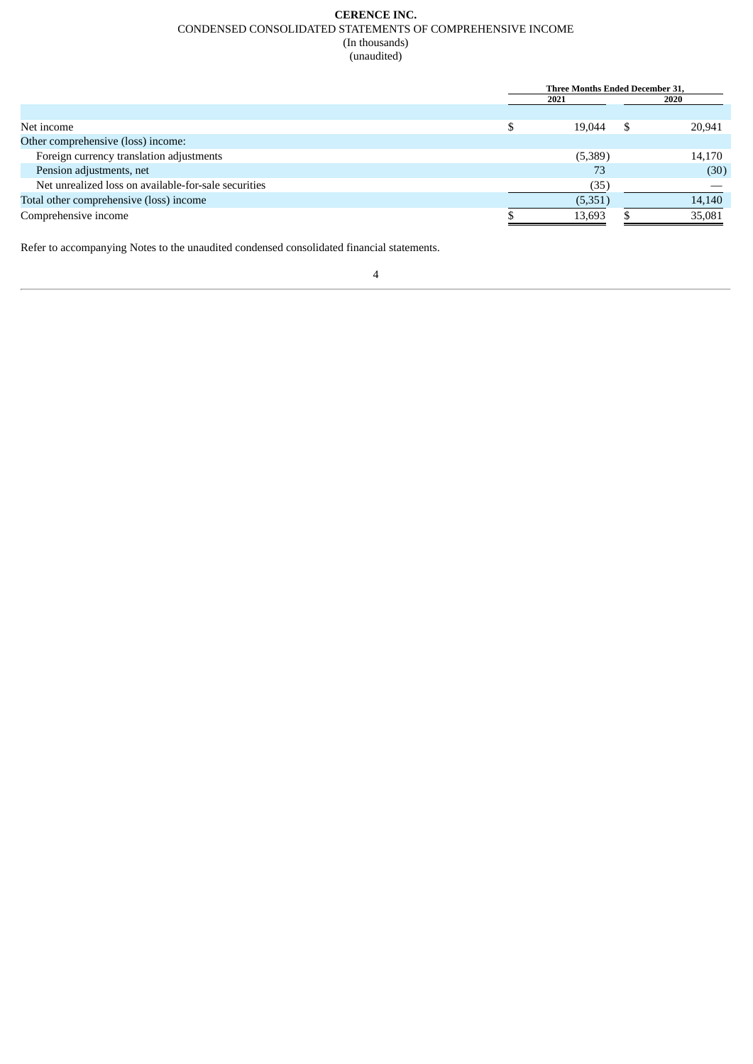**CERENCE INC.**

CONDENSED CONSOLIDATED STATEMENTS OF COMPREHENSIVE INCOME

(In thousands)

(unaudited)

| | Three Months Ended December 31, | |
|---|---|---|
| | 2021 | 2020 |
| Net income | $ 19,044 | $ 20,941 |
| Other comprehensive (loss) income: | | |
| Foreign currency translation adjustments | (5,389) | 14,170 |
| Pension adjustments, net | 73 | (30) |
| Net unrealized loss on available-for-sale securities | (35) | — |
| Total other comprehensive (loss) income | (5,351) | 14,140 |
| Comprehensive income | $ 13,693 | $ 35,081 |

Refer to accompanying Notes to the unaudited condensed consolidated financial statements.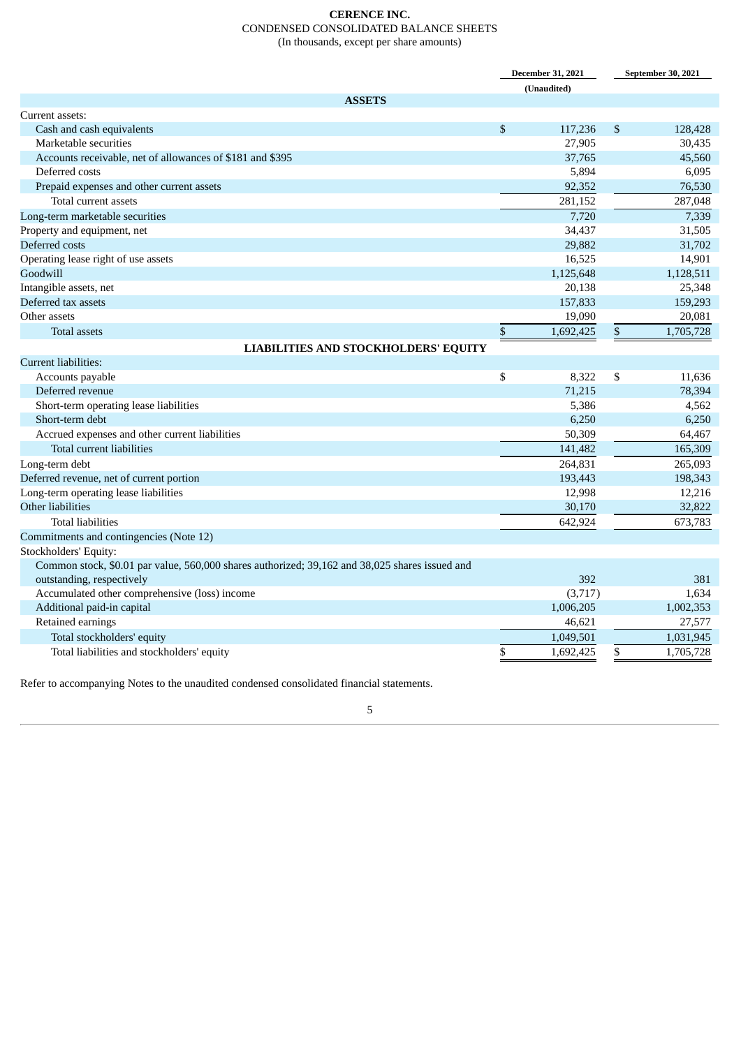# CERENCE INC.

CONDENSED CONSOLIDATED BALANCE SHEETS

(In thousands, except per share amounts)

| | December 31, 2021 | September 30, 2021 |
|---|---|---|
| | (Unaudited) | |
| **ASSETS** | | |
| Current assets: | | |
| Cash and cash equivalents | $ 117,236 | $ 128,428 |
| Marketable securities | 27,905 | 30,435 |
| Accounts receivable, net of allowances of $181 and $395 | 37,765 | 45,560 |
| Deferred costs | 5,894 | 6,095 |
| Prepaid expenses and other current assets | 92,352 | 76,530 |
| Total current assets | 281,152 | 287,048 |
| Long-term marketable securities | 7,720 | 7,339 |
| Property and equipment, net | 34,437 | 31,505 |
| Deferred costs | 29,882 | 31,702 |
| Operating lease right of use assets | 16,525 | 14,901 |
| Goodwill | 1,125,648 | 1,128,511 |
| Intangible assets, net | 20,138 | 25,348 |
| Deferred tax assets | 157,833 | 159,293 |
| Other assets | 19,090 | 20,081 |
| Total assets | $ 1,692,425 | $ 1,705,728 |
| **LIABILITIES AND STOCKHOLDERS' EQUITY** | | |
| Current liabilities: | | |
| Accounts payable | $ 8,322 | $ 11,636 |
| Deferred revenue | 71,215 | 78,394 |
| Short-term operating lease liabilities | 5,386 | 4,562 |
| Short-term debt | 6,250 | 6,250 |
| Accrued expenses and other current liabilities | 50,309 | 64,467 |
| Total current liabilities | 141,482 | 165,309 |
| Long-term debt | 264,831 | 265,093 |
| Deferred revenue, net of current portion | 193,443 | 198,343 |
| Long-term operating lease liabilities | 12,998 | 12,216 |
| Other liabilities | 30,170 | 32,822 |
| Total liabilities | 642,924 | 673,783 |
| Commitments and contingencies (Note 12) | | |
| Stockholders' Equity: | | |
| Common stock, $0.01 par value, 560,000 shares authorized; 39,162 and 38,025 shares issued and outstanding, respectively | 392 | 381 |
| Accumulated other comprehensive (loss) income | (3,717) | 1,634 |
| Additional paid-in capital | 1,006,205 | 1,002,353 |
| Retained earnings | 46,621 | 27,577 |
| Total stockholders' equity | 1,049,501 | 1,031,945 |
| Total liabilities and stockholders' equity | $ 1,692,425 | $ 1,705,728 |

Refer to accompanying Notes to the unaudited condensed consolidated financial statements.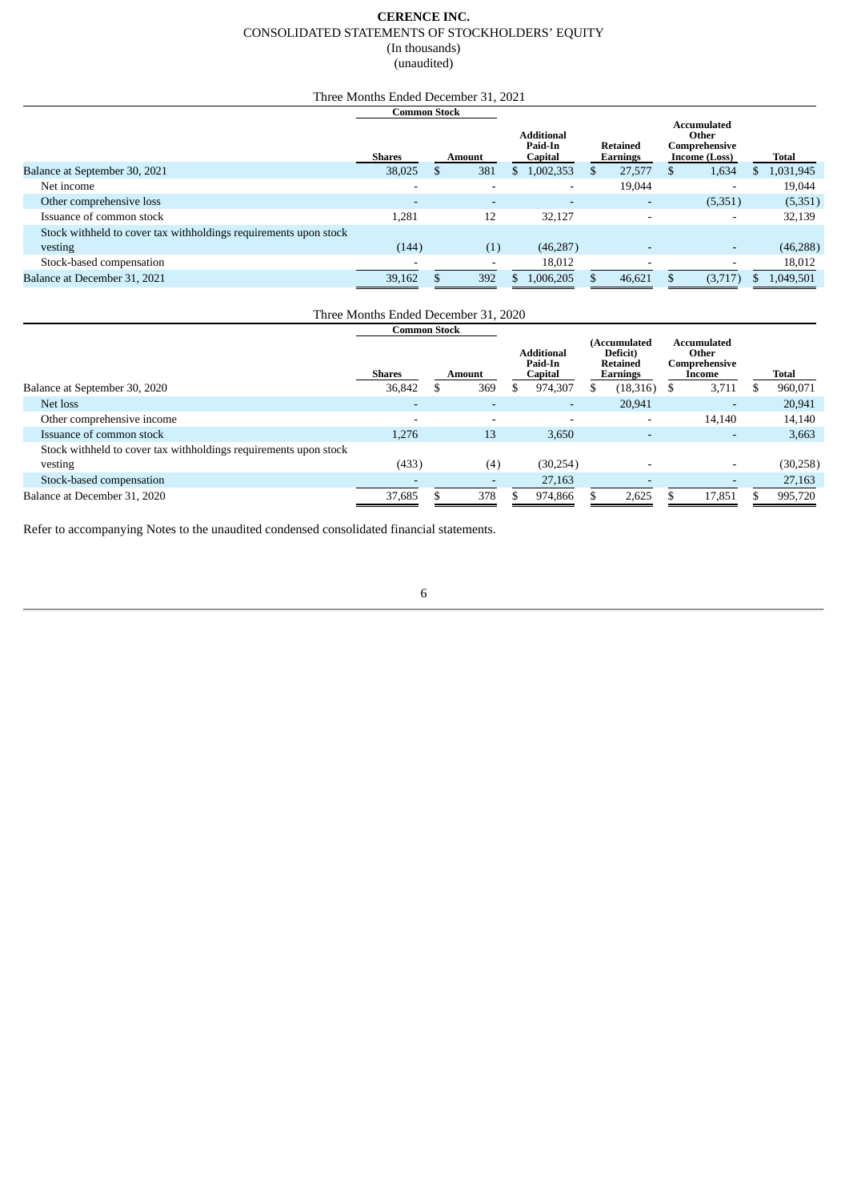**CERENCE INC.**
CONSOLIDATED STATEMENTS OF STOCKHOLDERS' EQUITY
(In thousands)
(unaudited)

Three Months Ended December 31, 2021

| | Common Stock | | Additional Paid-In Capital | Retained Earnings | Accumulated Other Comprehensive Income (Loss) | Total |
|---|---|---|---|---|---|---|
| | Shares | Amount | | | | |
| Balance at September 30, 2021 | 38,025 | $ 381 | $ 1,002,353 | $ 27,577 | $ 1,634 | $ 1,031,945 |
| Net income | - | - | - | 19,044 | - | 19,044 |
| Other comprehensive loss | - | - | - | - | (5,351) | (5,351) |
| Issuance of common stock | 1,281 | 12 | 32,127 | - | - | 32,139 |
| Stock withheld to cover tax withholdings requirements upon stock vesting | (144) | (1) | (46,287) | - | - | (46,288) |
| Stock-based compensation | - | - | 18,012 | - | - | 18,012 |
| Balance at December 31, 2021 | 39,162 | $ 392 | $ 1,006,205 | $ 46,621 | $ (3,717) | $ 1,049,501 |

Three Months Ended December 31, 2020

| | Common Stock | | Additional Paid-In Capital | (Accumulated Deficit) Retained Earnings | Accumulated Other Comprehensive Income | Total |
|---|---|---|---|---|---|---|
| | Shares | Amount | | | | |
| Balance at September 30, 2020 | 36,842 | $ 369 | $ 974,307 | $ (18,316) | $ 3,711 | $ 960,071 |
| Net loss | - | - | - | 20,941 | - | 20,941 |
| Other comprehensive income | - | - | - | - | 14,140 | 14,140 |
| Issuance of common stock | 1,276 | 13 | 3,650 | - | - | 3,663 |
| Stock withheld to cover tax withholdings requirements upon stock vesting | (433) | (4) | (30,254) | - | - | (30,258) |
| Stock-based compensation | - | - | 27,163 | - | - | 27,163 |
| Balance at December 31, 2020 | 37,685 | $ 378 | $ 974,866 | $ 2,625 | $ 17,851 | $ 995,720 |

Refer to accompanying Notes to the unaudited condensed consolidated financial statements.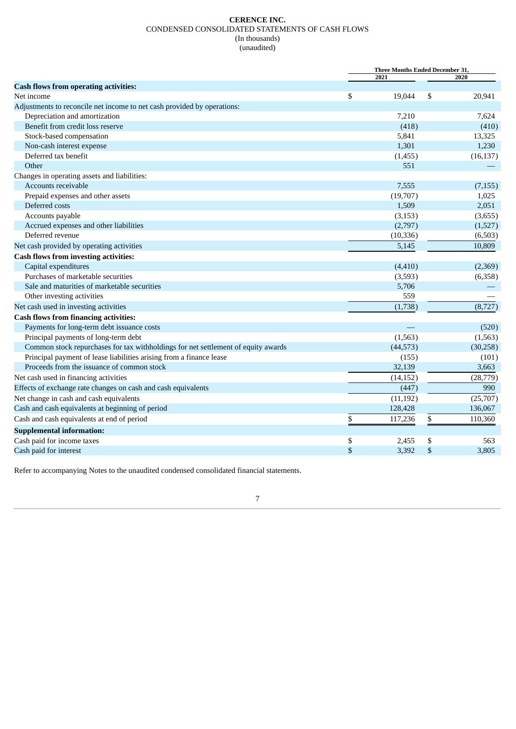**CERENCE INC.**

CONDENSED CONSOLIDATED STATEMENTS OF CASH FLOWS

(In thousands)

(unaudited)

| | Three Months Ended December 31, | |
|---|---|---|
| | 2021 | 2020 |
| **Cash flows from operating activities:** | | |
| Net income | $ 19,044 | $ 20,941 |
| Adjustments to reconcile net income to net cash provided by operations: | | |
| Depreciation and amortization | 7,210 | 7,624 |
| Benefit from credit loss reserve | (418) | (410) |
| Stock-based compensation | 5,841 | 13,325 |
| Non-cash interest expense | 1,301 | 1,230 |
| Deferred tax benefit | (1,455) | (16,137) |
| Other | 551 | — |
| Changes in operating assets and liabilities: | | |
| Accounts receivable | 7,555 | (7,155) |
| Prepaid expenses and other assets | (19,707) | 1,025 |
| Deferred costs | 1,509 | 2,051 |
| Accounts payable | (3,153) | (3,655) |
| Accrued expenses and other liabilities | (2,797) | (1,527) |
| Deferred revenue | (10,336) | (6,503) |
| Net cash provided by operating activities | 5,145 | 10,809 |
| **Cash flows from investing activities:** | | |
| Capital expenditures | (4,410) | (2,369) |
| Purchases of marketable securities | (3,593) | (6,358) |
| Sale and maturities of marketable securities | 5,706 | — |
| Other investing activities | 559 | — |
| Net cash used in investing activities | (1,738) | (8,727) |
| **Cash flows from financing activities:** | | |
| Payments for long-term debt issuance costs | — | (520) |
| Principal payments of long-term debt | (1,563) | (1,563) |
| Common stock repurchases for tax withholdings for net settlement of equity awards | (44,573) | (30,258) |
| Principal payment of lease liabilities arising from a finance lease | (155) | (101) |
| Proceeds from the issuance of common stock | 32,139 | 3,663 |
| Net cash used in financing activities | (14,152) | (28,779) |
| Effects of exchange rate changes on cash and cash equivalents | (447) | 990 |
| Net change in cash and cash equivalents | (11,192) | (25,707) |
| Cash and cash equivalents at beginning of period | 128,428 | 136,067 |
| Cash and cash equivalents at end of period | $ 117,236 | $ 110,360 |
| **Supplemental information:** | | |
| Cash paid for income taxes | $ 2,455 | $ 563 |
| Cash paid for interest | $ 3,392 | $ 3,805 |

Refer to accompanying Notes to the unaudited condensed consolidated financial statements.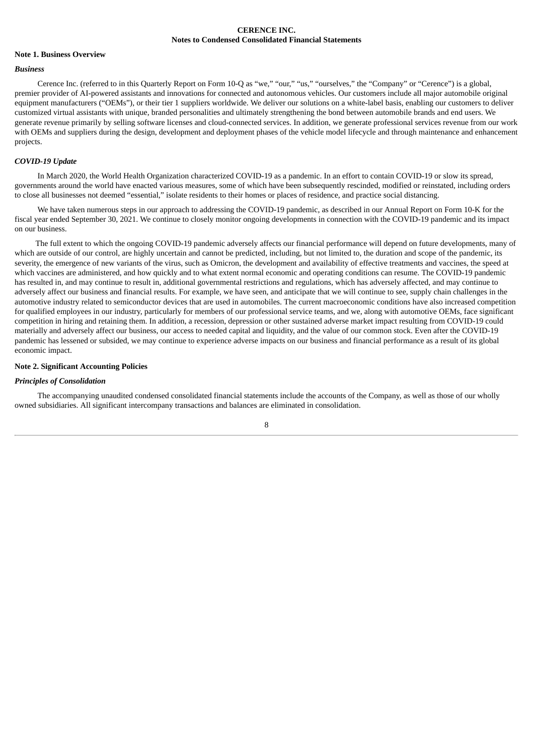**CERENCE INC.**
**Notes to Condensed Consolidated Financial Statements**

**Note 1. Business Overview**

***Business***

Cerence Inc. (referred to in this Quarterly Report on Form 10-Q as "we," "our," "us," "ourselves," the "Company" or "Cerence") is a global, premier provider of AI-powered assistants and innovations for connected and autonomous vehicles. Our customers include all major automobile original equipment manufacturers ("OEMs"), or their tier 1 suppliers worldwide. We deliver our solutions on a white-label basis, enabling our customers to deliver customized virtual assistants with unique, branded personalities and ultimately strengthening the bond between automobile brands and end users. We generate revenue primarily by selling software licenses and cloud-connected services. In addition, we generate professional services revenue from our work with OEMs and suppliers during the design, development and deployment phases of the vehicle model lifecycle and through maintenance and enhancement projects.

***COVID-19 Update***

In March 2020, the World Health Organization characterized COVID-19 as a pandemic. In an effort to contain COVID-19 or slow its spread, governments around the world have enacted various measures, some of which have been subsequently rescinded, modified or reinstated, including orders to close all businesses not deemed "essential," isolate residents to their homes or places of residence, and practice social distancing.

We have taken numerous steps in our approach to addressing the COVID-19 pandemic, as described in our Annual Report on Form 10-K for the fiscal year ended September 30, 2021. We continue to closely monitor ongoing developments in connection with the COVID-19 pandemic and its impact on our business.

The full extent to which the ongoing COVID-19 pandemic adversely affects our financial performance will depend on future developments, many of which are outside of our control, are highly uncertain and cannot be predicted, including, but not limited to, the duration and scope of the pandemic, its severity, the emergence of new variants of the virus, such as Omicron, the development and availability of effective treatments and vaccines, the speed at which vaccines are administered, and how quickly and to what extent normal economic and operating conditions can resume. The COVID-19 pandemic has resulted in, and may continue to result in, additional governmental restrictions and regulations, which has adversely affected, and may continue to adversely affect our business and financial results. For example, we have seen, and anticipate that we will continue to see, supply chain challenges in the automotive industry related to semiconductor devices that are used in automobiles. The current macroeconomic conditions have also increased competition for qualified employees in our industry, particularly for members of our professional service teams, and we, along with automotive OEMs, face significant competition in hiring and retaining them. In addition, a recession, depression or other sustained adverse market impact resulting from COVID-19 could materially and adversely affect our business, our access to needed capital and liquidity, and the value of our common stock. Even after the COVID-19 pandemic has lessened or subsided, we may continue to experience adverse impacts on our business and financial performance as a result of its global economic impact.

**Note 2. Significant Accounting Policies**

***Principles of Consolidation***

The accompanying unaudited condensed consolidated financial statements include the accounts of the Company, as well as those of our wholly owned subsidiaries. All significant intercompany transactions and balances are eliminated in consolidation.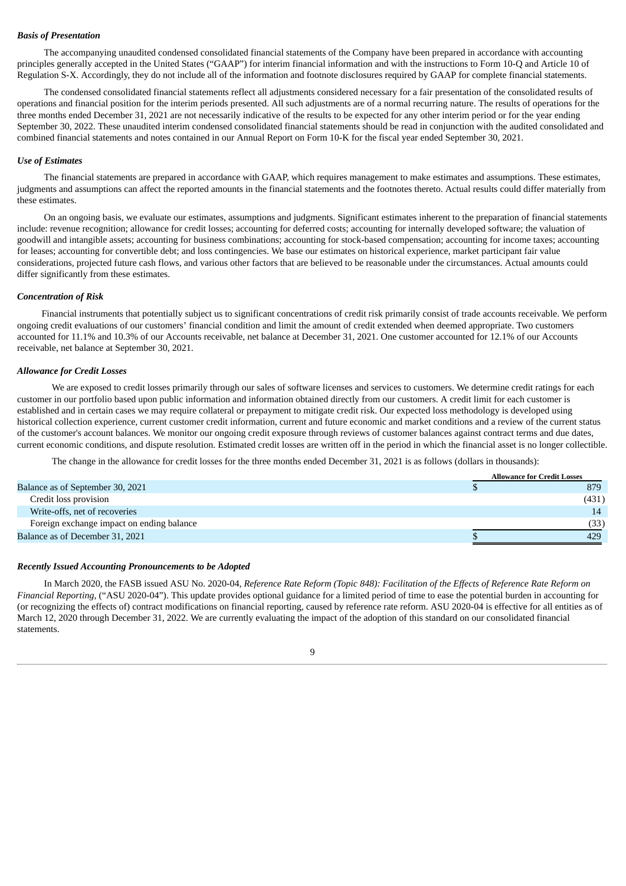***Basis of Presentation***

The accompanying unaudited condensed consolidated financial statements of the Company have been prepared in accordance with accounting principles generally accepted in the United States ("GAAP") for interim financial information and with the instructions to Form 10-Q and Article 10 of Regulation S-X. Accordingly, they do not include all of the information and footnote disclosures required by GAAP for complete financial statements.

The condensed consolidated financial statements reflect all adjustments considered necessary for a fair presentation of the consolidated results of operations and financial position for the interim periods presented. All such adjustments are of a normal recurring nature. The results of operations for the three months ended December 31, 2021 are not necessarily indicative of the results to be expected for any other interim period or for the year ending September 30, 2022. These unaudited interim condensed consolidated financial statements should be read in conjunction with the audited consolidated and combined financial statements and notes contained in our Annual Report on Form 10-K for the fiscal year ended September 30, 2021.

***Use of Estimates***

The financial statements are prepared in accordance with GAAP, which requires management to make estimates and assumptions. These estimates, judgments and assumptions can affect the reported amounts in the financial statements and the footnotes thereto. Actual results could differ materially from these estimates.

On an ongoing basis, we evaluate our estimates, assumptions and judgments. Significant estimates inherent to the preparation of financial statements include: revenue recognition; allowance for credit losses; accounting for deferred costs; accounting for internally developed software; the valuation of goodwill and intangible assets; accounting for business combinations; accounting for stock-based compensation; accounting for income taxes; accounting for leases; accounting for convertible debt; and loss contingencies. We base our estimates on historical experience, market participant fair value considerations, projected future cash flows, and various other factors that are believed to be reasonable under the circumstances. Actual amounts could differ significantly from these estimates.

***Concentration of Risk***

Financial instruments that potentially subject us to significant concentrations of credit risk primarily consist of trade accounts receivable. We perform ongoing credit evaluations of our customers' financial condition and limit the amount of credit extended when deemed appropriate. Two customers accounted for 11.1% and 10.3% of our Accounts receivable, net balance at December 31, 2021. One customer accounted for 12.1% of our Accounts receivable, net balance at September 30, 2021.

***Allowance for Credit Losses***

We are exposed to credit losses primarily through our sales of software licenses and services to customers. We determine credit ratings for each customer in our portfolio based upon public information and information obtained directly from our customers. A credit limit for each customer is established and in certain cases we may require collateral or prepayment to mitigate credit risk. Our expected loss methodology is developed using historical collection experience, current customer credit information, current and future economic and market conditions and a review of the current status of the customer's account balances. We monitor our ongoing credit exposure through reviews of customer balances against contract terms and due dates, current economic conditions, and dispute resolution. Estimated credit losses are written off in the period in which the financial asset is no longer collectible.

The change in the allowance for credit losses for the three months ended December 31, 2021 is as follows (dollars in thousands):

| | Allowance for Credit Losses |
|---|---|
| Balance as of September 30, 2021 | $ 879 |
| Credit loss provision | (431) |
| Write-offs, net of recoveries | 14 |
| Foreign exchange impact on ending balance | (33) |
| Balance as of December 31, 2021 | $ 429 |

***Recently Issued Accounting Pronouncements to be Adopted***

In March 2020, the FASB issued ASU No. 2020-04, *Reference Rate Reform (Topic 848): Facilitation of the Effects of Reference Rate Reform on Financial Reporting,* ("ASU 2020-04"). This update provides optional guidance for a limited period of time to ease the potential burden in accounting for (or recognizing the effects of) contract modifications on financial reporting, caused by reference rate reform. ASU 2020-04 is effective for all entities as of March 12, 2020 through December 31, 2022. We are currently evaluating the impact of the adoption of this standard on our consolidated financial statements.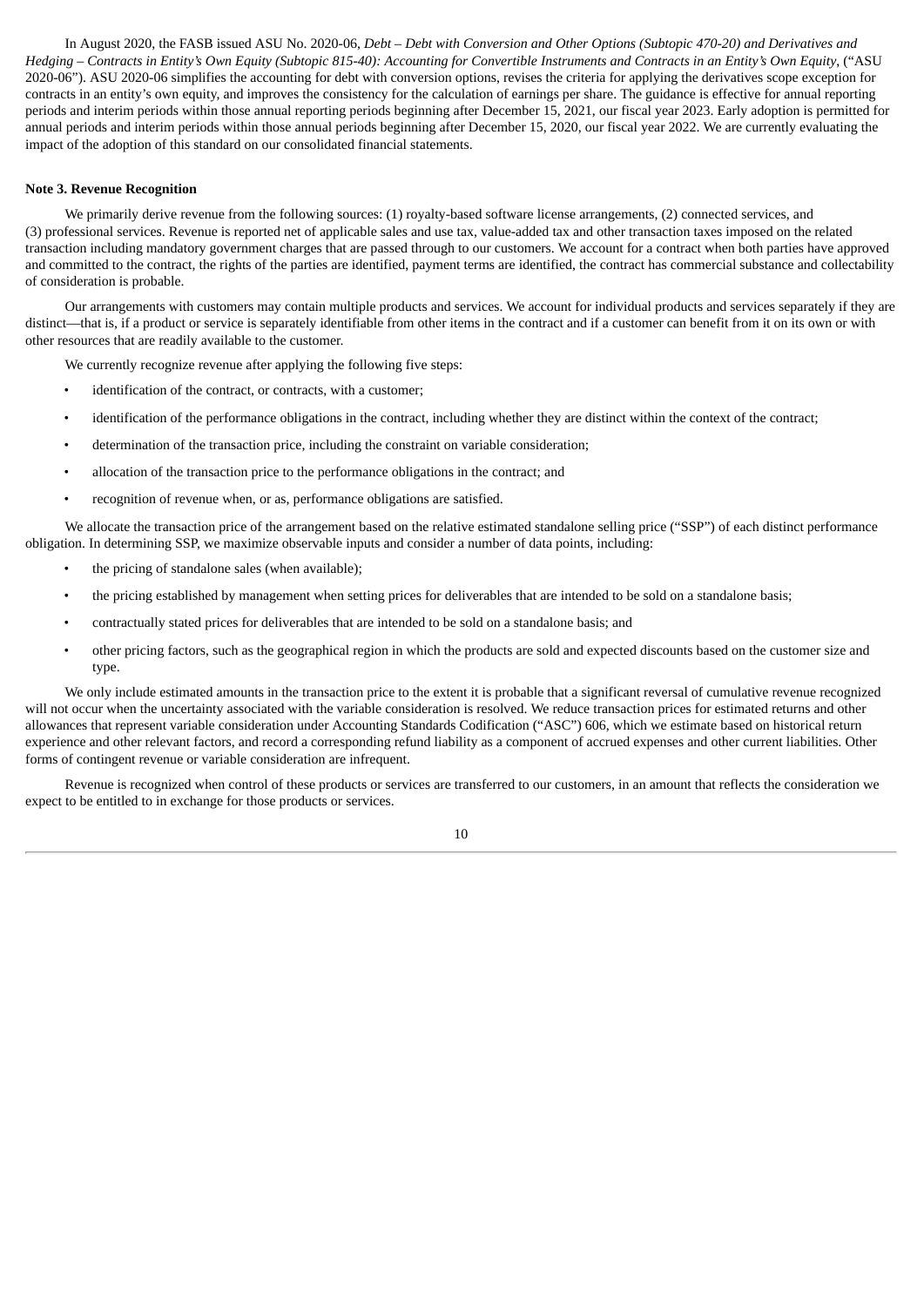In August 2020, the FASB issued ASU No. 2020-06, *Debt – Debt with Conversion and Other Options (Subtopic 470-20) and Derivatives and Hedging – Contracts in Entity's Own Equity (Subtopic 815-40): Accounting for Convertible Instruments and Contracts in an Entity's Own Equity*, ("ASU 2020-06"). ASU 2020-06 simplifies the accounting for debt with conversion options, revises the criteria for applying the derivatives scope exception for contracts in an entity's own equity, and improves the consistency for the calculation of earnings per share. The guidance is effective for annual reporting periods and interim periods within those annual reporting periods beginning after December 15, 2021, our fiscal year 2023. Early adoption is permitted for annual periods and interim periods within those annual periods beginning after December 15, 2020, our fiscal year 2022. We are currently evaluating the impact of the adoption of this standard on our consolidated financial statements.

**Note 3. Revenue Recognition**

We primarily derive revenue from the following sources: (1) royalty-based software license arrangements, (2) connected services, and (3) professional services. Revenue is reported net of applicable sales and use tax, value-added tax and other transaction taxes imposed on the related transaction including mandatory government charges that are passed through to our customers. We account for a contract when both parties have approved and committed to the contract, the rights of the parties are identified, payment terms are identified, the contract has commercial substance and collectability of consideration is probable.

Our arrangements with customers may contain multiple products and services. We account for individual products and services separately if they are distinct—that is, if a product or service is separately identifiable from other items in the contract and if a customer can benefit from it on its own or with other resources that are readily available to the customer.

We currently recognize revenue after applying the following five steps:

- identification of the contract, or contracts, with a customer;
- identification of the performance obligations in the contract, including whether they are distinct within the context of the contract;
- determination of the transaction price, including the constraint on variable consideration;
- allocation of the transaction price to the performance obligations in the contract; and
- recognition of revenue when, or as, performance obligations are satisfied.

We allocate the transaction price of the arrangement based on the relative estimated standalone selling price ("SSP") of each distinct performance obligation. In determining SSP, we maximize observable inputs and consider a number of data points, including:

- the pricing of standalone sales (when available);
- the pricing established by management when setting prices for deliverables that are intended to be sold on a standalone basis;
- contractually stated prices for deliverables that are intended to be sold on a standalone basis; and
- other pricing factors, such as the geographical region in which the products are sold and expected discounts based on the customer size and type.

We only include estimated amounts in the transaction price to the extent it is probable that a significant reversal of cumulative revenue recognized will not occur when the uncertainty associated with the variable consideration is resolved. We reduce transaction prices for estimated returns and other allowances that represent variable consideration under Accounting Standards Codification ("ASC") 606, which we estimate based on historical return experience and other relevant factors, and record a corresponding refund liability as a component of accrued expenses and other current liabilities. Other forms of contingent revenue or variable consideration are infrequent.

Revenue is recognized when control of these products or services are transferred to our customers, in an amount that reflects the consideration we expect to be entitled to in exchange for those products or services.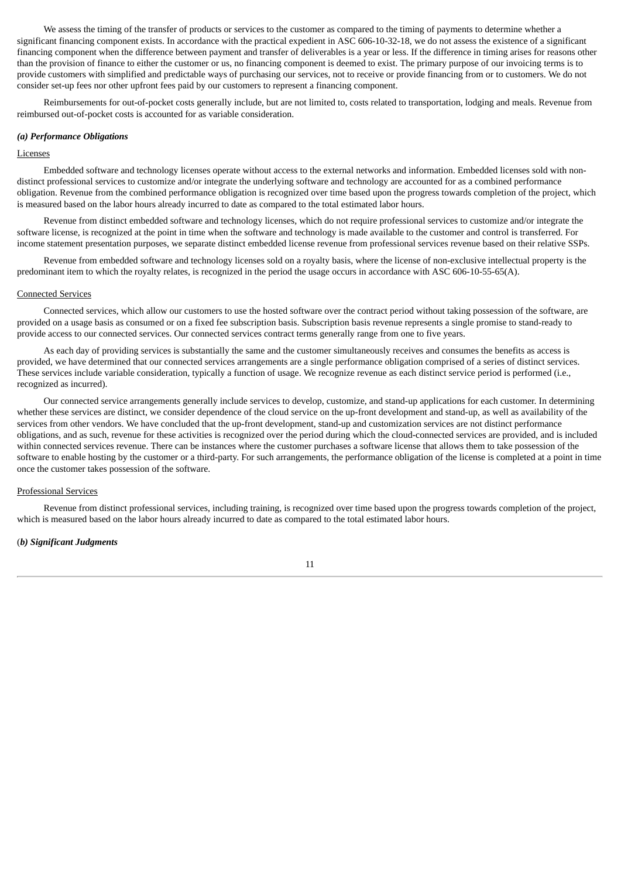We assess the timing of the transfer of products or services to the customer as compared to the timing of payments to determine whether a significant financing component exists. In accordance with the practical expedient in ASC 606-10-32-18, we do not assess the existence of a significant financing component when the difference between payment and transfer of deliverables is a year or less. If the difference in timing arises for reasons other than the provision of finance to either the customer or us, no financing component is deemed to exist. The primary purpose of our invoicing terms is to provide customers with simplified and predictable ways of purchasing our services, not to receive or provide financing from or to customers. We do not consider set-up fees nor other upfront fees paid by our customers to represent a financing component.

Reimbursements for out-of-pocket costs generally include, but are not limited to, costs related to transportation, lodging and meals. Revenue from reimbursed out-of-pocket costs is accounted for as variable consideration.

***(a) Performance Obligations***

Licenses

Embedded software and technology licenses operate without access to the external networks and information. Embedded licenses sold with non-distinct professional services to customize and/or integrate the underlying software and technology are accounted for as a combined performance obligation. Revenue from the combined performance obligation is recognized over time based upon the progress towards completion of the project, which is measured based on the labor hours already incurred to date as compared to the total estimated labor hours.

Revenue from distinct embedded software and technology licenses, which do not require professional services to customize and/or integrate the software license, is recognized at the point in time when the software and technology is made available to the customer and control is transferred. For income statement presentation purposes, we separate distinct embedded license revenue from professional services revenue based on their relative SSPs.

Revenue from embedded software and technology licenses sold on a royalty basis, where the license of non-exclusive intellectual property is the predominant item to which the royalty relates, is recognized in the period the usage occurs in accordance with ASC 606-10-55-65(A).

Connected Services

Connected services, which allow our customers to use the hosted software over the contract period without taking possession of the software, are provided on a usage basis as consumed or on a fixed fee subscription basis. Subscription basis revenue represents a single promise to stand-ready to provide access to our connected services. Our connected services contract terms generally range from one to five years.

As each day of providing services is substantially the same and the customer simultaneously receives and consumes the benefits as access is provided, we have determined that our connected services arrangements are a single performance obligation comprised of a series of distinct services. These services include variable consideration, typically a function of usage. We recognize revenue as each distinct service period is performed (i.e., recognized as incurred).

Our connected service arrangements generally include services to develop, customize, and stand-up applications for each customer. In determining whether these services are distinct, we consider dependence of the cloud service on the up-front development and stand-up, as well as availability of the services from other vendors. We have concluded that the up-front development, stand-up and customization services are not distinct performance obligations, and as such, revenue for these activities is recognized over the period during which the cloud-connected services are provided, and is included within connected services revenue. There can be instances where the customer purchases a software license that allows them to take possession of the software to enable hosting by the customer or a third-party. For such arrangements, the performance obligation of the license is completed at a point in time once the customer takes possession of the software.

Professional Services

Revenue from distinct professional services, including training, is recognized over time based upon the progress towards completion of the project, which is measured based on the labor hours already incurred to date as compared to the total estimated labor hours.

(***b) Significant Judgments***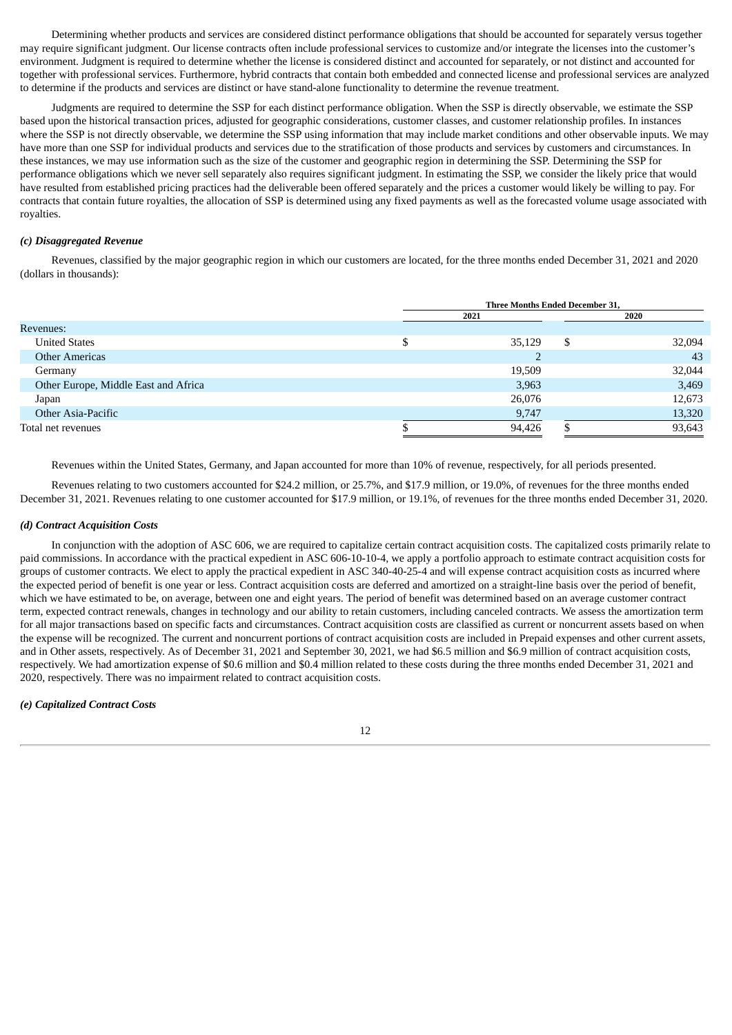Determining whether products and services are considered distinct performance obligations that should be accounted for separately versus together may require significant judgment. Our license contracts often include professional services to customize and/or integrate the licenses into the customer's environment. Judgment is required to determine whether the license is considered distinct and accounted for separately, or not distinct and accounted for together with professional services. Furthermore, hybrid contracts that contain both embedded and connected license and professional services are analyzed to determine if the products and services are distinct or have stand-alone functionality to determine the revenue treatment.

Judgments are required to determine the SSP for each distinct performance obligation. When the SSP is directly observable, we estimate the SSP based upon the historical transaction prices, adjusted for geographic considerations, customer classes, and customer relationship profiles. In instances where the SSP is not directly observable, we determine the SSP using information that may include market conditions and other observable inputs. We may have more than one SSP for individual products and services due to the stratification of those products and services by customers and circumstances. In these instances, we may use information such as the size of the customer and geographic region in determining the SSP. Determining the SSP for performance obligations which we never sell separately also requires significant judgment. In estimating the SSP, we consider the likely price that would have resulted from established pricing practices had the deliverable been offered separately and the prices a customer would likely be willing to pay. For contracts that contain future royalties, the allocation of SSP is determined using any fixed payments as well as the forecasted volume usage associated with royalties.

#### *(c) Disaggregated Revenue*

Revenues, classified by the major geographic region in which our customers are located, for the three months ended December 31, 2021 and 2020 (dollars in thousands):

| | Three Months Ended December 31, | |
|---|---|---|
| | 2021 | 2020 |
| Revenues: | | |
| United States | $ 35,129 | $ 32,094 |
| Other Americas | 2 | 43 |
| Germany | 19,509 | 32,044 |
| Other Europe, Middle East and Africa | 3,963 | 3,469 |
| Japan | 26,076 | 12,673 |
| Other Asia-Pacific | 9,747 | 13,320 |
| Total net revenues | $ 94,426 | $ 93,643 |

Revenues within the United States, Germany, and Japan accounted for more than 10% of revenue, respectively, for all periods presented.

Revenues relating to two customers accounted for $24.2 million, or 25.7%, and $17.9 million, or 19.0%, of revenues for the three months ended December 31, 2021. Revenues relating to one customer accounted for $17.9 million, or 19.1%, of revenues for the three months ended December 31, 2020.

#### *(d) Contract Acquisition Costs*

In conjunction with the adoption of ASC 606, we are required to capitalize certain contract acquisition costs. The capitalized costs primarily relate to paid commissions. In accordance with the practical expedient in ASC 606-10-10-4, we apply a portfolio approach to estimate contract acquisition costs for groups of customer contracts. We elect to apply the practical expedient in ASC 340-40-25-4 and will expense contract acquisition costs as incurred where the expected period of benefit is one year or less. Contract acquisition costs are deferred and amortized on a straight-line basis over the period of benefit, which we have estimated to be, on average, between one and eight years. The period of benefit was determined based on an average customer contract term, expected contract renewals, changes in technology and our ability to retain customers, including canceled contracts. We assess the amortization term for all major transactions based on specific facts and circumstances. Contract acquisition costs are classified as current or noncurrent assets based on when the expense will be recognized. The current and noncurrent portions of contract acquisition costs are included in Prepaid expenses and other current assets, and in Other assets, respectively. As of December 31, 2021 and September 30, 2021, we had $6.5 million and $6.9 million of contract acquisition costs, respectively. We had amortization expense of $0.6 million and $0.4 million related to these costs during the three months ended December 31, 2021 and 2020, respectively. There was no impairment related to contract acquisition costs.

#### *(e) Capitalized Contract Costs*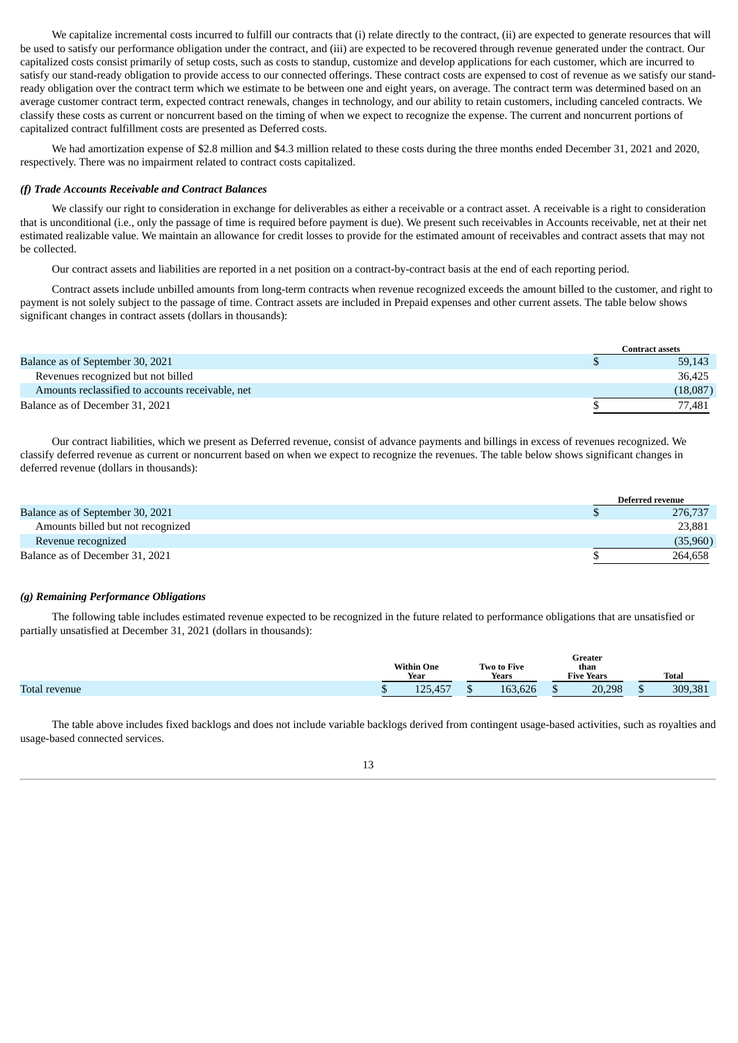We capitalize incremental costs incurred to fulfill our contracts that (i) relate directly to the contract, (ii) are expected to generate resources that will be used to satisfy our performance obligation under the contract, and (iii) are expected to be recovered through revenue generated under the contract. Our capitalized costs consist primarily of setup costs, such as costs to standup, customize and develop applications for each customer, which are incurred to satisfy our stand-ready obligation to provide access to our connected offerings. These contract costs are expensed to cost of revenue as we satisfy our stand-ready obligation over the contract term which we estimate to be between one and eight years, on average. The contract term was determined based on an average customer contract term, expected contract renewals, changes in technology, and our ability to retain customers, including canceled contracts. We classify these costs as current or noncurrent based on the timing of when we expect to recognize the expense. The current and noncurrent portions of capitalized contract fulfillment costs are presented as Deferred costs.

We had amortization expense of $2.8 million and $4.3 million related to these costs during the three months ended December 31, 2021 and 2020, respectively. There was no impairment related to contract costs capitalized.

***(f) Trade Accounts Receivable and Contract Balances***

We classify our right to consideration in exchange for deliverables as either a receivable or a contract asset. A receivable is a right to consideration that is unconditional (i.e., only the passage of time is required before payment is due). We present such receivables in Accounts receivable, net at their net estimated realizable value. We maintain an allowance for credit losses to provide for the estimated amount of receivables and contract assets that may not be collected.

Our contract assets and liabilities are reported in a net position on a contract-by-contract basis at the end of each reporting period.

Contract assets include unbilled amounts from long-term contracts when revenue recognized exceeds the amount billed to the customer, and right to payment is not solely subject to the passage of time. Contract assets are included in Prepaid expenses and other current assets. The table below shows significant changes in contract assets (dollars in thousands):

| | Contract assets |
|---|---|
| Balance as of September 30, 2021 | $ 59,143 |
| Revenues recognized but not billed | 36,425 |
| Amounts reclassified to accounts receivable, net | (18,087) |
| Balance as of December 31, 2021 | $ 77,481 |

Our contract liabilities, which we present as Deferred revenue, consist of advance payments and billings in excess of revenues recognized. We classify deferred revenue as current or noncurrent based on when we expect to recognize the revenues. The table below shows significant changes in deferred revenue (dollars in thousands):

| | Deferred revenue |
|---|---|
| Balance as of September 30, 2021 | $ 276,737 |
| Amounts billed but not recognized | 23,881 |
| Revenue recognized | (35,960) |
| Balance as of December 31, 2021 | $ 264,658 |

***(g) Remaining Performance Obligations***

The following table includes estimated revenue expected to be recognized in the future related to performance obligations that are unsatisfied or partially unsatisfied at December 31, 2021 (dollars in thousands):

| | Within One Year | Two to Five Years | Greater than Five Years | Total |
|---|---|---|---|---|
| Total revenue | $ 125,457 | $ 163,626 | $ 20,298 | $ 309,381 |

The table above includes fixed backlogs and does not include variable backlogs derived from contingent usage-based activities, such as royalties and usage-based connected services.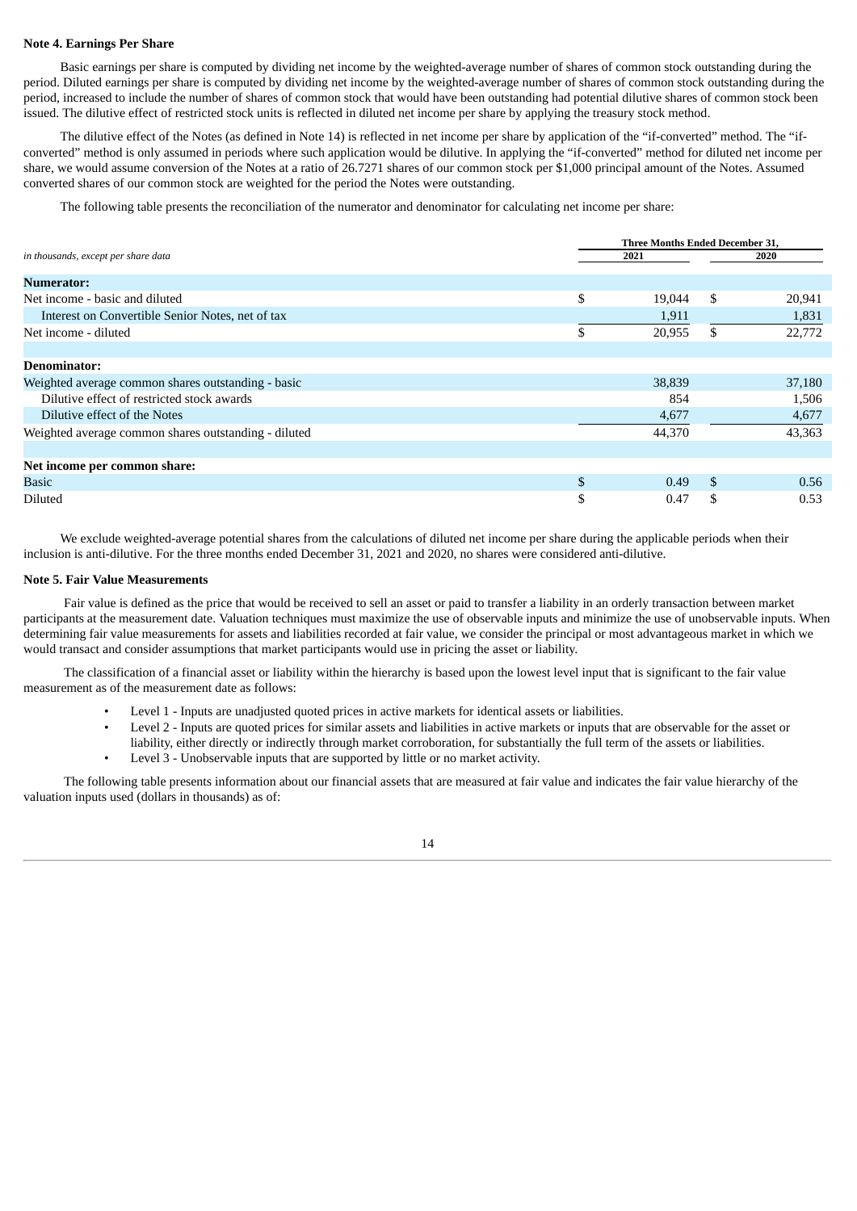**Note 4. Earnings Per Share**

Basic earnings per share is computed by dividing net income by the weighted-average number of shares of common stock outstanding during the period. Diluted earnings per share is computed by dividing net income by the weighted-average number of shares of common stock outstanding during the period, increased to include the number of shares of common stock that would have been outstanding had potential dilutive shares of common stock been issued. The dilutive effect of restricted stock units is reflected in diluted net income per share by applying the treasury stock method.

The dilutive effect of the Notes (as defined in Note 14) is reflected in net income per share by application of the "if-converted" method. The "if-converted" method is only assumed in periods where such application would be dilutive. In applying the "if-converted" method for diluted net income per share, we would assume conversion of the Notes at a ratio of 26.7271 shares of our common stock per $1,000 principal amount of the Notes. Assumed converted shares of our common stock are weighted for the period the Notes were outstanding.

The following table presents the reconciliation of the numerator and denominator for calculating net income per share:

| *in thousands, except per share data* | Three Months Ended December 31, 2021 | Three Months Ended December 31, 2020 |
|---|---|---|
| **Numerator:** | | |
| Net income - basic and diluted | $ 19,044 | $ 20,941 |
| Interest on Convertible Senior Notes, net of tax | 1,911 | 1,831 |
| Net income - diluted | $ 20,955 | $ 22,772 |
| | | |
| **Denominator:** | | |
| Weighted average common shares outstanding - basic | 38,839 | 37,180 |
| Dilutive effect of restricted stock awards | 854 | 1,506 |
| Dilutive effect of the Notes | 4,677 | 4,677 |
| Weighted average common shares outstanding - diluted | 44,370 | 43,363 |
| | | |
| **Net income per common share:** | | |
| Basic | $ 0.49 | $ 0.56 |
| Diluted | $ 0.47 | $ 0.53 |

We exclude weighted-average potential shares from the calculations of diluted net income per share during the applicable periods when their inclusion is anti-dilutive. For the three months ended December 31, 2021 and 2020, no shares were considered anti-dilutive.

**Note 5. Fair Value Measurements**

Fair value is defined as the price that would be received to sell an asset or paid to transfer a liability in an orderly transaction between market participants at the measurement date. Valuation techniques must maximize the use of observable inputs and minimize the use of unobservable inputs. When determining fair value measurements for assets and liabilities recorded at fair value, we consider the principal or most advantageous market in which we would transact and consider assumptions that market participants would use in pricing the asset or liability.

The classification of a financial asset or liability within the hierarchy is based upon the lowest level input that is significant to the fair value measurement as of the measurement date as follows:

- Level 1 - Inputs are unadjusted quoted prices in active markets for identical assets or liabilities.
- Level 2 - Inputs are quoted prices for similar assets and liabilities in active markets or inputs that are observable for the asset or liability, either directly or indirectly through market corroboration, for substantially the full term of the assets or liabilities.
- Level 3 - Unobservable inputs that are supported by little or no market activity.

The following table presents information about our financial assets that are measured at fair value and indicates the fair value hierarchy of the valuation inputs used (dollars in thousands) as of: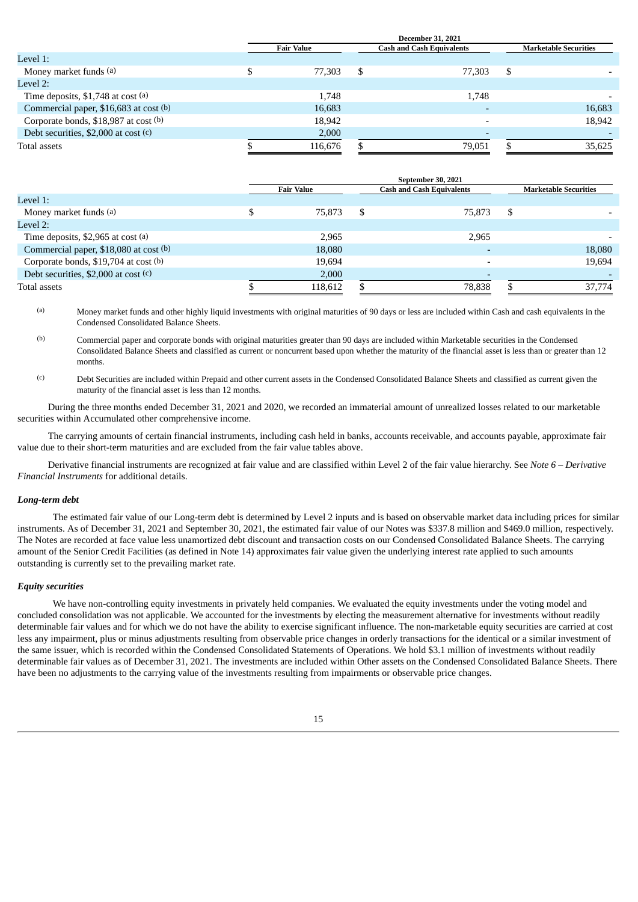| | December 31, 2021 | | |
|---|---|---|---|
| | Fair Value | Cash and Cash Equivalents | Marketable Securities |
| Level 1: | | | |
| Money market funds (a) | $ 77,303 | $ 77,303 | $ - |
| Level 2: | | | |
| Time deposits, $1,748 at cost (a) | 1,748 | 1,748 | - |
| Commercial paper, $16,683 at cost (b) | 16,683 | - | 16,683 |
| Corporate bonds, $18,987 at cost (b) | 18,942 | - | 18,942 |
| Debt securities, $2,000 at cost (c) | 2,000 | - | - |
| Total assets | $ 116,676 | $ 79,051 | $ 35,625 |

| | September 30, 2021 | | |
|---|---|---|---|
| | Fair Value | Cash and Cash Equivalents | Marketable Securities |
| Level 1: | | | |
| Money market funds (a) | $ 75,873 | $ 75,873 | $ - |
| Level 2: | | | |
| Time deposits, $2,965 at cost (a) | 2,965 | 2,965 | - |
| Commercial paper, $18,080 at cost (b) | 18,080 | - | 18,080 |
| Corporate bonds, $19,704 at cost (b) | 19,694 | - | 19,694 |
| Debt securities, $2,000 at cost (c) | 2,000 | - | - |
| Total assets | $ 118,612 | $ 78,838 | $ 37,774 |

(a) Money market funds and other highly liquid investments with original maturities of 90 days or less are included within Cash and cash equivalents in the Condensed Consolidated Balance Sheets.

(b) Commercial paper and corporate bonds with original maturities greater than 90 days are included within Marketable securities in the Condensed Consolidated Balance Sheets and classified as current or noncurrent based upon whether the maturity of the financial asset is less than or greater than 12 months.

(c) Debt Securities are included within Prepaid and other current assets in the Condensed Consolidated Balance Sheets and classified as current given the maturity of the financial asset is less than 12 months.

During the three months ended December 31, 2021 and 2020, we recorded an immaterial amount of unrealized losses related to our marketable securities within Accumulated other comprehensive income.

The carrying amounts of certain financial instruments, including cash held in banks, accounts receivable, and accounts payable, approximate fair value due to their short-term maturities and are excluded from the fair value tables above.

Derivative financial instruments are recognized at fair value and are classified within Level 2 of the fair value hierarchy. See *Note 6 – Derivative Financial Instruments* for additional details.

***Long-term debt***

The estimated fair value of our Long-term debt is determined by Level 2 inputs and is based on observable market data including prices for similar instruments. As of December 31, 2021 and September 30, 2021, the estimated fair value of our Notes was $337.8 million and $469.0 million, respectively. The Notes are recorded at face value less unamortized debt discount and transaction costs on our Condensed Consolidated Balance Sheets. The carrying amount of the Senior Credit Facilities (as defined in Note 14) approximates fair value given the underlying interest rate applied to such amounts outstanding is currently set to the prevailing market rate.

***Equity securities***

We have non-controlling equity investments in privately held companies. We evaluated the equity investments under the voting model and concluded consolidation was not applicable. We accounted for the investments by electing the measurement alternative for investments without readily determinable fair values and for which we do not have the ability to exercise significant influence. The non-marketable equity securities are carried at cost less any impairment, plus or minus adjustments resulting from observable price changes in orderly transactions for the identical or a similar investment of the same issuer, which is recorded within the Condensed Consolidated Statements of Operations. We hold $3.1 million of investments without readily determinable fair values as of December 31, 2021. The investments are included within Other assets on the Condensed Consolidated Balance Sheets. There have been no adjustments to the carrying value of the investments resulting from impairments or observable price changes.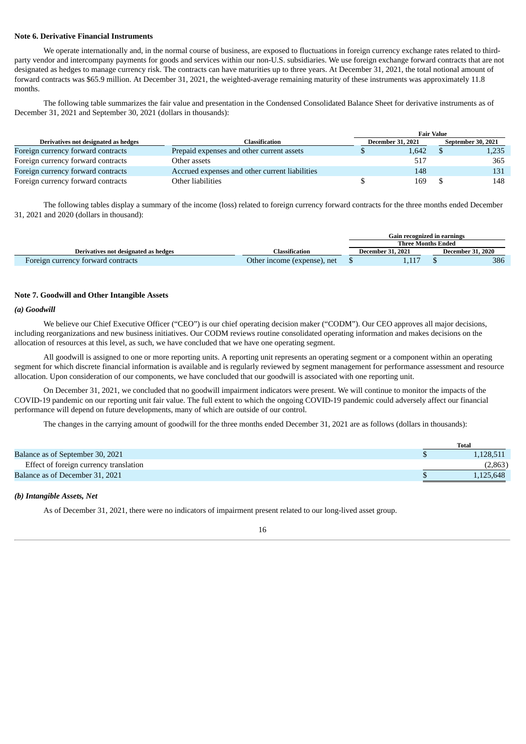**Note 6. Derivative Financial Instruments**

We operate internationally and, in the normal course of business, are exposed to fluctuations in foreign currency exchange rates related to third-party vendor and intercompany payments for goods and services within our non-U.S. subsidiaries. We use foreign exchange forward contracts that are not designated as hedges to manage currency risk. The contracts can have maturities up to three years. At December 31, 2021, the total notional amount of forward contracts was $65.9 million. At December 31, 2021, the weighted-average remaining maturity of these instruments was approximately 11.8 months.

The following table summarizes the fair value and presentation in the Condensed Consolidated Balance Sheet for derivative instruments as of December 31, 2021 and September 30, 2021 (dollars in thousands):

| | | Fair Value | |
|---|---|---|---|
| **Derivatives not designated as hedges** | **Classification** | **December 31, 2021** | **September 30, 2021** |
| Foreign currency forward contracts | Prepaid expenses and other current assets | $ 1,642 | $ 1,235 |
| Foreign currency forward contracts | Other assets | 517 | 365 |
| Foreign currency forward contracts | Accrued expenses and other current liabilities | 148 | 131 |
| Foreign currency forward contracts | Other liabilities | $ 169 | $ 148 |

The following tables display a summary of the income (loss) related to foreign currency forward contracts for the three months ended December 31, 2021 and 2020 (dollars in thousand):

| | | Gain recognized in earnings | |
|---|---|---|---|
| | | Three Months Ended | |
| **Derivatives not designated as hedges** | **Classification** | **December 31, 2021** | **December 31, 2020** |
| Foreign currency forward contracts | Other income (expense), net | $ 1,117 | $ 386 |

**Note 7. Goodwill and Other Intangible Assets**

***(a) Goodwill***

We believe our Chief Executive Officer ("CEO") is our chief operating decision maker ("CODM"). Our CEO approves all major decisions, including reorganizations and new business initiatives. Our CODM reviews routine consolidated operating information and makes decisions on the allocation of resources at this level, as such, we have concluded that we have one operating segment.

All goodwill is assigned to one or more reporting units. A reporting unit represents an operating segment or a component within an operating segment for which discrete financial information is available and is regularly reviewed by segment management for performance assessment and resource allocation. Upon consideration of our components, we have concluded that our goodwill is associated with one reporting unit.

On December 31, 2021, we concluded that no goodwill impairment indicators were present. We will continue to monitor the impacts of the COVID-19 pandemic on our reporting unit fair value. The full extent to which the ongoing COVID-19 pandemic could adversely affect our financial performance will depend on future developments, many of which are outside of our control.

The changes in the carrying amount of goodwill for the three months ended December 31, 2021 are as follows (dollars in thousands):

| | Total |
|---|---|
| Balance as of September 30, 2021 | $ 1,128,511 |
| Effect of foreign currency translation | (2,863) |
| Balance as of December 31, 2021 | $ 1,125,648 |

***(b) Intangible Assets, Net***

As of December 31, 2021, there were no indicators of impairment present related to our long-lived asset group.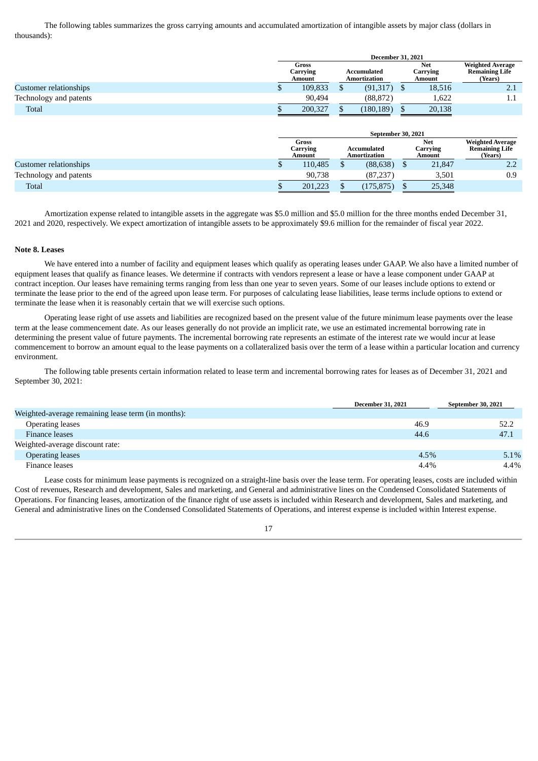The following tables summarizes the gross carrying amounts and accumulated amortization of intangible assets by major class (dollars in thousands):

| | December 31, 2021 | | | |
|---|---|---|---|---|
| | Gross Carrying Amount | Accumulated Amortization | Net Carrying Amount | Weighted Average Remaining Life (Years) |
| Customer relationships | $ 109,833 | $ (91,317) | $ 18,516 | 2.1 |
| Technology and patents | 90,494 | (88,872) | 1,622 | 1.1 |
| Total | $ 200,327 | $ (180,189) | $ 20,138 | |

| | September 30, 2021 | | | |
|---|---|---|---|---|
| | Gross Carrying Amount | Accumulated Amortization | Net Carrying Amount | Weighted Average Remaining Life (Years) |
| Customer relationships | $ 110,485 | $ (88,638) | $ 21,847 | 2.2 |
| Technology and patents | 90,738 | (87,237) | 3,501 | 0.9 |
| Total | $ 201,223 | $ (175,875) | $ 25,348 | |

Amortization expense related to intangible assets in the aggregate was $5.0 million and $5.0 million for the three months ended December 31, 2021 and 2020, respectively. We expect amortization of intangible assets to be approximately $9.6 million for the remainder of fiscal year 2022.

**Note 8. Leases**

We have entered into a number of facility and equipment leases which qualify as operating leases under GAAP. We also have a limited number of equipment leases that qualify as finance leases. We determine if contracts with vendors represent a lease or have a lease component under GAAP at contract inception. Our leases have remaining terms ranging from less than one year to seven years. Some of our leases include options to extend or terminate the lease prior to the end of the agreed upon lease term. For purposes of calculating lease liabilities, lease terms include options to extend or terminate the lease when it is reasonably certain that we will exercise such options.

Operating lease right of use assets and liabilities are recognized based on the present value of the future minimum lease payments over the lease term at the lease commencement date. As our leases generally do not provide an implicit rate, we use an estimated incremental borrowing rate in determining the present value of future payments. The incremental borrowing rate represents an estimate of the interest rate we would incur at lease commencement to borrow an amount equal to the lease payments on a collateralized basis over the term of a lease within a particular location and currency environment.

The following table presents certain information related to lease term and incremental borrowing rates for leases as of December 31, 2021 and September 30, 2021:

| | December 31, 2021 | September 30, 2021 |
|---|---|---|
| Weighted-average remaining lease term (in months): | | |
| Operating leases | 46.9 | 52.2 |
| Finance leases | 44.6 | 47.1 |
| Weighted-average discount rate: | | |
| Operating leases | 4.5% | 5.1% |
| Finance leases | 4.4% | 4.4% |

Lease costs for minimum lease payments is recognized on a straight-line basis over the lease term. For operating leases, costs are included within Cost of revenues, Research and development, Sales and marketing, and General and administrative lines on the Condensed Consolidated Statements of Operations. For financing leases, amortization of the finance right of use assets is included within Research and development, Sales and marketing, and General and administrative lines on the Condensed Consolidated Statements of Operations, and interest expense is included within Interest expense.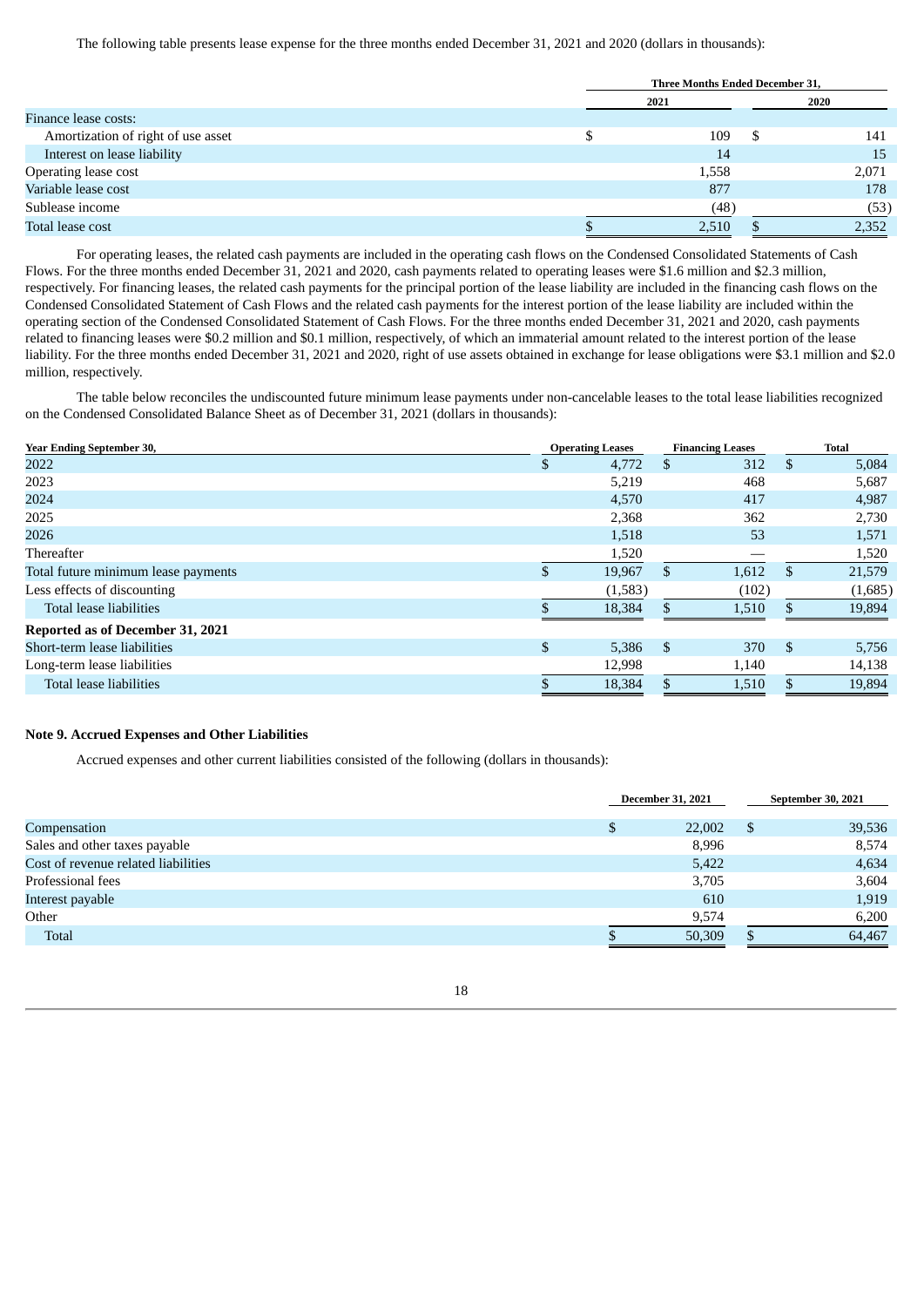The following table presents lease expense for the three months ended December 31, 2021 and 2020 (dollars in thousands):

| | Three Months Ended December 31, | |
|---|---|---|
| | 2021 | 2020 |
| Finance lease costs: | | |
| Amortization of right of use asset | $ 109 | $ 141 |
| Interest on lease liability | 14 | 15 |
| Operating lease cost | 1,558 | 2,071 |
| Variable lease cost | 877 | 178 |
| Sublease income | (48) | (53) |
| Total lease cost | $ 2,510 | $ 2,352 |

For operating leases, the related cash payments are included in the operating cash flows on the Condensed Consolidated Statements of Cash Flows. For the three months ended December 31, 2021 and 2020, cash payments related to operating leases were $1.6 million and $2.3 million, respectively. For financing leases, the related cash payments for the principal portion of the lease liability are included in the financing cash flows on the Condensed Consolidated Statement of Cash Flows and the related cash payments for the interest portion of the lease liability are included within the operating section of the Condensed Consolidated Statement of Cash Flows. For the three months ended December 31, 2021 and 2020, cash payments related to financing leases were $0.2 million and $0.1 million, respectively, of which an immaterial amount related to the interest portion of the lease liability. For the three months ended December 31, 2021 and 2020, right of use assets obtained in exchange for lease obligations were $3.1 million and $2.0 million, respectively.

The table below reconciles the undiscounted future minimum lease payments under non-cancelable leases to the total lease liabilities recognized on the Condensed Consolidated Balance Sheet as of December 31, 2021 (dollars in thousands):

| Year Ending September 30, | Operating Leases | Financing Leases | Total |
|---|---|---|---|
| 2022 | $ 4,772 | $ 312 | $ 5,084 |
| 2023 | 5,219 | 468 | 5,687 |
| 2024 | 4,570 | 417 | 4,987 |
| 2025 | 2,368 | 362 | 2,730 |
| 2026 | 1,518 | 53 | 1,571 |
| Thereafter | 1,520 | — | 1,520 |
| Total future minimum lease payments | $ 19,967 | $ 1,612 | $ 21,579 |
| Less effects of discounting | (1,583) | (102) | (1,685) |
| Total lease liabilities | $ 18,384 | $ 1,510 | $ 19,894 |
| **Reported as of December 31, 2021** | | | |
| Short-term lease liabilities | $ 5,386 | $ 370 | $ 5,756 |
| Long-term lease liabilities | 12,998 | 1,140 | 14,138 |
| Total lease liabilities | $ 18,384 | $ 1,510 | $ 19,894 |

### Note 9. Accrued Expenses and Other Liabilities

Accrued expenses and other current liabilities consisted of the following (dollars in thousands):

| | December 31, 2021 | September 30, 2021 |
|---|---|---|
| Compensation | $ 22,002 | $ 39,536 |
| Sales and other taxes payable | 8,996 | 8,574 |
| Cost of revenue related liabilities | 5,422 | 4,634 |
| Professional fees | 3,705 | 3,604 |
| Interest payable | 610 | 1,919 |
| Other | 9,574 | 6,200 |
| Total | $ 50,309 | $ 64,467 |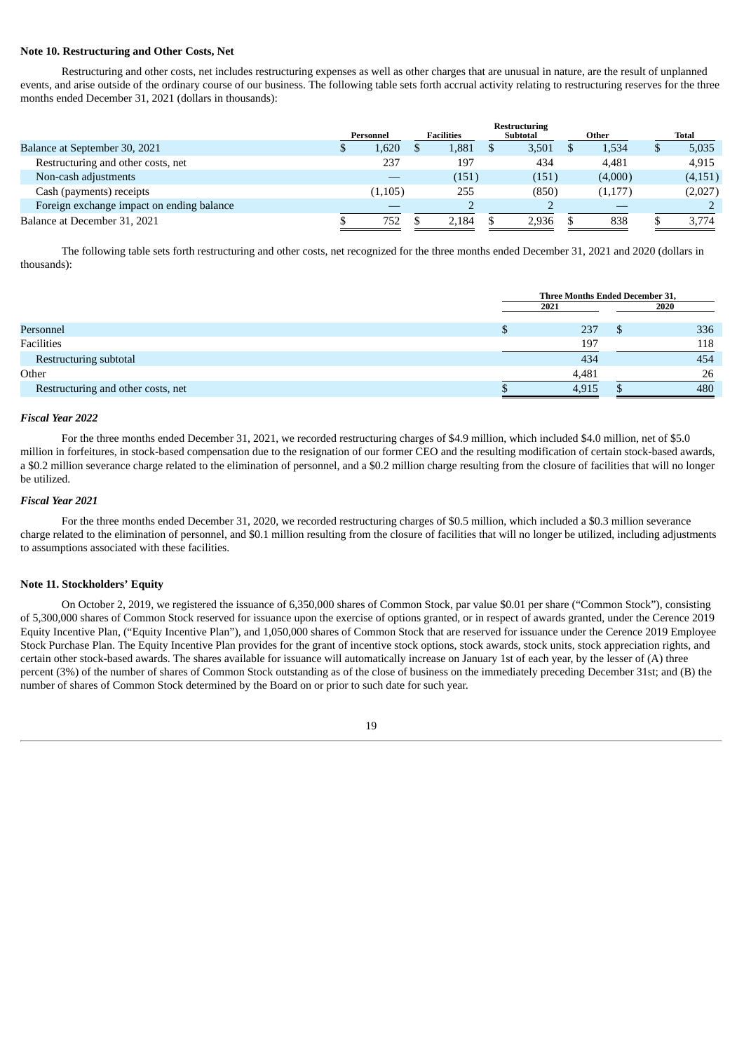**Note 10. Restructuring and Other Costs, Net**

Restructuring and other costs, net includes restructuring expenses as well as other charges that are unusual in nature, are the result of unplanned events, and arise outside of the ordinary course of our business. The following table sets forth accrual activity relating to restructuring reserves for the three months ended December 31, 2021 (dollars in thousands):

| | Personnel | Facilities | Restructuring Subtotal | Other | Total |
|---|---|---|---|---|---|
| Balance at September 30, 2021 | $ 1,620 | $ 1,881 | $ 3,501 | $ 1,534 | $ 5,035 |
| Restructuring and other costs, net | 237 | 197 | 434 | 4,481 | 4,915 |
| Non-cash adjustments | — | (151) | (151) | (4,000) | (4,151) |
| Cash (payments) receipts | (1,105) | 255 | (850) | (1,177) | (2,027) |
| Foreign exchange impact on ending balance | — | 2 | 2 | — | 2 |
| Balance at December 31, 2021 | $ 752 | $ 2,184 | $ 2,936 | $ 838 | $ 3,774 |

The following table sets forth restructuring and other costs, net recognized for the three months ended December 31, 2021 and 2020 (dollars in thousands):

| | Three Months Ended December 31, | |
|---|---|---|
| | 2021 | 2020 |
| Personnel | $ 237 | $ 336 |
| Facilities | 197 | 118 |
| Restructuring subtotal | 434 | 454 |
| Other | 4,481 | 26 |
| Restructuring and other costs, net | $ 4,915 | $ 480 |

***Fiscal Year 2022***

For the three months ended December 31, 2021, we recorded restructuring charges of $4.9 million, which included $4.0 million, net of $5.0 million in forfeitures, in stock-based compensation due to the resignation of our former CEO and the resulting modification of certain stock-based awards, a $0.2 million severance charge related to the elimination of personnel, and a $0.2 million charge resulting from the closure of facilities that will no longer be utilized.

***Fiscal Year 2021***

For the three months ended December 31, 2020, we recorded restructuring charges of $0.5 million, which included a $0.3 million severance charge related to the elimination of personnel, and $0.1 million resulting from the closure of facilities that will no longer be utilized, including adjustments to assumptions associated with these facilities.

**Note 11. Stockholders' Equity**

On October 2, 2019, we registered the issuance of 6,350,000 shares of Common Stock, par value $0.01 per share ("Common Stock"), consisting of 5,300,000 shares of Common Stock reserved for issuance upon the exercise of options granted, or in respect of awards granted, under the Cerence 2019 Equity Incentive Plan, ("Equity Incentive Plan"), and 1,050,000 shares of Common Stock that are reserved for issuance under the Cerence 2019 Employee Stock Purchase Plan. The Equity Incentive Plan provides for the grant of incentive stock options, stock awards, stock units, stock appreciation rights, and certain other stock-based awards. The shares available for issuance will automatically increase on January 1st of each year, by the lesser of (A) three percent (3%) of the number of shares of Common Stock outstanding as of the close of business on the immediately preceding December 31st; and (B) the number of shares of Common Stock determined by the Board on or prior to such date for such year.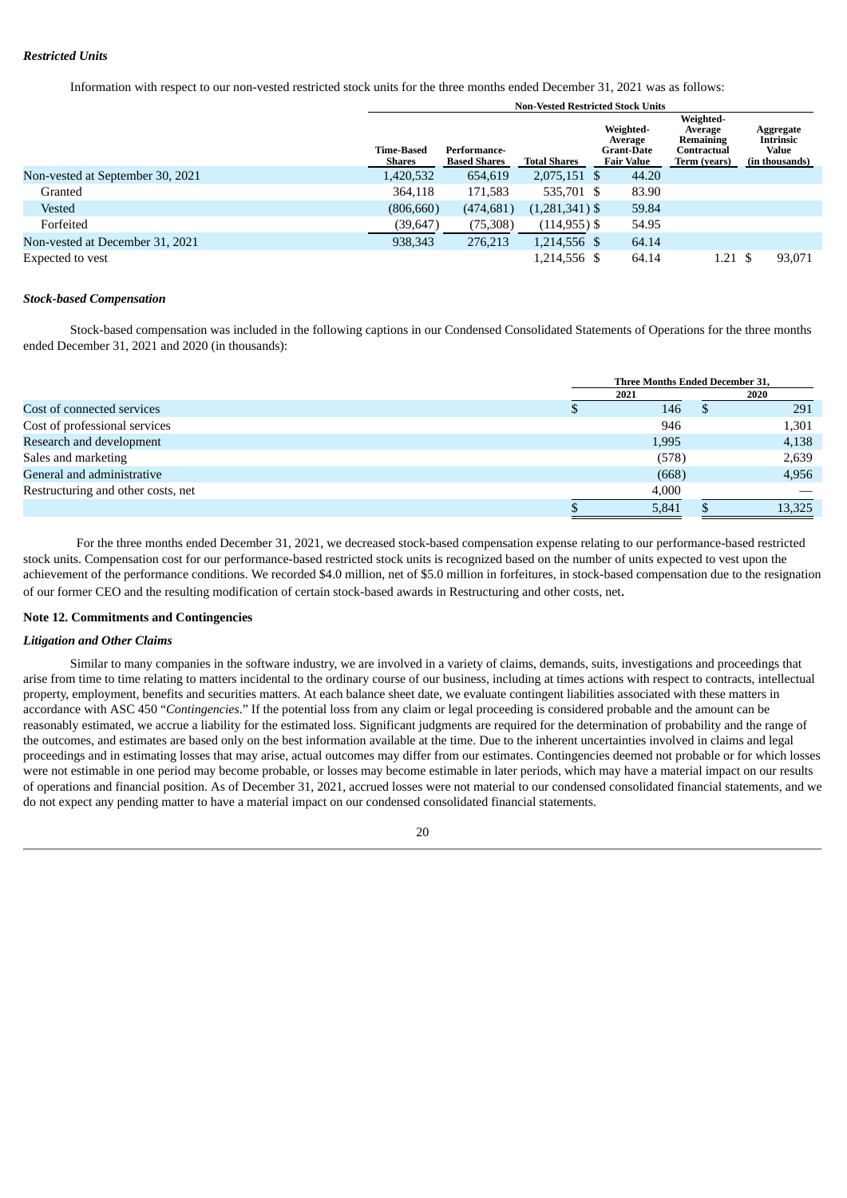***Restricted Units***

Information with respect to our non-vested restricted stock units for the three months ended December 31, 2021 was as follows:

| | Non-Vested Restricted Stock Units | | | | | |
|---|---|---|---|---|---|---|
| | Time-Based Shares | Performance-Based Shares | Total Shares | Weighted-Average Grant-Date Fair Value | Weighted-Average Remaining Contractual Term (years) | Aggregate Intrinsic Value (in thousands) |
| Non-vested at September 30, 2021 | 1,420,532 | 654,619 | 2,075,151 | $ 44.20 | | |
| Granted | 364,118 | 171,583 | 535,701 | $ 83.90 | | |
| Vested | (806,660) | (474,681) | (1,281,341) | $ 59.84 | | |
| Forfeited | (39,647) | (75,308) | (114,955) | $ 54.95 | | |
| Non-vested at December 31, 2021 | 938,343 | 276,213 | 1,214,556 | $ 64.14 | | |
| Expected to vest | | | 1,214,556 | $ 64.14 | 1.21 | $ 93,071 |

***Stock-based Compensation***

Stock-based compensation was included in the following captions in our Condensed Consolidated Statements of Operations for the three months ended December 31, 2021 and 2020 (in thousands):

| | Three Months Ended December 31, | |
|---|---|---|
| | 2021 | 2020 |
| Cost of connected services | $ 146 | $ 291 |
| Cost of professional services | 946 | 1,301 |
| Research and development | 1,995 | 4,138 |
| Sales and marketing | (578) | 2,639 |
| General and administrative | (668) | 4,956 |
| Restructuring and other costs, net | 4,000 | — |
| | $ 5,841 | $ 13,325 |

For the three months ended December 31, 2021, we decreased stock-based compensation expense relating to our performance-based restricted stock units. Compensation cost for our performance-based restricted stock units is recognized based on the number of units expected to vest upon the achievement of the performance conditions. We recorded $4.0 million, net of $5.0 million in forfeitures, in stock-based compensation due to the resignation of our former CEO and the resulting modification of certain stock-based awards in Restructuring and other costs, net.

**Note 12. Commitments and Contingencies**

***Litigation and Other Claims***

Similar to many companies in the software industry, we are involved in a variety of claims, demands, suits, investigations and proceedings that arise from time to time relating to matters incidental to the ordinary course of our business, including at times actions with respect to contracts, intellectual property, employment, benefits and securities matters. At each balance sheet date, we evaluate contingent liabilities associated with these matters in accordance with ASC 450 "*Contingencies*." If the potential loss from any claim or legal proceeding is considered probable and the amount can be reasonably estimated, we accrue a liability for the estimated loss. Significant judgments are required for the determination of probability and the range of the outcomes, and estimates are based only on the best information available at the time. Due to the inherent uncertainties involved in claims and legal proceedings and in estimating losses that may arise, actual outcomes may differ from our estimates. Contingencies deemed not probable or for which losses were not estimable in one period may become probable, or losses may become estimable in later periods, which may have a material impact on our results of operations and financial position. As of December 31, 2021, accrued losses were not material to our condensed consolidated financial statements, and we do not expect any pending matter to have a material impact on our condensed consolidated financial statements.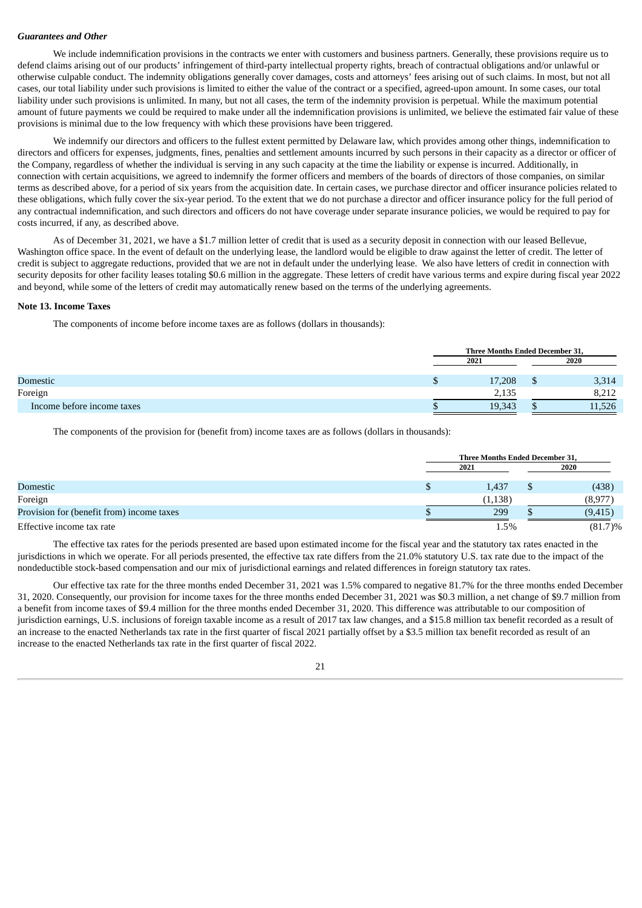***Guarantees and Other***

We include indemnification provisions in the contracts we enter with customers and business partners. Generally, these provisions require us to defend claims arising out of our products' infringement of third-party intellectual property rights, breach of contractual obligations and/or unlawful or otherwise culpable conduct. The indemnity obligations generally cover damages, costs and attorneys' fees arising out of such claims. In most, but not all cases, our total liability under such provisions is limited to either the value of the contract or a specified, agreed-upon amount. In some cases, our total liability under such provisions is unlimited. In many, but not all cases, the term of the indemnity provision is perpetual. While the maximum potential amount of future payments we could be required to make under all the indemnification provisions is unlimited, we believe the estimated fair value of these provisions is minimal due to the low frequency with which these provisions have been triggered.

We indemnify our directors and officers to the fullest extent permitted by Delaware law, which provides among other things, indemnification to directors and officers for expenses, judgments, fines, penalties and settlement amounts incurred by such persons in their capacity as a director or officer of the Company, regardless of whether the individual is serving in any such capacity at the time the liability or expense is incurred. Additionally, in connection with certain acquisitions, we agreed to indemnify the former officers and members of the boards of directors of those companies, on similar terms as described above, for a period of six years from the acquisition date. In certain cases, we purchase director and officer insurance policies related to these obligations, which fully cover the six-year period. To the extent that we do not purchase a director and officer insurance policy for the full period of any contractual indemnification, and such directors and officers do not have coverage under separate insurance policies, we would be required to pay for costs incurred, if any, as described above.

As of December 31, 2021, we have a $1.7 million letter of credit that is used as a security deposit in connection with our leased Bellevue, Washington office space. In the event of default on the underlying lease, the landlord would be eligible to draw against the letter of credit. The letter of credit is subject to aggregate reductions, provided that we are not in default under the underlying lease. We also have letters of credit in connection with security deposits for other facility leases totaling $0.6 million in the aggregate. These letters of credit have various terms and expire during fiscal year 2022 and beyond, while some of the letters of credit may automatically renew based on the terms of the underlying agreements.

**Note 13. Income Taxes**

The components of income before income taxes are as follows (dollars in thousands):

| | Three Months Ended December 31, | |
|---|---|---|
| | 2021 | 2020 |
| Domestic | $ 17,208 | $ 3,314 |
| Foreign | 2,135 | 8,212 |
| Income before income taxes | $ 19,343 | $ 11,526 |

The components of the provision for (benefit from) income taxes are as follows (dollars in thousands):

| | Three Months Ended December 31, | |
|---|---|---|
| | 2021 | 2020 |
| Domestic | $ 1,437 | $ (438) |
| Foreign | (1,138) | (8,977) |
| Provision for (benefit from) income taxes | $ 299 | $ (9,415) |
| Effective income tax rate | 1.5% | (81.7)% |

The effective tax rates for the periods presented are based upon estimated income for the fiscal year and the statutory tax rates enacted in the jurisdictions in which we operate. For all periods presented, the effective tax rate differs from the 21.0% statutory U.S. tax rate due to the impact of the nondeductible stock-based compensation and our mix of jurisdictional earnings and related differences in foreign statutory tax rates.

Our effective tax rate for the three months ended December 31, 2021 was 1.5% compared to negative 81.7% for the three months ended December 31, 2020. Consequently, our provision for income taxes for the three months ended December 31, 2021 was $0.3 million, a net change of $9.7 million from a benefit from income taxes of $9.4 million for the three months ended December 31, 2020. This difference was attributable to our composition of jurisdiction earnings, U.S. inclusions of foreign taxable income as a result of 2017 tax law changes, and a $15.8 million tax benefit recorded as a result of an increase to the enacted Netherlands tax rate in the first quarter of fiscal 2021 partially offset by a $3.5 million tax benefit recorded as result of an increase to the enacted Netherlands tax rate in the first quarter of fiscal 2022.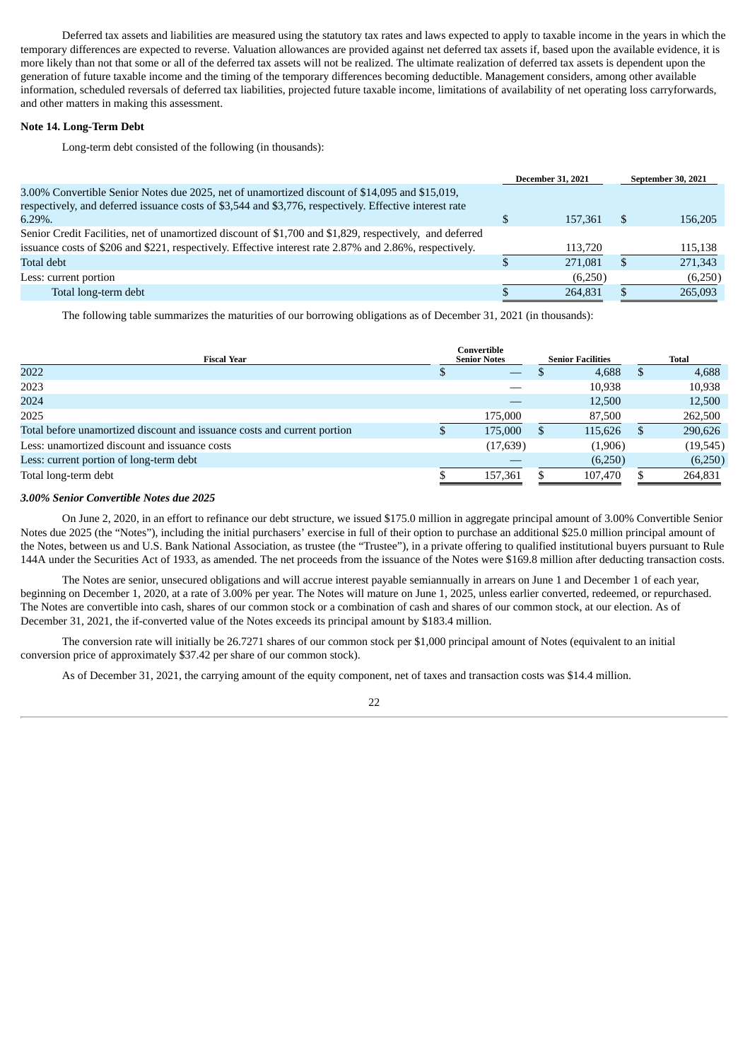Deferred tax assets and liabilities are measured using the statutory tax rates and laws expected to apply to taxable income in the years in which the temporary differences are expected to reverse. Valuation allowances are provided against net deferred tax assets if, based upon the available evidence, it is more likely than not that some or all of the deferred tax assets will not be realized. The ultimate realization of deferred tax assets is dependent upon the generation of future taxable income and the timing of the temporary differences becoming deductible. Management considers, among other available information, scheduled reversals of deferred tax liabilities, projected future taxable income, limitations of availability of net operating loss carryforwards, and other matters in making this assessment.

**Note 14. Long-Term Debt**

Long-term debt consisted of the following (in thousands):

| | December 31, 2021 | September 30, 2021 |
|---|---|---|
| 3.00% Convertible Senior Notes due 2025, net of unamortized discount of $14,095 and $15,019, respectively, and deferred issuance costs of $3,544 and $3,776, respectively. Effective interest rate 6.29%. | $ 157,361 | $ 156,205 |
| Senior Credit Facilities, net of unamortized discount of $1,700 and $1,829, respectively, and deferred issuance costs of $206 and $221, respectively. Effective interest rate 2.87% and 2.86%, respectively. | 113,720 | 115,138 |
| Total debt | $ 271,081 | $ 271,343 |
| Less: current portion | (6,250) | (6,250) |
| Total long-term debt | $ 264,831 | $ 265,093 |

The following table summarizes the maturities of our borrowing obligations as of December 31, 2021 (in thousands):

| Fiscal Year | Convertible Senior Notes | Senior Facilities | Total |
|---|---|---|---|
| 2022 | $ — | $ 4,688 | $ 4,688 |
| 2023 | — | 10,938 | 10,938 |
| 2024 | — | 12,500 | 12,500 |
| 2025 | 175,000 | 87,500 | 262,500 |
| Total before unamortized discount and issuance costs and current portion | $ 175,000 | $ 115,626 | $ 290,626 |
| Less: unamortized discount and issuance costs | (17,639) | (1,906) | (19,545) |
| Less: current portion of long-term debt | — | (6,250) | (6,250) |
| Total long-term debt | $ 157,361 | $ 107,470 | $ 264,831 |

***3.00% Senior Convertible Notes due 2025***

On June 2, 2020, in an effort to refinance our debt structure, we issued $175.0 million in aggregate principal amount of 3.00% Convertible Senior Notes due 2025 (the "Notes"), including the initial purchasers' exercise in full of their option to purchase an additional $25.0 million principal amount of the Notes, between us and U.S. Bank National Association, as trustee (the "Trustee"), in a private offering to qualified institutional buyers pursuant to Rule 144A under the Securities Act of 1933, as amended. The net proceeds from the issuance of the Notes were $169.8 million after deducting transaction costs.

The Notes are senior, unsecured obligations and will accrue interest payable semiannually in arrears on June 1 and December 1 of each year, beginning on December 1, 2020, at a rate of 3.00% per year. The Notes will mature on June 1, 2025, unless earlier converted, redeemed, or repurchased. The Notes are convertible into cash, shares of our common stock or a combination of cash and shares of our common stock, at our election. As of December 31, 2021, the if-converted value of the Notes exceeds its principal amount by $183.4 million.

The conversion rate will initially be 26.7271 shares of our common stock per $1,000 principal amount of Notes (equivalent to an initial conversion price of approximately $37.42 per share of our common stock).

As of December 31, 2021, the carrying amount of the equity component, net of taxes and transaction costs was $14.4 million.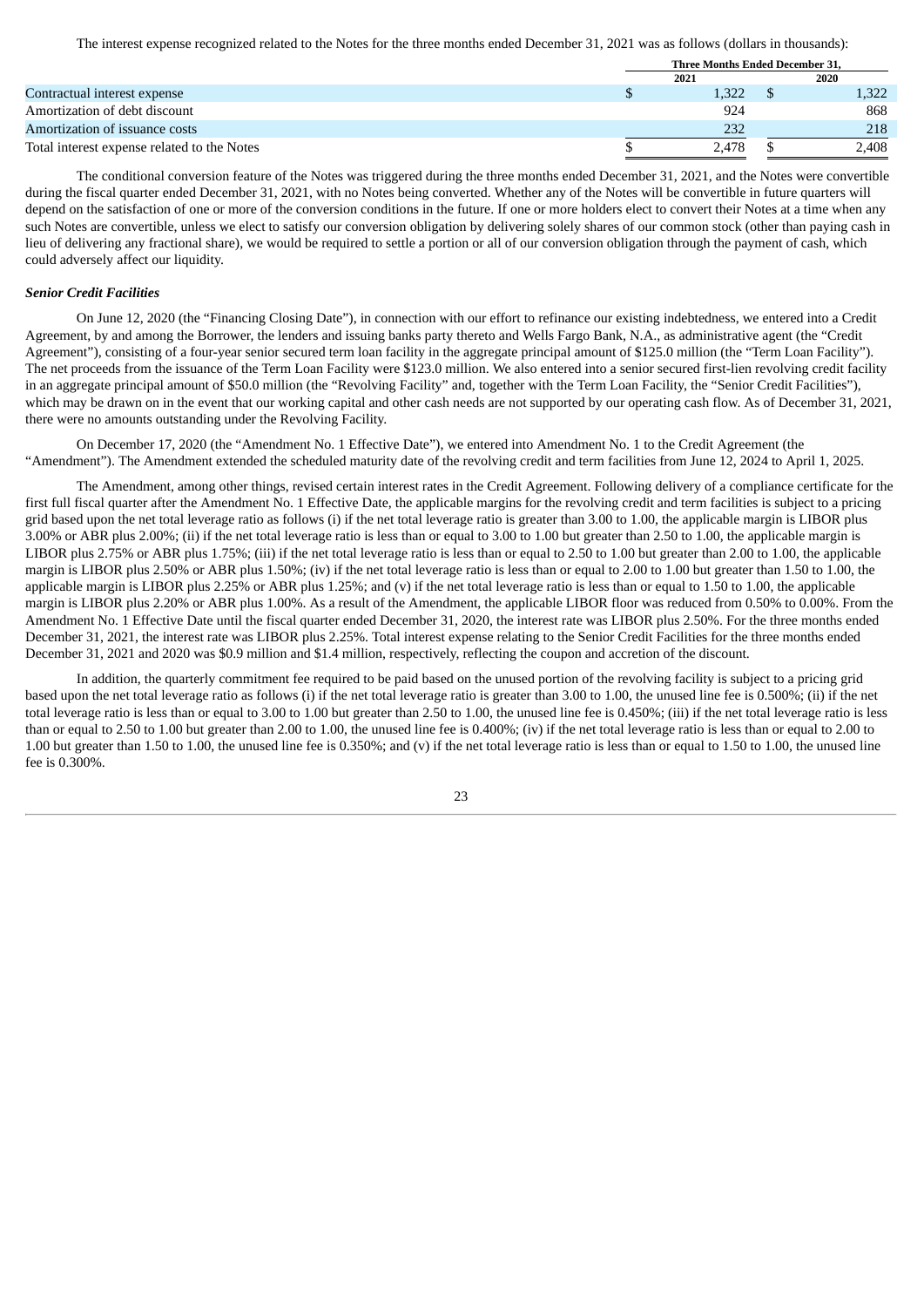The interest expense recognized related to the Notes for the three months ended December 31, 2021 was as follows (dollars in thousands):

| | Three Months Ended December 31, | |
|---|---|---|
| | 2021 | 2020 |
| Contractual interest expense | $ 1,322 | $ 1,322 |
| Amortization of debt discount | 924 | 868 |
| Amortization of issuance costs | 232 | 218 |
| Total interest expense related to the Notes | $ 2,478 | $ 2,408 |

The conditional conversion feature of the Notes was triggered during the three months ended December 31, 2021, and the Notes were convertible during the fiscal quarter ended December 31, 2021, with no Notes being converted. Whether any of the Notes will be convertible in future quarters will depend on the satisfaction of one or more of the conversion conditions in the future. If one or more holders elect to convert their Notes at a time when any such Notes are convertible, unless we elect to satisfy our conversion obligation by delivering solely shares of our common stock (other than paying cash in lieu of delivering any fractional share), we would be required to settle a portion or all of our conversion obligation through the payment of cash, which could adversely affect our liquidity.

***Senior Credit Facilities***

On June 12, 2020 (the "Financing Closing Date"), in connection with our effort to refinance our existing indebtedness, we entered into a Credit Agreement, by and among the Borrower, the lenders and issuing banks party thereto and Wells Fargo Bank, N.A., as administrative agent (the "Credit Agreement"), consisting of a four-year senior secured term loan facility in the aggregate principal amount of $125.0 million (the "Term Loan Facility"). The net proceeds from the issuance of the Term Loan Facility were $123.0 million. We also entered into a senior secured first-lien revolving credit facility in an aggregate principal amount of $50.0 million (the "Revolving Facility" and, together with the Term Loan Facility, the "Senior Credit Facilities"), which may be drawn on in the event that our working capital and other cash needs are not supported by our operating cash flow. As of December 31, 2021, there were no amounts outstanding under the Revolving Facility.

On December 17, 2020 (the "Amendment No. 1 Effective Date"), we entered into Amendment No. 1 to the Credit Agreement (the "Amendment"). The Amendment extended the scheduled maturity date of the revolving credit and term facilities from June 12, 2024 to April 1, 2025.

The Amendment, among other things, revised certain interest rates in the Credit Agreement. Following delivery of a compliance certificate for the first full fiscal quarter after the Amendment No. 1 Effective Date, the applicable margins for the revolving credit and term facilities is subject to a pricing grid based upon the net total leverage ratio as follows (i) if the net total leverage ratio is greater than 3.00 to 1.00, the applicable margin is LIBOR plus 3.00% or ABR plus 2.00%; (ii) if the net total leverage ratio is less than or equal to 3.00 to 1.00 but greater than 2.50 to 1.00, the applicable margin is LIBOR plus 2.75% or ABR plus 1.75%; (iii) if the net total leverage ratio is less than or equal to 2.50 to 1.00 but greater than 2.00 to 1.00, the applicable margin is LIBOR plus 2.50% or ABR plus 1.50%; (iv) if the net total leverage ratio is less than or equal to 2.00 to 1.00 but greater than 1.50 to 1.00, the applicable margin is LIBOR plus 2.25% or ABR plus 1.25%; and (v) if the net total leverage ratio is less than or equal to 1.50 to 1.00, the applicable margin is LIBOR plus 2.20% or ABR plus 1.00%. As a result of the Amendment, the applicable LIBOR floor was reduced from 0.50% to 0.00%. From the Amendment No. 1 Effective Date until the fiscal quarter ended December 31, 2020, the interest rate was LIBOR plus 2.50%. For the three months ended December 31, 2021, the interest rate was LIBOR plus 2.25%. Total interest expense relating to the Senior Credit Facilities for the three months ended December 31, 2021 and 2020 was $0.9 million and $1.4 million, respectively, reflecting the coupon and accretion of the discount.

In addition, the quarterly commitment fee required to be paid based on the unused portion of the revolving facility is subject to a pricing grid based upon the net total leverage ratio as follows (i) if the net total leverage ratio is greater than 3.00 to 1.00, the unused line fee is 0.500%; (ii) if the net total leverage ratio is less than or equal to 3.00 to 1.00 but greater than 2.50 to 1.00, the unused line fee is 0.450%; (iii) if the net total leverage ratio is less than or equal to 2.50 to 1.00 but greater than 2.00 to 1.00, the unused line fee is 0.400%; (iv) if the net total leverage ratio is less than or equal to 2.00 to 1.00 but greater than 1.50 to 1.00, the unused line fee is 0.350%; and (v) if the net total leverage ratio is less than or equal to 1.50 to 1.00, the unused line fee is 0.300%.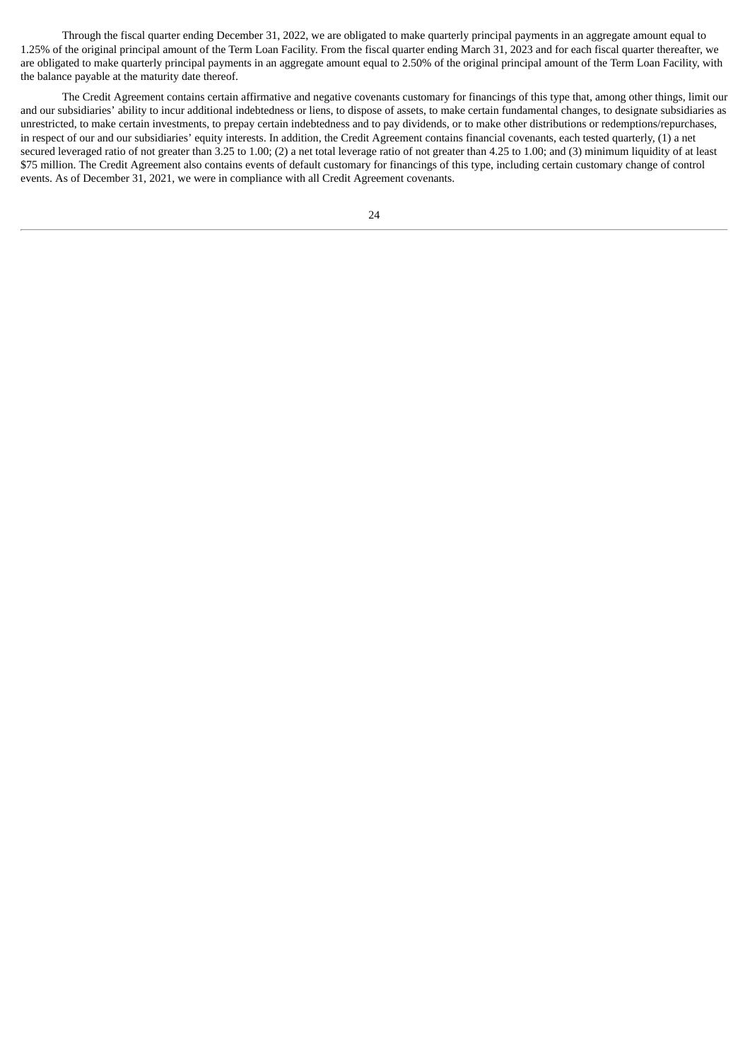Through the fiscal quarter ending December 31, 2022, we are obligated to make quarterly principal payments in an aggregate amount equal to 1.25% of the original principal amount of the Term Loan Facility. From the fiscal quarter ending March 31, 2023 and for each fiscal quarter thereafter, we are obligated to make quarterly principal payments in an aggregate amount equal to 2.50% of the original principal amount of the Term Loan Facility, with the balance payable at the maturity date thereof.

The Credit Agreement contains certain affirmative and negative covenants customary for financings of this type that, among other things, limit our and our subsidiaries' ability to incur additional indebtedness or liens, to dispose of assets, to make certain fundamental changes, to designate subsidiaries as unrestricted, to make certain investments, to prepay certain indebtedness and to pay dividends, or to make other distributions or redemptions/repurchases, in respect of our and our subsidiaries' equity interests. In addition, the Credit Agreement contains financial covenants, each tested quarterly, (1) a net secured leveraged ratio of not greater than 3.25 to 1.00; (2) a net total leverage ratio of not greater than 4.25 to 1.00; and (3) minimum liquidity of at least $75 million. The Credit Agreement also contains events of default customary for financings of this type, including certain customary change of control events. As of December 31, 2021, we were in compliance with all Credit Agreement covenants.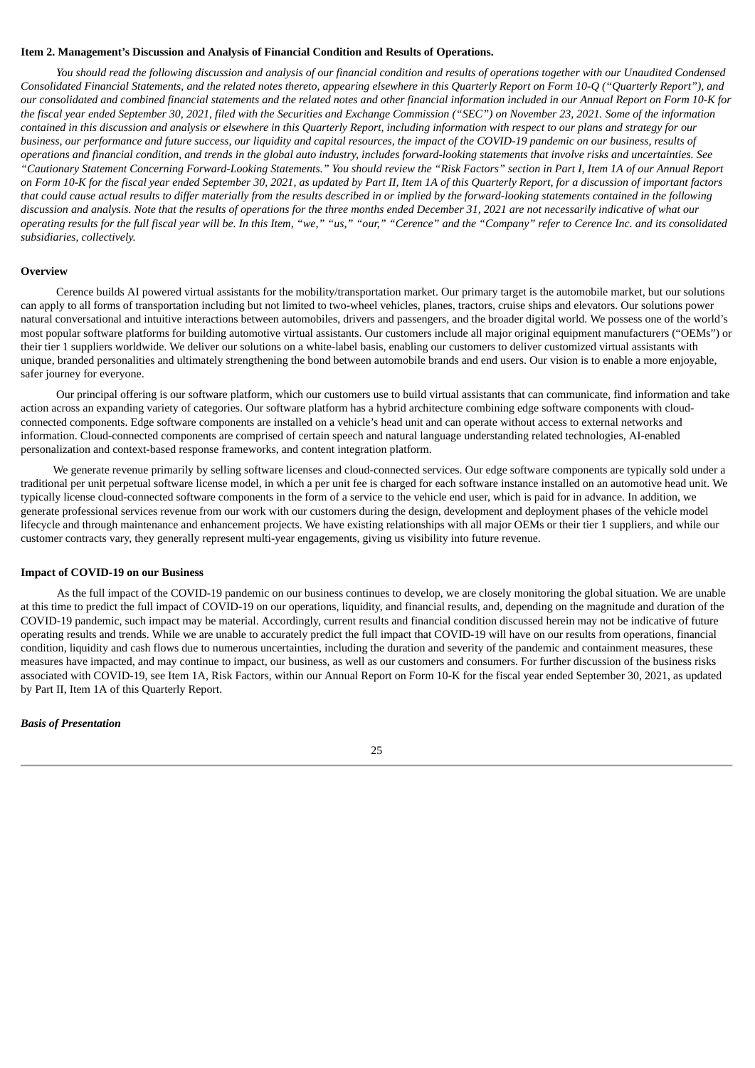**Item 2. Management's Discussion and Analysis of Financial Condition and Results of Operations.**

*You should read the following discussion and analysis of our financial condition and results of operations together with our Unaudited Condensed Consolidated Financial Statements, and the related notes thereto, appearing elsewhere in this Quarterly Report on Form 10-Q ("Quarterly Report"), and our consolidated and combined financial statements and the related notes and other financial information included in our Annual Report on Form 10-K for the fiscal year ended September 30, 2021, filed with the Securities and Exchange Commission ("SEC") on November 23, 2021. Some of the information contained in this discussion and analysis or elsewhere in this Quarterly Report, including information with respect to our plans and strategy for our business, our performance and future success, our liquidity and capital resources, the impact of the COVID-19 pandemic on our business, results of operations and financial condition, and trends in the global auto industry, includes forward-looking statements that involve risks and uncertainties. See "Cautionary Statement Concerning Forward-Looking Statements." You should review the "Risk Factors" section in Part I, Item 1A of our Annual Report on Form 10-K for the fiscal year ended September 30, 2021, as updated by Part II, Item 1A of this Quarterly Report, for a discussion of important factors that could cause actual results to differ materially from the results described in or implied by the forward-looking statements contained in the following discussion and analysis. Note that the results of operations for the three months ended December 31, 2021 are not necessarily indicative of what our operating results for the full fiscal year will be. In this Item, "we," "us," "our," "Cerence" and the "Company" refer to Cerence Inc. and its consolidated subsidiaries, collectively.*

**Overview**

Cerence builds AI powered virtual assistants for the mobility/transportation market. Our primary target is the automobile market, but our solutions can apply to all forms of transportation including but not limited to two-wheel vehicles, planes, tractors, cruise ships and elevators. Our solutions power natural conversational and intuitive interactions between automobiles, drivers and passengers, and the broader digital world. We possess one of the world's most popular software platforms for building automotive virtual assistants. Our customers include all major original equipment manufacturers ("OEMs") or their tier 1 suppliers worldwide. We deliver our solutions on a white-label basis, enabling our customers to deliver customized virtual assistants with unique, branded personalities and ultimately strengthening the bond between automobile brands and end users. Our vision is to enable a more enjoyable, safer journey for everyone.

Our principal offering is our software platform, which our customers use to build virtual assistants that can communicate, find information and take action across an expanding variety of categories. Our software platform has a hybrid architecture combining edge software components with cloud-connected components. Edge software components are installed on a vehicle's head unit and can operate without access to external networks and information. Cloud-connected components are comprised of certain speech and natural language understanding related technologies, AI-enabled personalization and context-based response frameworks, and content integration platform.

We generate revenue primarily by selling software licenses and cloud-connected services. Our edge software components are typically sold under a traditional per unit perpetual software license model, in which a per unit fee is charged for each software instance installed on an automotive head unit. We typically license cloud-connected software components in the form of a service to the vehicle end user, which is paid for in advance. In addition, we generate professional services revenue from our work with our customers during the design, development and deployment phases of the vehicle model lifecycle and through maintenance and enhancement projects. We have existing relationships with all major OEMs or their tier 1 suppliers, and while our customer contracts vary, they generally represent multi-year engagements, giving us visibility into future revenue.

**Impact of COVID-19 on our Business**

As the full impact of the COVID-19 pandemic on our business continues to develop, we are closely monitoring the global situation. We are unable at this time to predict the full impact of COVID-19 on our operations, liquidity, and financial results, and, depending on the magnitude and duration of the COVID-19 pandemic, such impact may be material. Accordingly, current results and financial condition discussed herein may not be indicative of future operating results and trends. While we are unable to accurately predict the full impact that COVID-19 will have on our results from operations, financial condition, liquidity and cash flows due to numerous uncertainties, including the duration and severity of the pandemic and containment measures, these measures have impacted, and may continue to impact, our business, as well as our customers and consumers. For further discussion of the business risks associated with COVID-19, see Item 1A, Risk Factors, within our Annual Report on Form 10-K for the fiscal year ended September 30, 2021, as updated by Part II, Item 1A of this Quarterly Report.

***Basis of Presentation***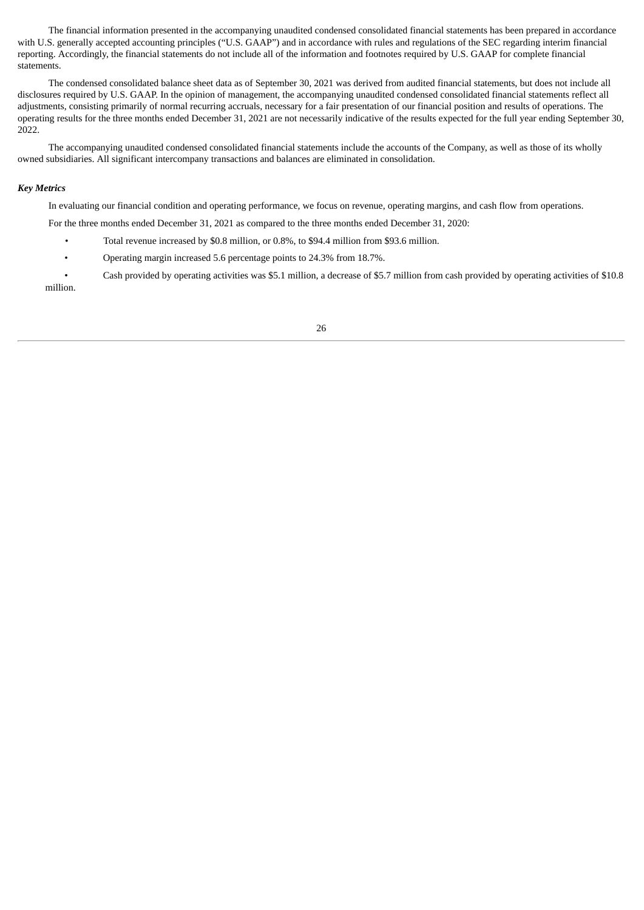The financial information presented in the accompanying unaudited condensed consolidated financial statements has been prepared in accordance with U.S. generally accepted accounting principles ("U.S. GAAP") and in accordance with rules and regulations of the SEC regarding interim financial reporting. Accordingly, the financial statements do not include all of the information and footnotes required by U.S. GAAP for complete financial statements.

The condensed consolidated balance sheet data as of September 30, 2021 was derived from audited financial statements, but does not include all disclosures required by U.S. GAAP. In the opinion of management, the accompanying unaudited condensed consolidated financial statements reflect all adjustments, consisting primarily of normal recurring accruals, necessary for a fair presentation of our financial position and results of operations. The operating results for the three months ended December 31, 2021 are not necessarily indicative of the results expected for the full year ending September 30, 2022.

The accompanying unaudited condensed consolidated financial statements include the accounts of the Company, as well as those of its wholly owned subsidiaries. All significant intercompany transactions and balances are eliminated in consolidation.

***Key Metrics***

In evaluating our financial condition and operating performance, we focus on revenue, operating margins, and cash flow from operations.

For the three months ended December 31, 2021 as compared to the three months ended December 31, 2020:

- Total revenue increased by $0.8 million, or 0.8%, to $94.4 million from $93.6 million.
- Operating margin increased 5.6 percentage points to 24.3% from 18.7%.
- Cash provided by operating activities was $5.1 million, a decrease of $5.7 million from cash provided by operating activities of $10.8 million.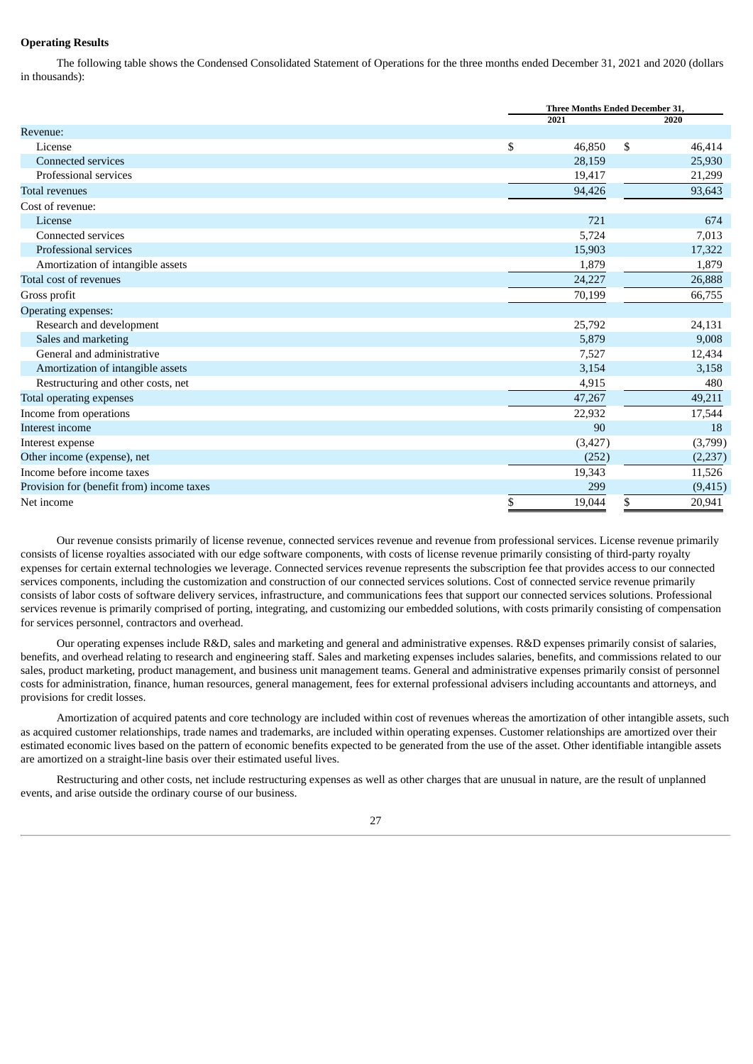**Operating Results**

The following table shows the Condensed Consolidated Statement of Operations for the three months ended December 31, 2021 and 2020 (dollars in thousands):

| | Three Months Ended December 31, | |
|---|---|---|
| | 2021 | 2020 |
| Revenue: | | |
| License | $ 46,850 | $ 46,414 |
| Connected services | 28,159 | 25,930 |
| Professional services | 19,417 | 21,299 |
| Total revenues | 94,426 | 93,643 |
| Cost of revenue: | | |
| License | 721 | 674 |
| Connected services | 5,724 | 7,013 |
| Professional services | 15,903 | 17,322 |
| Amortization of intangible assets | 1,879 | 1,879 |
| Total cost of revenues | 24,227 | 26,888 |
| Gross profit | 70,199 | 66,755 |
| Operating expenses: | | |
| Research and development | 25,792 | 24,131 |
| Sales and marketing | 5,879 | 9,008 |
| General and administrative | 7,527 | 12,434 |
| Amortization of intangible assets | 3,154 | 3,158 |
| Restructuring and other costs, net | 4,915 | 480 |
| Total operating expenses | 47,267 | 49,211 |
| Income from operations | 22,932 | 17,544 |
| Interest income | 90 | 18 |
| Interest expense | (3,427) | (3,799) |
| Other income (expense), net | (252) | (2,237) |
| Income before income taxes | 19,343 | 11,526 |
| Provision for (benefit from) income taxes | 299 | (9,415) |
| Net income | $ 19,044 | $ 20,941 |

Our revenue consists primarily of license revenue, connected services revenue and revenue from professional services. License revenue primarily consists of license royalties associated with our edge software components, with costs of license revenue primarily consisting of third-party royalty expenses for certain external technologies we leverage. Connected services revenue represents the subscription fee that provides access to our connected services components, including the customization and construction of our connected services solutions. Cost of connected service revenue primarily consists of labor costs of software delivery services, infrastructure, and communications fees that support our connected services solutions. Professional services revenue is primarily comprised of porting, integrating, and customizing our embedded solutions, with costs primarily consisting of compensation for services personnel, contractors and overhead.

Our operating expenses include R&D, sales and marketing and general and administrative expenses. R&D expenses primarily consist of salaries, benefits, and overhead relating to research and engineering staff. Sales and marketing expenses includes salaries, benefits, and commissions related to our sales, product marketing, product management, and business unit management teams. General and administrative expenses primarily consist of personnel costs for administration, finance, human resources, general management, fees for external professional advisers including accountants and attorneys, and provisions for credit losses.

Amortization of acquired patents and core technology are included within cost of revenues whereas the amortization of other intangible assets, such as acquired customer relationships, trade names and trademarks, are included within operating expenses. Customer relationships are amortized over their estimated economic lives based on the pattern of economic benefits expected to be generated from the use of the asset. Other identifiable intangible assets are amortized on a straight-line basis over their estimated useful lives.

Restructuring and other costs, net include restructuring expenses as well as other charges that are unusual in nature, are the result of unplanned events, and arise outside the ordinary course of our business.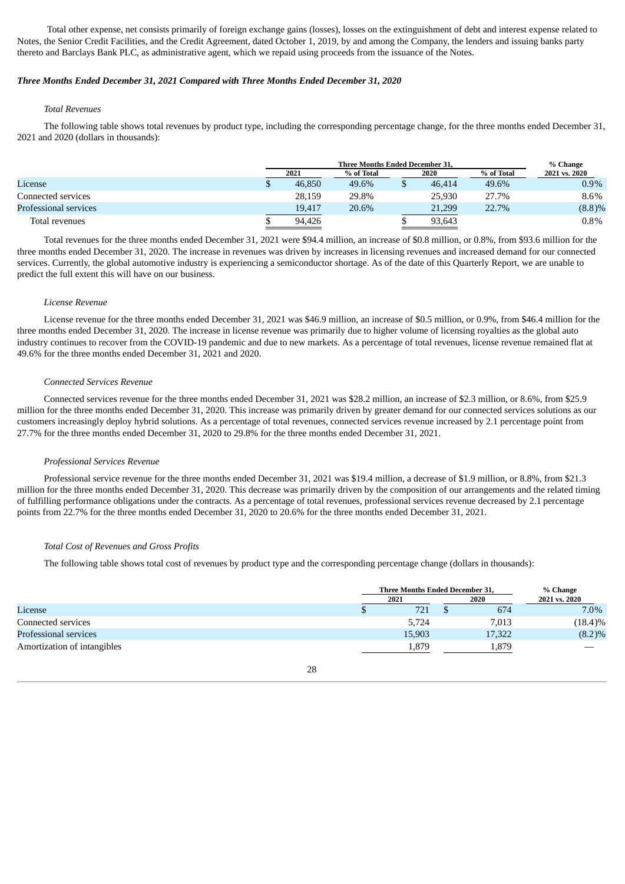Total other expense, net consists primarily of foreign exchange gains (losses), losses on the extinguishment of debt and interest expense related to Notes, the Senior Credit Facilities, and the Credit Agreement, dated October 1, 2019, by and among the Company, the lenders and issuing banks party thereto and Barclays Bank PLC, as administrative agent, which we repaid using proceeds from the issuance of the Notes.

***Three Months Ended December 31, 2021 Compared with Three Months Ended December 31, 2020***

*Total Revenues*

The following table shows total revenues by product type, including the corresponding percentage change, for the three months ended December 31, 2021 and 2020 (dollars in thousands):

| | Three Months Ended December 31, | | | | % Change |
|---|---|---|---|---|---|
| | 2021 | % of Total | 2020 | % of Total | 2021 vs. 2020 |
| License | $ 46,850 | 49.6% | $ 46,414 | 49.6% | 0.9% |
| Connected services | 28,159 | 29.8% | 25,930 | 27.7% | 8.6% |
| Professional services | 19,417 | 20.6% | 21,299 | 22.7% | (8.8)% |
| Total revenues | $ 94,426 | | $ 93,643 | | 0.8% |

Total revenues for the three months ended December 31, 2021 were $94.4 million, an increase of $0.8 million, or 0.8%, from $93.6 million for the three months ended December 31, 2020. The increase in revenues was driven by increases in licensing revenues and increased demand for our connected services. Currently, the global automotive industry is experiencing a semiconductor shortage. As of the date of this Quarterly Report, we are unable to predict the full extent this will have on our business.

*License Revenue*

License revenue for the three months ended December 31, 2021 was $46.9 million, an increase of $0.5 million, or 0.9%, from $46.4 million for the three months ended December 31, 2020. The increase in license revenue was primarily due to higher volume of licensing royalties as the global auto industry continues to recover from the COVID-19 pandemic and due to new markets. As a percentage of total revenues, license revenue remained flat at 49.6% for the three months ended December 31, 2021 and 2020.

*Connected Services Revenue*

Connected services revenue for the three months ended December 31, 2021 was $28.2 million, an increase of $2.3 million, or 8.6%, from $25.9 million for the three months ended December 31, 2020. This increase was primarily driven by greater demand for our connected services solutions as our customers increasingly deploy hybrid solutions. As a percentage of total revenues, connected services revenue increased by 2.1 percentage point from 27.7% for the three months ended December 31, 2020 to 29.8% for the three months ended December 31, 2021.

*Professional Services Revenue*

Professional service revenue for the three months ended December 31, 2021 was $19.4 million, a decrease of $1.9 million, or 8.8%, from $21.3 million for the three months ended December 31, 2020. This decrease was primarily driven by the composition of our arrangements and the related timing of fulfilling performance obligations under the contracts. As a percentage of total revenues, professional services revenue decreased by 2.1 percentage points from 22.7% for the three months ended December 31, 2020 to 20.6% for the three months ended December 31, 2021.

*Total Cost of Revenues and Gross Profits*

The following table shows total cost of revenues by product type and the corresponding percentage change (dollars in thousands):

| | Three Months Ended December 31, | | % Change |
|---|---|---|---|
| | 2021 | 2020 | 2021 vs. 2020 |
| License | $ 721 | $ 674 | 7.0% |
| Connected services | 5,724 | 7,013 | (18.4)% |
| Professional services | 15,903 | 17,322 | (8.2)% |
| Amortization of intangibles | 1,879 | 1,879 | — |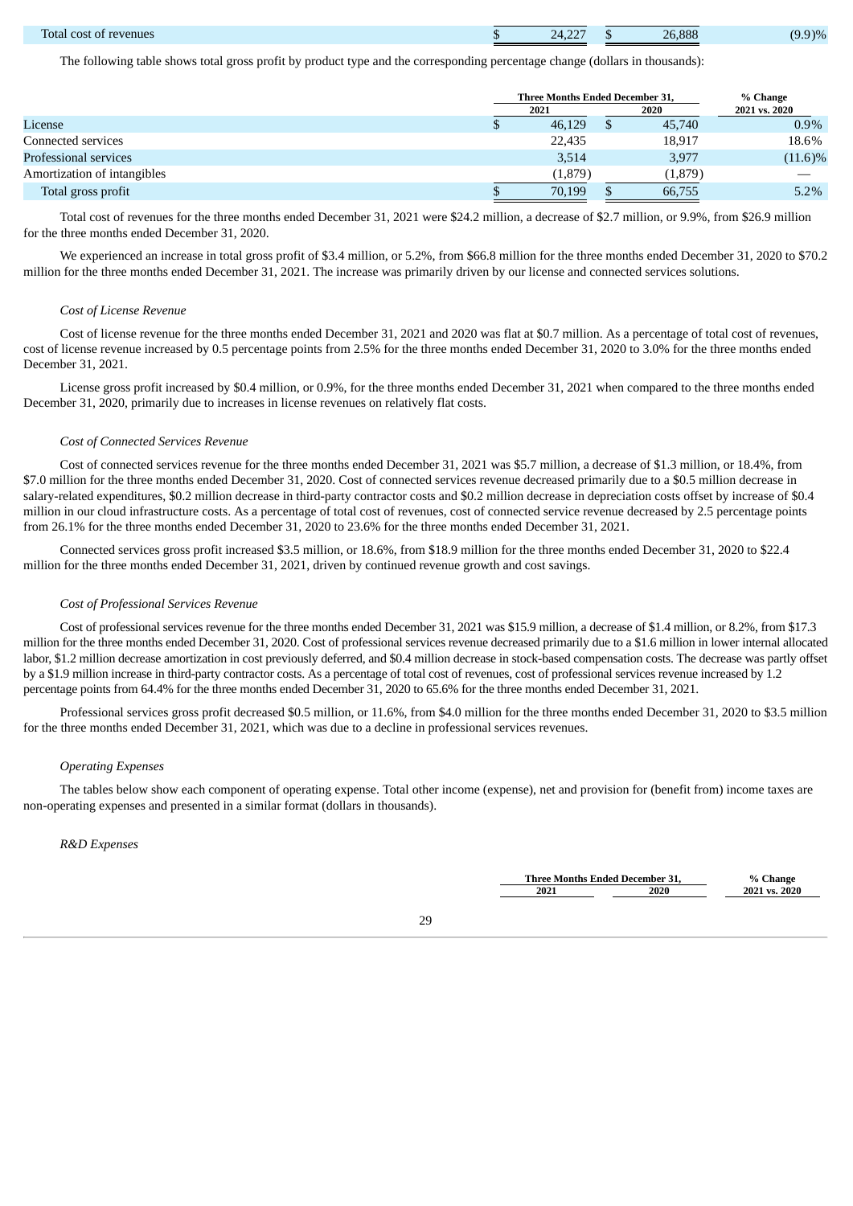| Total cost of revenues | $ | 24,227 | $ | 26,888 | (9.9)% |
|---|---|---|---|---|---|

The following table shows total gross profit by product type and the corresponding percentage change (dollars in thousands):

| | Three Months Ended December 31, | | % Change |
|---|---|---|---|
| | 2021 | 2020 | 2021 vs. 2020 |
| License | $ 46,129 | $ 45,740 | 0.9% |
| Connected services | 22,435 | 18,917 | 18.6% |
| Professional services | 3,514 | 3,977 | (11.6)% |
| Amortization of intangibles | (1,879) | (1,879) | — |
| Total gross profit | $ 70,199 | $ 66,755 | 5.2% |

Total cost of revenues for the three months ended December 31, 2021 were $24.2 million, a decrease of $2.7 million, or 9.9%, from $26.9 million for the three months ended December 31, 2020.

We experienced an increase in total gross profit of $3.4 million, or 5.2%, from $66.8 million for the three months ended December 31, 2020 to $70.2 million for the three months ended December 31, 2021. The increase was primarily driven by our license and connected services solutions.

*Cost of License Revenue*

Cost of license revenue for the three months ended December 31, 2021 and 2020 was flat at $0.7 million. As a percentage of total cost of revenues, cost of license revenue increased by 0.5 percentage points from 2.5% for the three months ended December 31, 2020 to 3.0% for the three months ended December 31, 2021.

License gross profit increased by $0.4 million, or 0.9%, for the three months ended December 31, 2021 when compared to the three months ended December 31, 2020, primarily due to increases in license revenues on relatively flat costs.

*Cost of Connected Services Revenue*

Cost of connected services revenue for the three months ended December 31, 2021 was $5.7 million, a decrease of $1.3 million, or 18.4%, from $7.0 million for the three months ended December 31, 2020. Cost of connected services revenue decreased primarily due to a $0.5 million decrease in salary-related expenditures, $0.2 million decrease in third-party contractor costs and $0.2 million decrease in depreciation costs offset by increase of $0.4 million in our cloud infrastructure costs. As a percentage of total cost of revenues, cost of connected service revenue decreased by 2.5 percentage points from 26.1% for the three months ended December 31, 2020 to 23.6% for the three months ended December 31, 2021.

Connected services gross profit increased $3.5 million, or 18.6%, from $18.9 million for the three months ended December 31, 2020 to $22.4 million for the three months ended December 31, 2021, driven by continued revenue growth and cost savings.

*Cost of Professional Services Revenue*

Cost of professional services revenue for the three months ended December 31, 2021 was $15.9 million, a decrease of $1.4 million, or 8.2%, from $17.3 million for the three months ended December 31, 2020. Cost of professional services revenue decreased primarily due to a $1.6 million in lower internal allocated labor, $1.2 million decrease amortization in cost previously deferred, and $0.4 million decrease in stock-based compensation costs. The decrease was partly offset by a $1.9 million increase in third-party contractor costs. As a percentage of total cost of revenues, cost of professional services revenue increased by 1.2 percentage points from 64.4% for the three months ended December 31, 2020 to 65.6% for the three months ended December 31, 2021.

Professional services gross profit decreased $0.5 million, or 11.6%, from $4.0 million for the three months ended December 31, 2020 to $3.5 million for the three months ended December 31, 2021, which was due to a decline in professional services revenues.

*Operating Expenses*

The tables below show each component of operating expense. Total other income (expense), net and provision for (benefit from) income taxes are non-operating expenses and presented in a similar format (dollars in thousands).

*R&D Expenses*

| | Three Months Ended December 31, | | % Change |
|---|---|---|---|
| | 2021 | 2020 | 2021 vs. 2020 |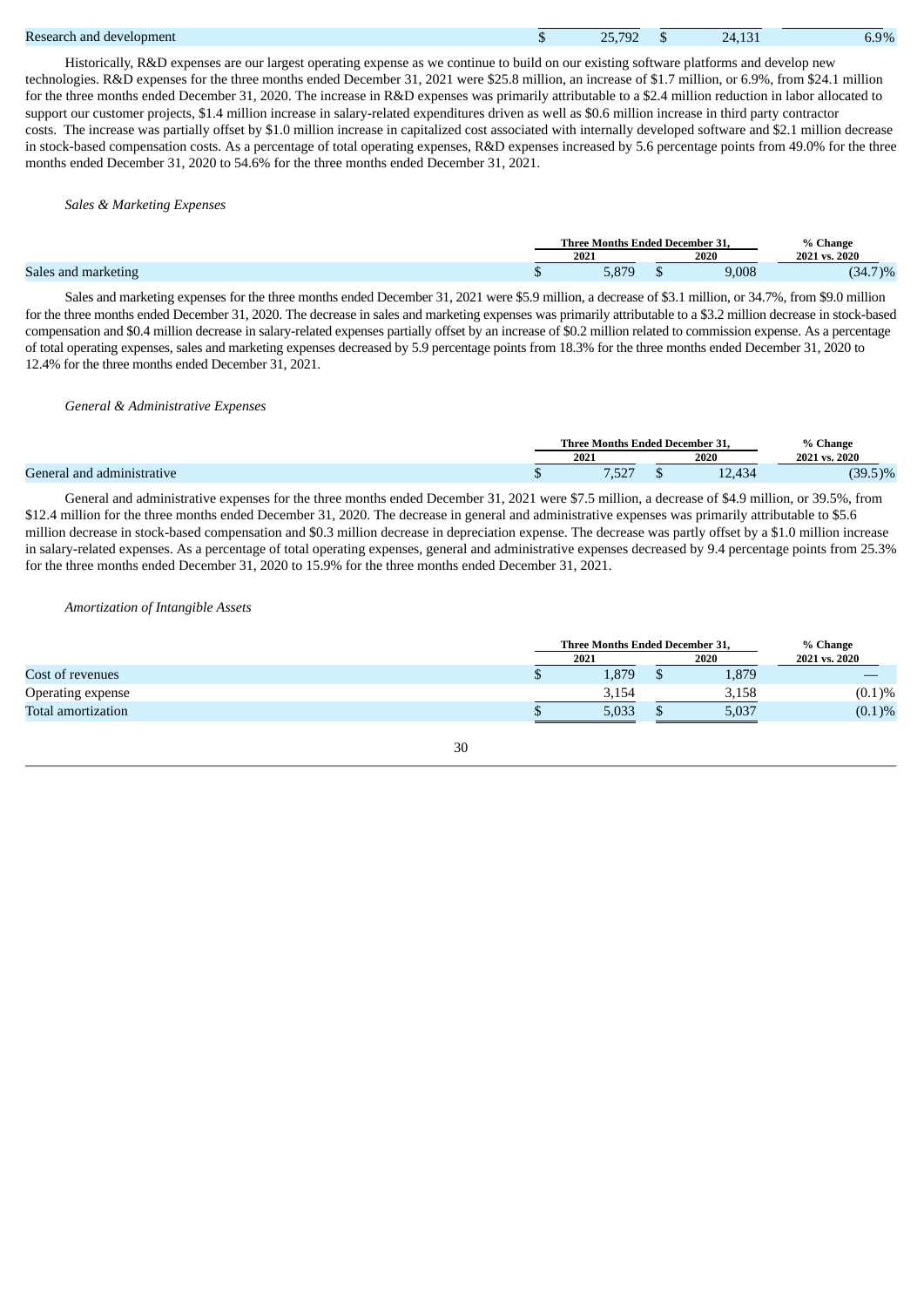| | 2021 | 2020 | % Change 2021 vs. 2020 |
|---|---|---|---|
| Research and development | $ 25,792 | $ 24,131 | 6.9% |

Historically, R&D expenses are our largest operating expense as we continue to build on our existing software platforms and develop new technologies. R&D expenses for the three months ended December 31, 2021 were $25.8 million, an increase of $1.7 million, or 6.9%, from $24.1 million for the three months ended December 31, 2020. The increase in R&D expenses was primarily attributable to a $2.4 million reduction in labor allocated to support our customer projects, $1.4 million increase in salary-related expenditures driven as well as $0.6 million increase in third party contractor costs. The increase was partially offset by $1.0 million increase in capitalized cost associated with internally developed software and $2.1 million decrease in stock-based compensation costs. As a percentage of total operating expenses, R&D expenses increased by 5.6 percentage points from 49.0% for the three months ended December 31, 2020 to 54.6% for the three months ended December 31, 2021.

*Sales & Marketing Expenses*

| | Three Months Ended December 31, | | % Change |
|---|---|---|---|
| | 2021 | 2020 | 2021 vs. 2020 |
| Sales and marketing | $ 5,879 | $ 9,008 | (34.7)% |

Sales and marketing expenses for the three months ended December 31, 2021 were $5.9 million, a decrease of $3.1 million, or 34.7%, from $9.0 million for the three months ended December 31, 2020. The decrease in sales and marketing expenses was primarily attributable to a $3.2 million decrease in stock-based compensation and $0.4 million decrease in salary-related expenses partially offset by an increase of $0.2 million related to commission expense. As a percentage of total operating expenses, sales and marketing expenses decreased by 5.9 percentage points from 18.3% for the three months ended December 31, 2020 to 12.4% for the three months ended December 31, 2021.

*General & Administrative Expenses*

| | Three Months Ended December 31, | | % Change |
|---|---|---|---|
| | 2021 | 2020 | 2021 vs. 2020 |
| General and administrative | $ 7,527 | $ 12,434 | (39.5)% |

General and administrative expenses for the three months ended December 31, 2021 were $7.5 million, a decrease of $4.9 million, or 39.5%, from $12.4 million for the three months ended December 31, 2020. The decrease in general and administrative expenses was primarily attributable to $5.6 million decrease in stock-based compensation and $0.3 million decrease in depreciation expense. The decrease was partly offset by a $1.0 million increase in salary-related expenses. As a percentage of total operating expenses, general and administrative expenses decreased by 9.4 percentage points from 25.3% for the three months ended December 31, 2020 to 15.9% for the three months ended December 31, 2021.

*Amortization of Intangible Assets*

| | Three Months Ended December 31, | | % Change |
|---|---|---|---|
| | 2021 | 2020 | 2021 vs. 2020 |
| Cost of revenues | $ 1,879 | $ 1,879 | — |
| Operating expense | 3,154 | 3,158 | (0.1)% |
| Total amortization | $ 5,033 | $ 5,037 | (0.1)% |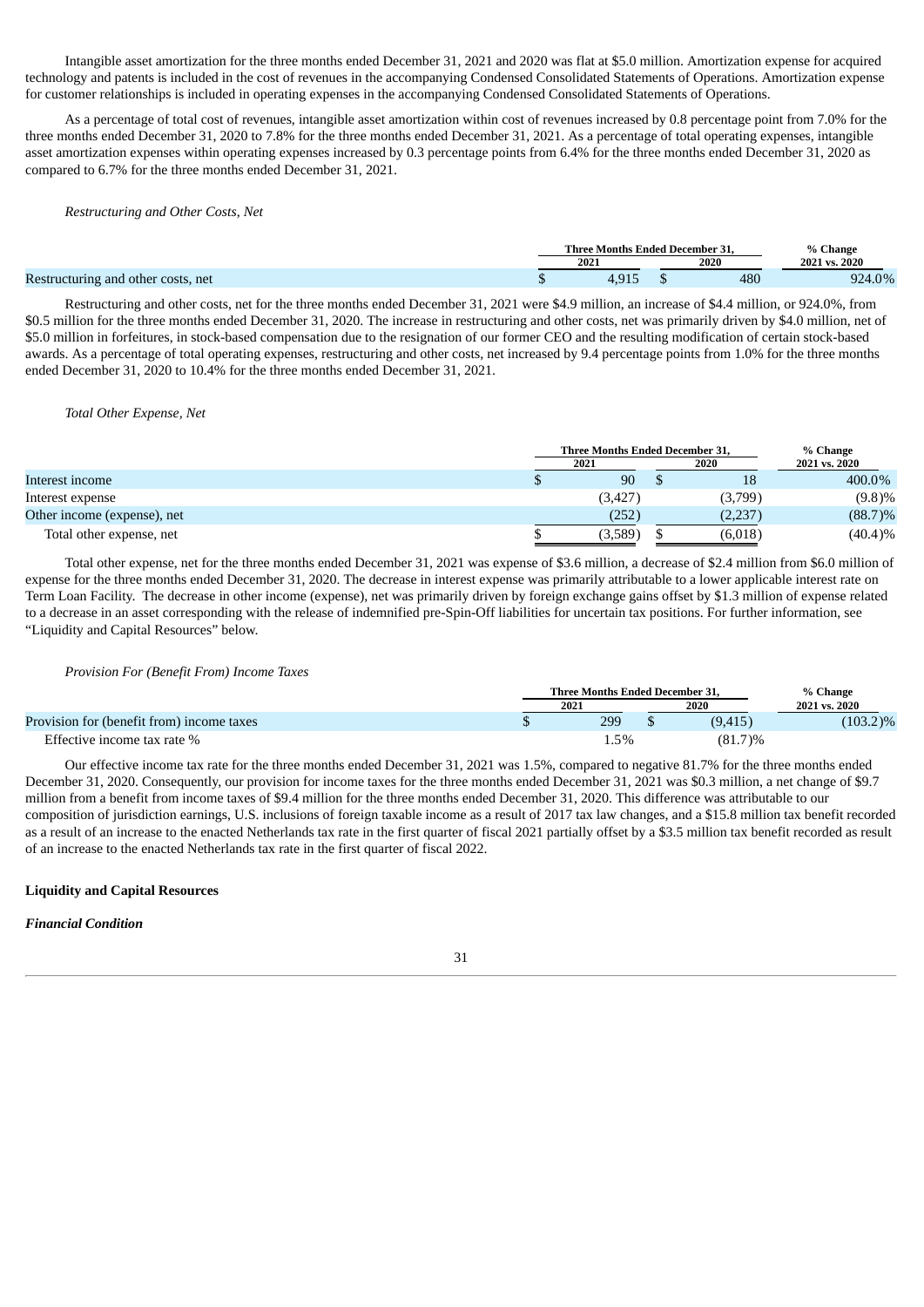Intangible asset amortization for the three months ended December 31, 2021 and 2020 was flat at $5.0 million. Amortization expense for acquired technology and patents is included in the cost of revenues in the accompanying Condensed Consolidated Statements of Operations. Amortization expense for customer relationships is included in operating expenses in the accompanying Condensed Consolidated Statements of Operations.

As a percentage of total cost of revenues, intangible asset amortization within cost of revenues increased by 0.8 percentage point from 7.0% for the three months ended December 31, 2020 to 7.8% for the three months ended December 31, 2021. As a percentage of total operating expenses, intangible asset amortization expenses within operating expenses increased by 0.3 percentage points from 6.4% for the three months ended December 31, 2020 as compared to 6.7% for the three months ended December 31, 2021.

*Restructuring and Other Costs, Net*

| | Three Months Ended December 31, | | % Change |
|---|---|---|---|
| | 2021 | 2020 | 2021 vs. 2020 |
| Restructuring and other costs, net | $ 4,915 | $ 480 | 924.0% |

Restructuring and other costs, net for the three months ended December 31, 2021 were $4.9 million, an increase of $4.4 million, or 924.0%, from $0.5 million for the three months ended December 31, 2020. The increase in restructuring and other costs, net was primarily driven by $4.0 million, net of $5.0 million in forfeitures, in stock-based compensation due to the resignation of our former CEO and the resulting modification of certain stock-based awards. As a percentage of total operating expenses, restructuring and other costs, net increased by 9.4 percentage points from 1.0% for the three months ended December 31, 2020 to 10.4% for the three months ended December 31, 2021.

*Total Other Expense, Net*

| | Three Months Ended December 31, | | % Change |
|---|---|---|---|
| | 2021 | 2020 | 2021 vs. 2020 |
| Interest income | $ 90 | $ 18 | 400.0% |
| Interest expense | (3,427) | (3,799) | (9.8)% |
| Other income (expense), net | (252) | (2,237) | (88.7)% |
| Total other expense, net | $ (3,589) | $ (6,018) | (40.4)% |

Total other expense, net for the three months ended December 31, 2021 was expense of $3.6 million, a decrease of $2.4 million from $6.0 million of expense for the three months ended December 31, 2020. The decrease in interest expense was primarily attributable to a lower applicable interest rate on Term Loan Facility. The decrease in other income (expense), net was primarily driven by foreign exchange gains offset by $1.3 million of expense related to a decrease in an asset corresponding with the release of indemnified pre-Spin-Off liabilities for uncertain tax positions. For further information, see "Liquidity and Capital Resources" below.

*Provision For (Benefit From) Income Taxes*

| | Three Months Ended December 31, | | % Change |
|---|---|---|---|
| | 2021 | 2020 | 2021 vs. 2020 |
| Provision for (benefit from) income taxes | $ 299 | $ (9,415) | (103.2)% |
| Effective income tax rate % | 1.5% | (81.7)% | |

Our effective income tax rate for the three months ended December 31, 2021 was 1.5%, compared to negative 81.7% for the three months ended December 31, 2020. Consequently, our provision for income taxes for the three months ended December 31, 2021 was $0.3 million, a net change of $9.7 million from a benefit from income taxes of $9.4 million for the three months ended December 31, 2020. This difference was attributable to our composition of jurisdiction earnings, U.S. inclusions of foreign taxable income as a result of 2017 tax law changes, and a $15.8 million tax benefit recorded as a result of an increase to the enacted Netherlands tax rate in the first quarter of fiscal 2021 partially offset by a $3.5 million tax benefit recorded as result of an increase to the enacted Netherlands tax rate in the first quarter of fiscal 2022.

**Liquidity and Capital Resources**

***Financial Condition***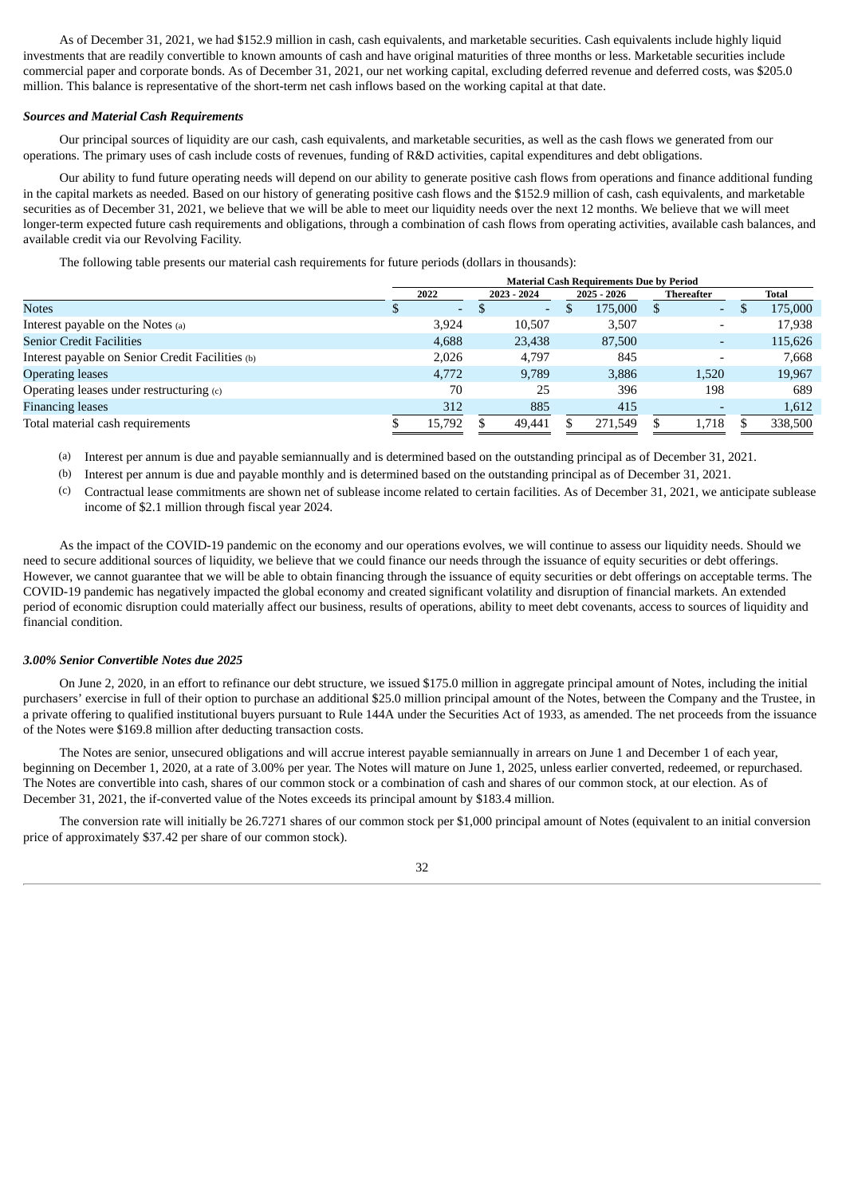As of December 31, 2021, we had $152.9 million in cash, cash equivalents, and marketable securities. Cash equivalents include highly liquid investments that are readily convertible to known amounts of cash and have original maturities of three months or less. Marketable securities include commercial paper and corporate bonds. As of December 31, 2021, our net working capital, excluding deferred revenue and deferred costs, was $205.0 million. This balance is representative of the short-term net cash inflows based on the working capital at that date.

***Sources and Material Cash Requirements***

Our principal sources of liquidity are our cash, cash equivalents, and marketable securities, as well as the cash flows we generated from our operations. The primary uses of cash include costs of revenues, funding of R&D activities, capital expenditures and debt obligations.

Our ability to fund future operating needs will depend on our ability to generate positive cash flows from operations and finance additional funding in the capital markets as needed. Based on our history of generating positive cash flows and the $152.9 million of cash, cash equivalents, and marketable securities as of December 31, 2021, we believe that we will be able to meet our liquidity needs over the next 12 months. We believe that we will meet longer-term expected future cash requirements and obligations, through a combination of cash flows from operating activities, available cash balances, and available credit via our Revolving Facility.

The following table presents our material cash requirements for future periods (dollars in thousands):

| | Material Cash Requirements Due by Period | | | | |
|---|---|---|---|---|---|
| | 2022 | 2023 - 2024 | 2025 - 2026 | Thereafter | Total |
| Notes | $ - | $ - | $ 175,000 | $ - | $ 175,000 |
| Interest payable on the Notes (a) | 3,924 | 10,507 | 3,507 | - | 17,938 |
| Senior Credit Facilities | 4,688 | 23,438 | 87,500 | - | 115,626 |
| Interest payable on Senior Credit Facilities (b) | 2,026 | 4,797 | 845 | - | 7,668 |
| Operating leases | 4,772 | 9,789 | 3,886 | 1,520 | 19,967 |
| Operating leases under restructuring (c) | 70 | 25 | 396 | 198 | 689 |
| Financing leases | 312 | 885 | 415 | - | 1,612 |
| Total material cash requirements | $ 15,792 | $ 49,441 | $ 271,549 | $ 1,718 | $ 338,500 |

(a) Interest per annum is due and payable semiannually and is determined based on the outstanding principal as of December 31, 2021.

(b) Interest per annum is due and payable monthly and is determined based on the outstanding principal as of December 31, 2021.

(c) Contractual lease commitments are shown net of sublease income related to certain facilities. As of December 31, 2021, we anticipate sublease income of $2.1 million through fiscal year 2024.

As the impact of the COVID-19 pandemic on the economy and our operations evolves, we will continue to assess our liquidity needs. Should we need to secure additional sources of liquidity, we believe that we could finance our needs through the issuance of equity securities or debt offerings. However, we cannot guarantee that we will be able to obtain financing through the issuance of equity securities or debt offerings on acceptable terms. The COVID-19 pandemic has negatively impacted the global economy and created significant volatility and disruption of financial markets. An extended period of economic disruption could materially affect our business, results of operations, ability to meet debt covenants, access to sources of liquidity and financial condition.

***3.00% Senior Convertible Notes due 2025***

On June 2, 2020, in an effort to refinance our debt structure, we issued $175.0 million in aggregate principal amount of Notes, including the initial purchasers' exercise in full of their option to purchase an additional $25.0 million principal amount of the Notes, between the Company and the Trustee, in a private offering to qualified institutional buyers pursuant to Rule 144A under the Securities Act of 1933, as amended. The net proceeds from the issuance of the Notes were $169.8 million after deducting transaction costs.

The Notes are senior, unsecured obligations and will accrue interest payable semiannually in arrears on June 1 and December 1 of each year, beginning on December 1, 2020, at a rate of 3.00% per year. The Notes will mature on June 1, 2025, unless earlier converted, redeemed, or repurchased. The Notes are convertible into cash, shares of our common stock or a combination of cash and shares of our common stock, at our election. As of December 31, 2021, the if-converted value of the Notes exceeds its principal amount by $183.4 million.

The conversion rate will initially be 26.7271 shares of our common stock per $1,000 principal amount of Notes (equivalent to an initial conversion price of approximately $37.42 per share of our common stock).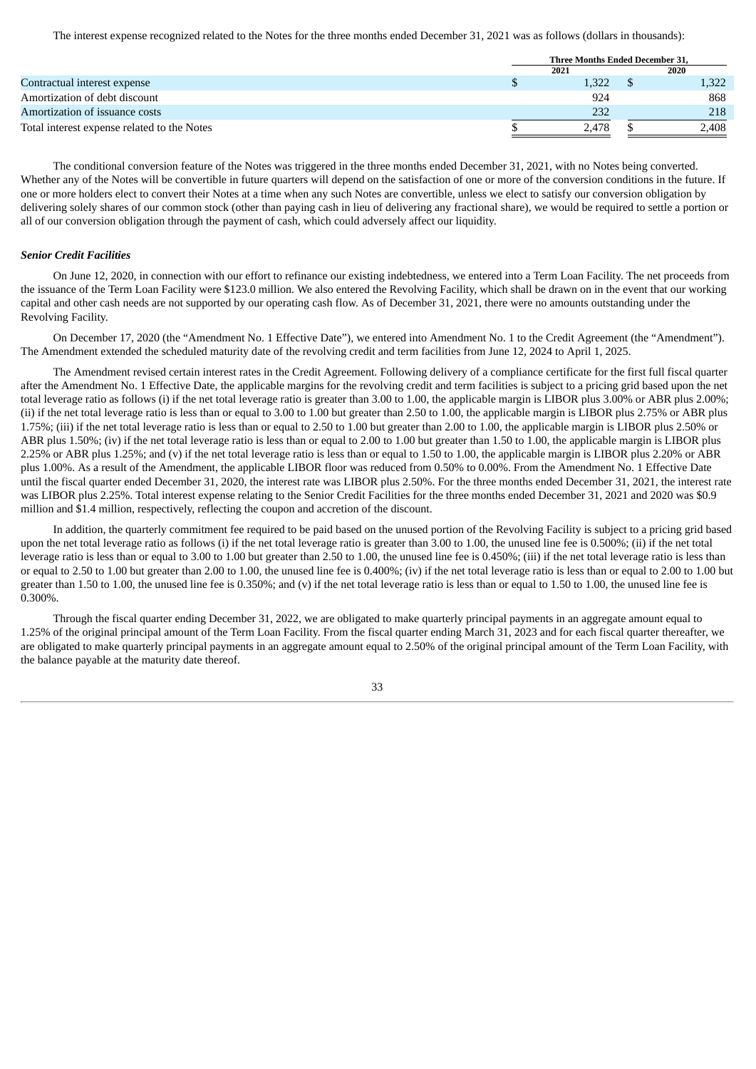The interest expense recognized related to the Notes for the three months ended December 31, 2021 was as follows (dollars in thousands):

| | Three Months Ended December 31, | |
|---|---|---|
| | 2021 | 2020 |
| Contractual interest expense | $ 1,322 | $ 1,322 |
| Amortization of debt discount | 924 | 868 |
| Amortization of issuance costs | 232 | 218 |
| Total interest expense related to the Notes | $ 2,478 | $ 2,408 |

The conditional conversion feature of the Notes was triggered in the three months ended December 31, 2021, with no Notes being converted. Whether any of the Notes will be convertible in future quarters will depend on the satisfaction of one or more of the conversion conditions in the future. If one or more holders elect to convert their Notes at a time when any such Notes are convertible, unless we elect to satisfy our conversion obligation by delivering solely shares of our common stock (other than paying cash in lieu of delivering any fractional share), we would be required to settle a portion or all of our conversion obligation through the payment of cash, which could adversely affect our liquidity.

***Senior Credit Facilities***

On June 12, 2020, in connection with our effort to refinance our existing indebtedness, we entered into a Term Loan Facility. The net proceeds from the issuance of the Term Loan Facility were $123.0 million. We also entered the Revolving Facility, which shall be drawn on in the event that our working capital and other cash needs are not supported by our operating cash flow. As of December 31, 2021, there were no amounts outstanding under the Revolving Facility.

On December 17, 2020 (the "Amendment No. 1 Effective Date"), we entered into Amendment No. 1 to the Credit Agreement (the "Amendment"). The Amendment extended the scheduled maturity date of the revolving credit and term facilities from June 12, 2024 to April 1, 2025.

The Amendment revised certain interest rates in the Credit Agreement. Following delivery of a compliance certificate for the first full fiscal quarter after the Amendment No. 1 Effective Date, the applicable margins for the revolving credit and term facilities is subject to a pricing grid based upon the net total leverage ratio as follows (i) if the net total leverage ratio is greater than 3.00 to 1.00, the applicable margin is LIBOR plus 3.00% or ABR plus 2.00%; (ii) if the net total leverage ratio is less than or equal to 3.00 to 1.00 but greater than 2.50 to 1.00, the applicable margin is LIBOR plus 2.75% or ABR plus 1.75%; (iii) if the net total leverage ratio is less than or equal to 2.50 to 1.00 but greater than 2.00 to 1.00, the applicable margin is LIBOR plus 2.50% or ABR plus 1.50%; (iv) if the net total leverage ratio is less than or equal to 2.00 to 1.00 but greater than 1.50 to 1.00, the applicable margin is LIBOR plus 2.25% or ABR plus 1.25%; and (v) if the net total leverage ratio is less than or equal to 1.50 to 1.00, the applicable margin is LIBOR plus 2.20% or ABR plus 1.00%. As a result of the Amendment, the applicable LIBOR floor was reduced from 0.50% to 0.00%. From the Amendment No. 1 Effective Date until the fiscal quarter ended December 31, 2020, the interest rate was LIBOR plus 2.50%. For the three months ended December 31, 2021, the interest rate was LIBOR plus 2.25%. Total interest expense relating to the Senior Credit Facilities for the three months ended December 31, 2021 and 2020 was $0.9 million and $1.4 million, respectively, reflecting the coupon and accretion of the discount.

In addition, the quarterly commitment fee required to be paid based on the unused portion of the Revolving Facility is subject to a pricing grid based upon the net total leverage ratio as follows (i) if the net total leverage ratio is greater than 3.00 to 1.00, the unused line fee is 0.500%; (ii) if the net total leverage ratio is less than or equal to 3.00 to 1.00 but greater than 2.50 to 1.00, the unused line fee is 0.450%; (iii) if the net total leverage ratio is less than or equal to 2.50 to 1.00 but greater than 2.00 to 1.00, the unused line fee is 0.400%; (iv) if the net total leverage ratio is less than or equal to 2.00 to 1.00 but greater than 1.50 to 1.00, the unused line fee is 0.350%; and (v) if the net total leverage ratio is less than or equal to 1.50 to 1.00, the unused line fee is 0.300%.

Through the fiscal quarter ending December 31, 2022, we are obligated to make quarterly principal payments in an aggregate amount equal to 1.25% of the original principal amount of the Term Loan Facility. From the fiscal quarter ending March 31, 2023 and for each fiscal quarter thereafter, we are obligated to make quarterly principal payments in an aggregate amount equal to 2.50% of the original principal amount of the Term Loan Facility, with the balance payable at the maturity date thereof.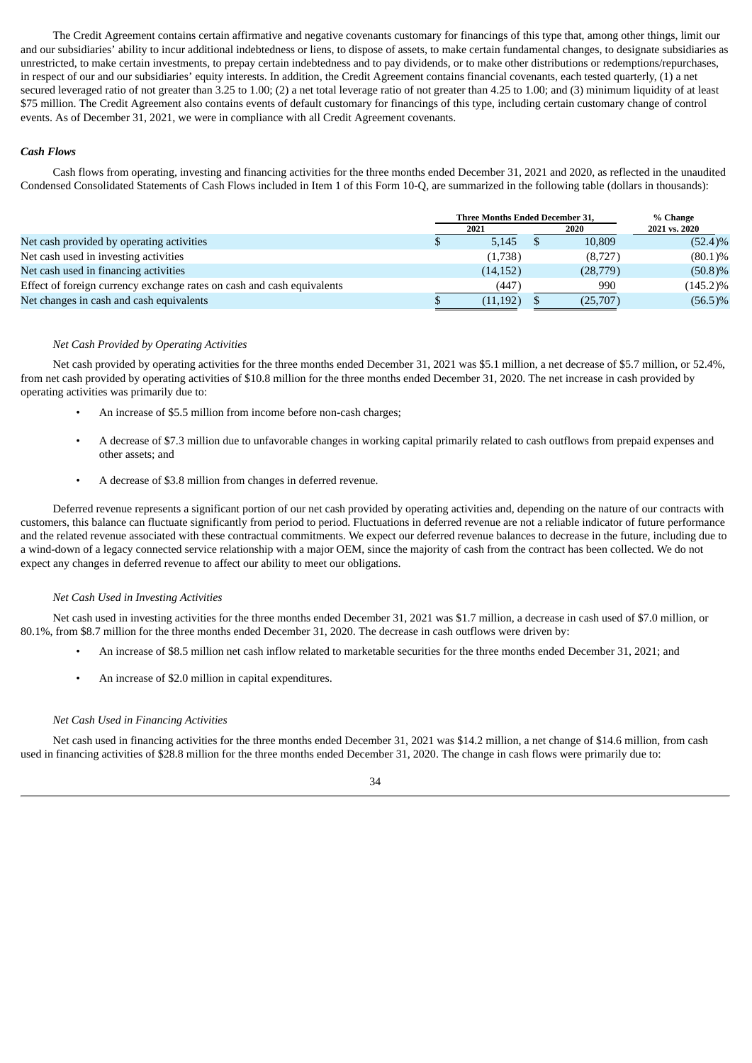The Credit Agreement contains certain affirmative and negative covenants customary for financings of this type that, among other things, limit our and our subsidiaries' ability to incur additional indebtedness or liens, to dispose of assets, to make certain fundamental changes, to designate subsidiaries as unrestricted, to make certain investments, to prepay certain indebtedness and to pay dividends, or to make other distributions or redemptions/repurchases, in respect of our and our subsidiaries' equity interests. In addition, the Credit Agreement contains financial covenants, each tested quarterly, (1) a net secured leveraged ratio of not greater than 3.25 to 1.00; (2) a net total leverage ratio of not greater than 4.25 to 1.00; and (3) minimum liquidity of at least $75 million. The Credit Agreement also contains events of default customary for financings of this type, including certain customary change of control events. As of December 31, 2021, we were in compliance with all Credit Agreement covenants.

### *Cash Flows*

Cash flows from operating, investing and financing activities for the three months ended December 31, 2021 and 2020, as reflected in the unaudited Condensed Consolidated Statements of Cash Flows included in Item 1 of this Form 10-Q, are summarized in the following table (dollars in thousands):

| | Three Months Ended December 31, | | % Change |
|---|---|---|---|
| | 2021 | 2020 | 2021 vs. 2020 |
| Net cash provided by operating activities | $ 5,145 | $ 10,809 | (52.4)% |
| Net cash used in investing activities | (1,738) | (8,727) | (80.1)% |
| Net cash used in financing activities | (14,152) | (28,779) | (50.8)% |
| Effect of foreign currency exchange rates on cash and cash equivalents | (447) | 990 | (145.2)% |
| Net changes in cash and cash equivalents | $ (11,192) | $ (25,707) | (56.5)% |

#### *Net Cash Provided by Operating Activities*

Net cash provided by operating activities for the three months ended December 31, 2021 was $5.1 million, a net decrease of $5.7 million, or 52.4%, from net cash provided by operating activities of $10.8 million for the three months ended December 31, 2020. The net increase in cash provided by operating activities was primarily due to:

- An increase of $5.5 million from income before non-cash charges;
- A decrease of $7.3 million due to unfavorable changes in working capital primarily related to cash outflows from prepaid expenses and other assets; and
- A decrease of $3.8 million from changes in deferred revenue.

Deferred revenue represents a significant portion of our net cash provided by operating activities and, depending on the nature of our contracts with customers, this balance can fluctuate significantly from period to period. Fluctuations in deferred revenue are not a reliable indicator of future performance and the related revenue associated with these contractual commitments. We expect our deferred revenue balances to decrease in the future, including due to a wind-down of a legacy connected service relationship with a major OEM, since the majority of cash from the contract has been collected. We do not expect any changes in deferred revenue to affect our ability to meet our obligations.

#### *Net Cash Used in Investing Activities*

Net cash used in investing activities for the three months ended December 31, 2021 was $1.7 million, a decrease in cash used of $7.0 million, or 80.1%, from $8.7 million for the three months ended December 31, 2020. The decrease in cash outflows were driven by:

- An increase of $8.5 million net cash inflow related to marketable securities for the three months ended December 31, 2021; and
- An increase of $2.0 million in capital expenditures.

#### *Net Cash Used in Financing Activities*

Net cash used in financing activities for the three months ended December 31, 2021 was $14.2 million, a net change of $14.6 million, from cash used in financing activities of $28.8 million for the three months ended December 31, 2020. The change in cash flows were primarily due to: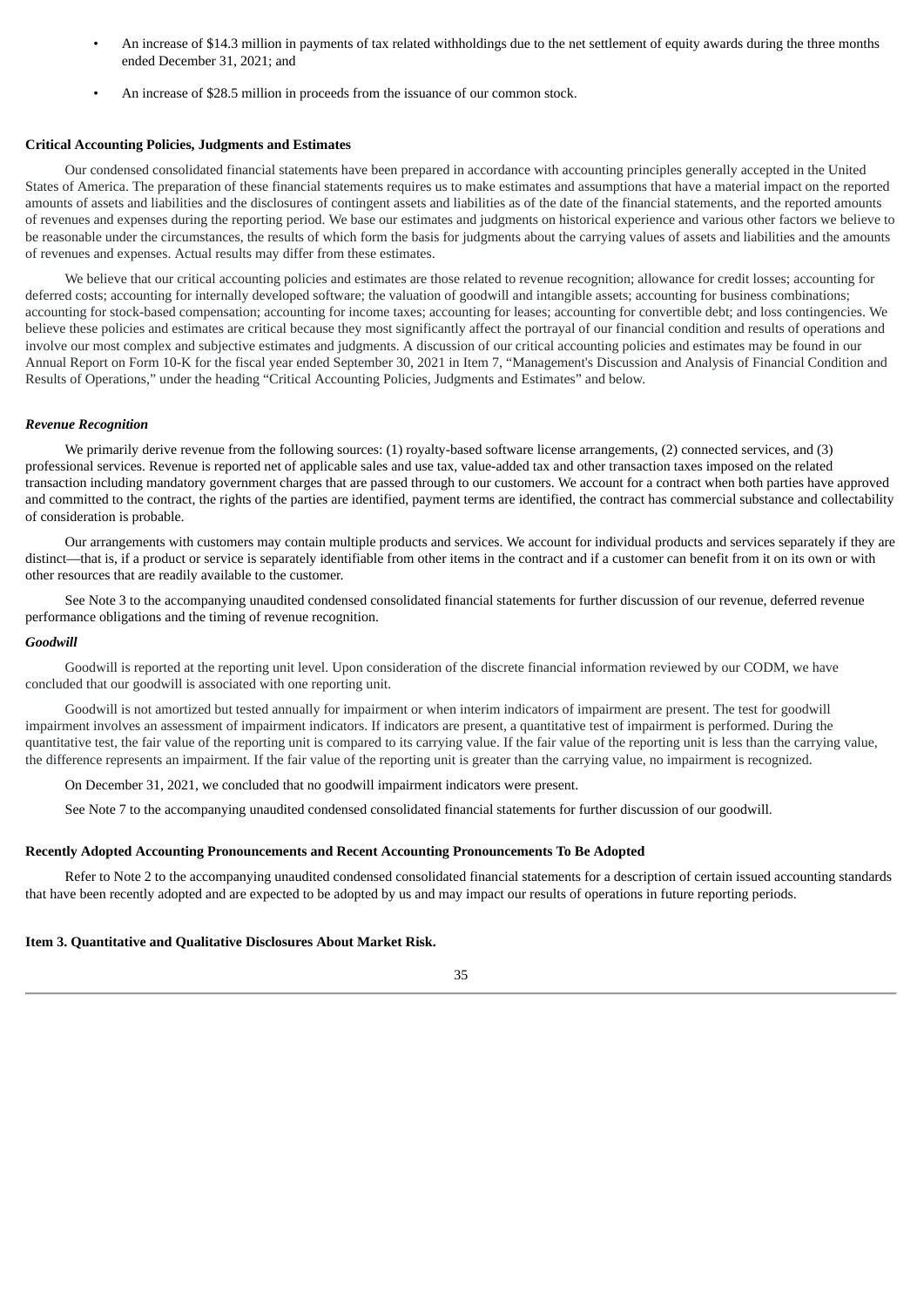- An increase of $14.3 million in payments of tax related withholdings due to the net settlement of equity awards during the three months ended December 31, 2021; and
- An increase of $28.5 million in proceeds from the issuance of our common stock.

**Critical Accounting Policies, Judgments and Estimates**

Our condensed consolidated financial statements have been prepared in accordance with accounting principles generally accepted in the United States of America. The preparation of these financial statements requires us to make estimates and assumptions that have a material impact on the reported amounts of assets and liabilities and the disclosures of contingent assets and liabilities as of the date of the financial statements, and the reported amounts of revenues and expenses during the reporting period. We base our estimates and judgments on historical experience and various other factors we believe to be reasonable under the circumstances, the results of which form the basis for judgments about the carrying values of assets and liabilities and the amounts of revenues and expenses. Actual results may differ from these estimates.

We believe that our critical accounting policies and estimates are those related to revenue recognition; allowance for credit losses; accounting for deferred costs; accounting for internally developed software; the valuation of goodwill and intangible assets; accounting for business combinations; accounting for stock-based compensation; accounting for income taxes; accounting for leases; accounting for convertible debt; and loss contingencies. We believe these policies and estimates are critical because they most significantly affect the portrayal of our financial condition and results of operations and involve our most complex and subjective estimates and judgments. A discussion of our critical accounting policies and estimates may be found in our Annual Report on Form 10-K for the fiscal year ended September 30, 2021 in Item 7, "Management's Discussion and Analysis of Financial Condition and Results of Operations," under the heading "Critical Accounting Policies, Judgments and Estimates" and below.

***Revenue Recognition***

We primarily derive revenue from the following sources: (1) royalty-based software license arrangements, (2) connected services, and (3) professional services. Revenue is reported net of applicable sales and use tax, value-added tax and other transaction taxes imposed on the related transaction including mandatory government charges that are passed through to our customers. We account for a contract when both parties have approved and committed to the contract, the rights of the parties are identified, payment terms are identified, the contract has commercial substance and collectability of consideration is probable.

Our arrangements with customers may contain multiple products and services. We account for individual products and services separately if they are distinct—that is, if a product or service is separately identifiable from other items in the contract and if a customer can benefit from it on its own or with other resources that are readily available to the customer.

See Note 3 to the accompanying unaudited condensed consolidated financial statements for further discussion of our revenue, deferred revenue performance obligations and the timing of revenue recognition.

***Goodwill***

Goodwill is reported at the reporting unit level. Upon consideration of the discrete financial information reviewed by our CODM, we have concluded that our goodwill is associated with one reporting unit.

Goodwill is not amortized but tested annually for impairment or when interim indicators of impairment are present. The test for goodwill impairment involves an assessment of impairment indicators. If indicators are present, a quantitative test of impairment is performed. During the quantitative test, the fair value of the reporting unit is compared to its carrying value. If the fair value of the reporting unit is less than the carrying value, the difference represents an impairment. If the fair value of the reporting unit is greater than the carrying value, no impairment is recognized.

On December 31, 2021, we concluded that no goodwill impairment indicators were present.

See Note 7 to the accompanying unaudited condensed consolidated financial statements for further discussion of our goodwill.

**Recently Adopted Accounting Pronouncements and Recent Accounting Pronouncements To Be Adopted**

Refer to Note 2 to the accompanying unaudited condensed consolidated financial statements for a description of certain issued accounting standards that have been recently adopted and are expected to be adopted by us and may impact our results of operations in future reporting periods.

**Item 3. Quantitative and Qualitative Disclosures About Market Risk.**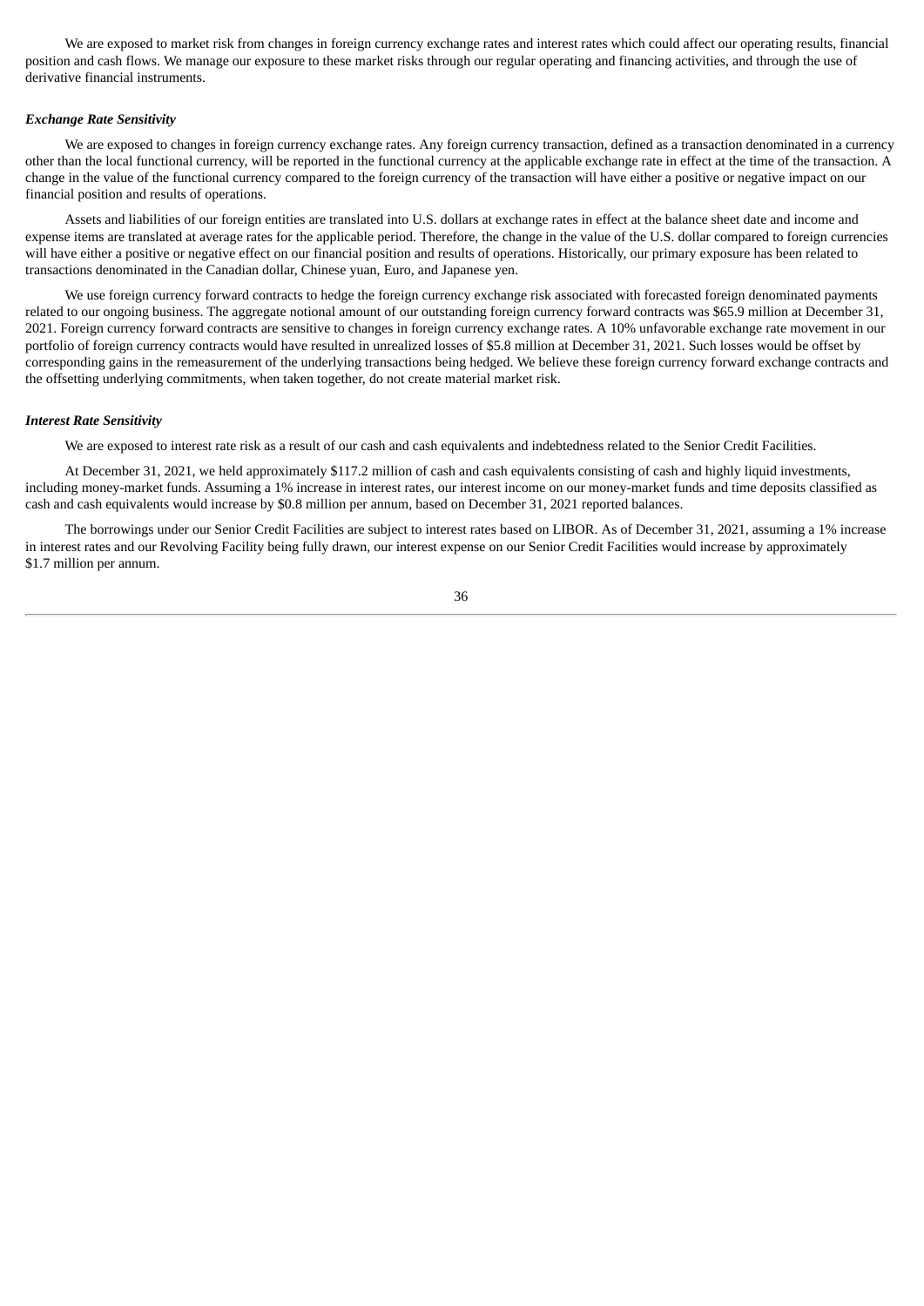We are exposed to market risk from changes in foreign currency exchange rates and interest rates which could affect our operating results, financial position and cash flows. We manage our exposure to these market risks through our regular operating and financing activities, and through the use of derivative financial instruments.

***Exchange Rate Sensitivity***

We are exposed to changes in foreign currency exchange rates. Any foreign currency transaction, defined as a transaction denominated in a currency other than the local functional currency, will be reported in the functional currency at the applicable exchange rate in effect at the time of the transaction. A change in the value of the functional currency compared to the foreign currency of the transaction will have either a positive or negative impact on our financial position and results of operations.

Assets and liabilities of our foreign entities are translated into U.S. dollars at exchange rates in effect at the balance sheet date and income and expense items are translated at average rates for the applicable period. Therefore, the change in the value of the U.S. dollar compared to foreign currencies will have either a positive or negative effect on our financial position and results of operations. Historically, our primary exposure has been related to transactions denominated in the Canadian dollar, Chinese yuan, Euro, and Japanese yen.

We use foreign currency forward contracts to hedge the foreign currency exchange risk associated with forecasted foreign denominated payments related to our ongoing business. The aggregate notional amount of our outstanding foreign currency forward contracts was $65.9 million at December 31, 2021. Foreign currency forward contracts are sensitive to changes in foreign currency exchange rates. A 10% unfavorable exchange rate movement in our portfolio of foreign currency contracts would have resulted in unrealized losses of $5.8 million at December 31, 2021. Such losses would be offset by corresponding gains in the remeasurement of the underlying transactions being hedged. We believe these foreign currency forward exchange contracts and the offsetting underlying commitments, when taken together, do not create material market risk.

***Interest Rate Sensitivity***

We are exposed to interest rate risk as a result of our cash and cash equivalents and indebtedness related to the Senior Credit Facilities.

At December 31, 2021, we held approximately $117.2 million of cash and cash equivalents consisting of cash and highly liquid investments, including money-market funds. Assuming a 1% increase in interest rates, our interest income on our money-market funds and time deposits classified as cash and cash equivalents would increase by $0.8 million per annum, based on December 31, 2021 reported balances.

The borrowings under our Senior Credit Facilities are subject to interest rates based on LIBOR. As of December 31, 2021, assuming a 1% increase in interest rates and our Revolving Facility being fully drawn, our interest expense on our Senior Credit Facilities would increase by approximately $1.7 million per annum.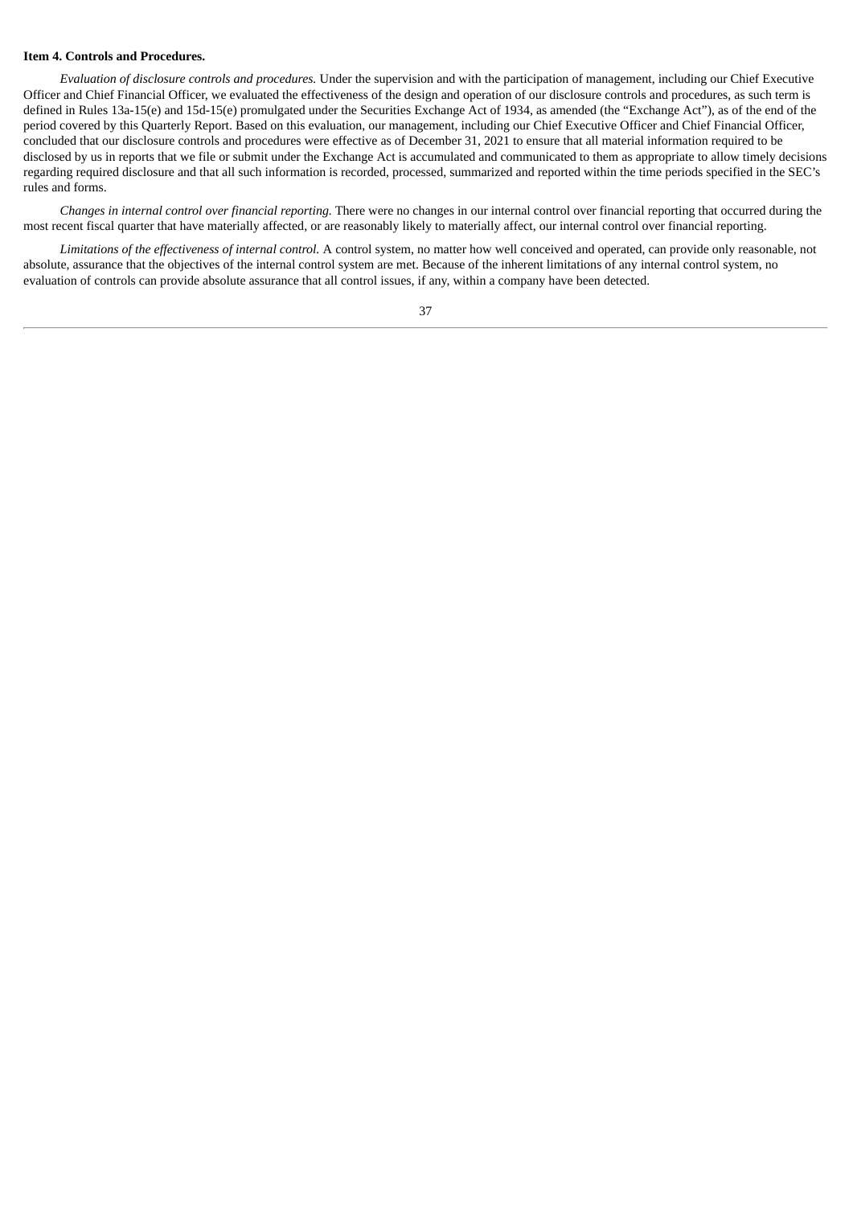**Item 4. Controls and Procedures.**

*Evaluation of disclosure controls and procedures.* Under the supervision and with the participation of management, including our Chief Executive Officer and Chief Financial Officer, we evaluated the effectiveness of the design and operation of our disclosure controls and procedures, as such term is defined in Rules 13a-15(e) and 15d-15(e) promulgated under the Securities Exchange Act of 1934, as amended (the "Exchange Act"), as of the end of the period covered by this Quarterly Report. Based on this evaluation, our management, including our Chief Executive Officer and Chief Financial Officer, concluded that our disclosure controls and procedures were effective as of December 31, 2021 to ensure that all material information required to be disclosed by us in reports that we file or submit under the Exchange Act is accumulated and communicated to them as appropriate to allow timely decisions regarding required disclosure and that all such information is recorded, processed, summarized and reported within the time periods specified in the SEC's rules and forms.

*Changes in internal control over financial reporting.* There were no changes in our internal control over financial reporting that occurred during the most recent fiscal quarter that have materially affected, or are reasonably likely to materially affect, our internal control over financial reporting.

*Limitations of the effectiveness of internal control.* A control system, no matter how well conceived and operated, can provide only reasonable, not absolute, assurance that the objectives of the internal control system are met. Because of the inherent limitations of any internal control system, no evaluation of controls can provide absolute assurance that all control issues, if any, within a company have been detected.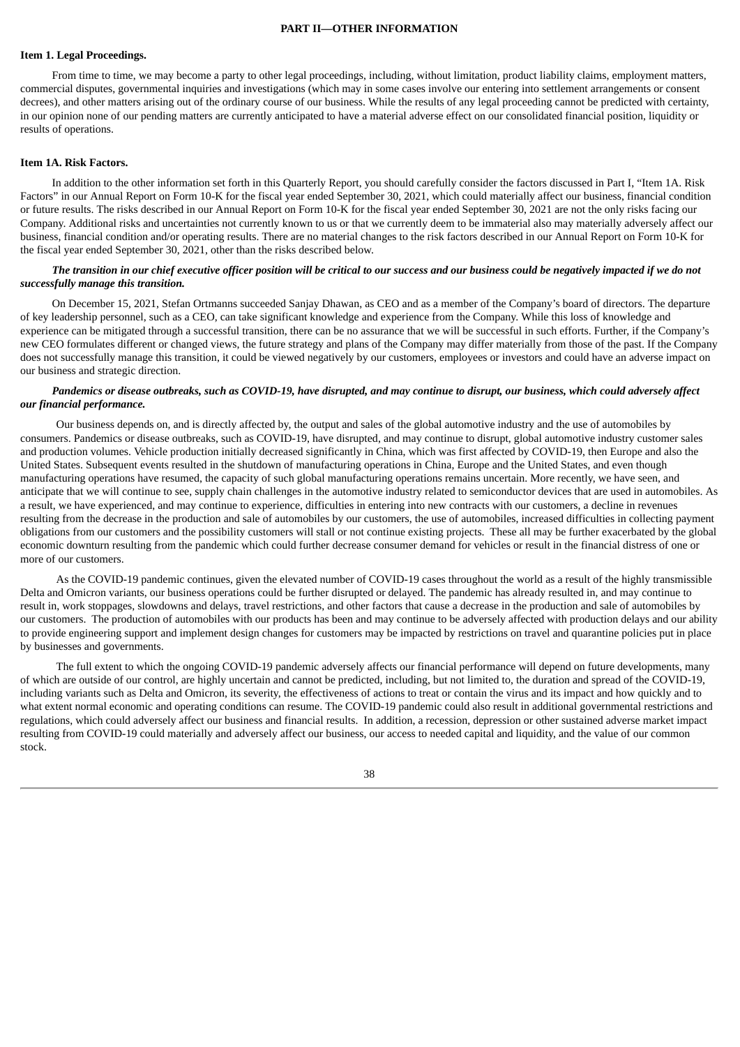## PART II—OTHER INFORMATION

### Item 1. Legal Proceedings.

From time to time, we may become a party to other legal proceedings, including, without limitation, product liability claims, employment matters, commercial disputes, governmental inquiries and investigations (which may in some cases involve our entering into settlement arrangements or consent decrees), and other matters arising out of the ordinary course of our business. While the results of any legal proceeding cannot be predicted with certainty, in our opinion none of our pending matters are currently anticipated to have a material adverse effect on our consolidated financial position, liquidity or results of operations.

### Item 1A. Risk Factors.

In addition to the other information set forth in this Quarterly Report, you should carefully consider the factors discussed in Part I, "Item 1A. Risk Factors" in our Annual Report on Form 10-K for the fiscal year ended September 30, 2021, which could materially affect our business, financial condition or future results. The risks described in our Annual Report on Form 10-K for the fiscal year ended September 30, 2021 are not the only risks facing our Company. Additional risks and uncertainties not currently known to us or that we currently deem to be immaterial also may materially adversely affect our business, financial condition and/or operating results. There are no material changes to the risk factors described in our Annual Report on Form 10-K for the fiscal year ended September 30, 2021, other than the risks described below.

***The transition in our chief executive officer position will be critical to our success and our business could be negatively impacted if we do not successfully manage this transition.***

On December 15, 2021, Stefan Ortmanns succeeded Sanjay Dhawan, as CEO and as a member of the Company's board of directors. The departure of key leadership personnel, such as a CEO, can take significant knowledge and experience from the Company. While this loss of knowledge and experience can be mitigated through a successful transition, there can be no assurance that we will be successful in such efforts. Further, if the Company's new CEO formulates different or changed views, the future strategy and plans of the Company may differ materially from those of the past. If the Company does not successfully manage this transition, it could be viewed negatively by our customers, employees or investors and could have an adverse impact on our business and strategic direction.

***Pandemics or disease outbreaks, such as COVID-19, have disrupted, and may continue to disrupt, our business, which could adversely affect our financial performance.***

Our business depends on, and is directly affected by, the output and sales of the global automotive industry and the use of automobiles by consumers. Pandemics or disease outbreaks, such as COVID-19, have disrupted, and may continue to disrupt, global automotive industry customer sales and production volumes. Vehicle production initially decreased significantly in China, which was first affected by COVID-19, then Europe and also the United States. Subsequent events resulted in the shutdown of manufacturing operations in China, Europe and the United States, and even though manufacturing operations have resumed, the capacity of such global manufacturing operations remains uncertain. More recently, we have seen, and anticipate that we will continue to see, supply chain challenges in the automotive industry related to semiconductor devices that are used in automobiles. As a result, we have experienced, and may continue to experience, difficulties in entering into new contracts with our customers, a decline in revenues resulting from the decrease in the production and sale of automobiles by our customers, the use of automobiles, increased difficulties in collecting payment obligations from our customers and the possibility customers will stall or not continue existing projects. These all may be further exacerbated by the global economic downturn resulting from the pandemic which could further decrease consumer demand for vehicles or result in the financial distress of one or more of our customers.

As the COVID-19 pandemic continues, given the elevated number of COVID-19 cases throughout the world as a result of the highly transmissible Delta and Omicron variants, our business operations could be further disrupted or delayed. The pandemic has already resulted in, and may continue to result in, work stoppages, slowdowns and delays, travel restrictions, and other factors that cause a decrease in the production and sale of automobiles by our customers. The production of automobiles with our products has been and may continue to be adversely affected with production delays and our ability to provide engineering support and implement design changes for customers may be impacted by restrictions on travel and quarantine policies put in place by businesses and governments.

The full extent to which the ongoing COVID-19 pandemic adversely affects our financial performance will depend on future developments, many of which are outside of our control, are highly uncertain and cannot be predicted, including, but not limited to, the duration and spread of the COVID-19, including variants such as Delta and Omicron, its severity, the effectiveness of actions to treat or contain the virus and its impact and how quickly and to what extent normal economic and operating conditions can resume. The COVID-19 pandemic could also result in additional governmental restrictions and regulations, which could adversely affect our business and financial results. In addition, a recession, depression or other sustained adverse market impact resulting from COVID-19 could materially and adversely affect our business, our access to needed capital and liquidity, and the value of our common stock.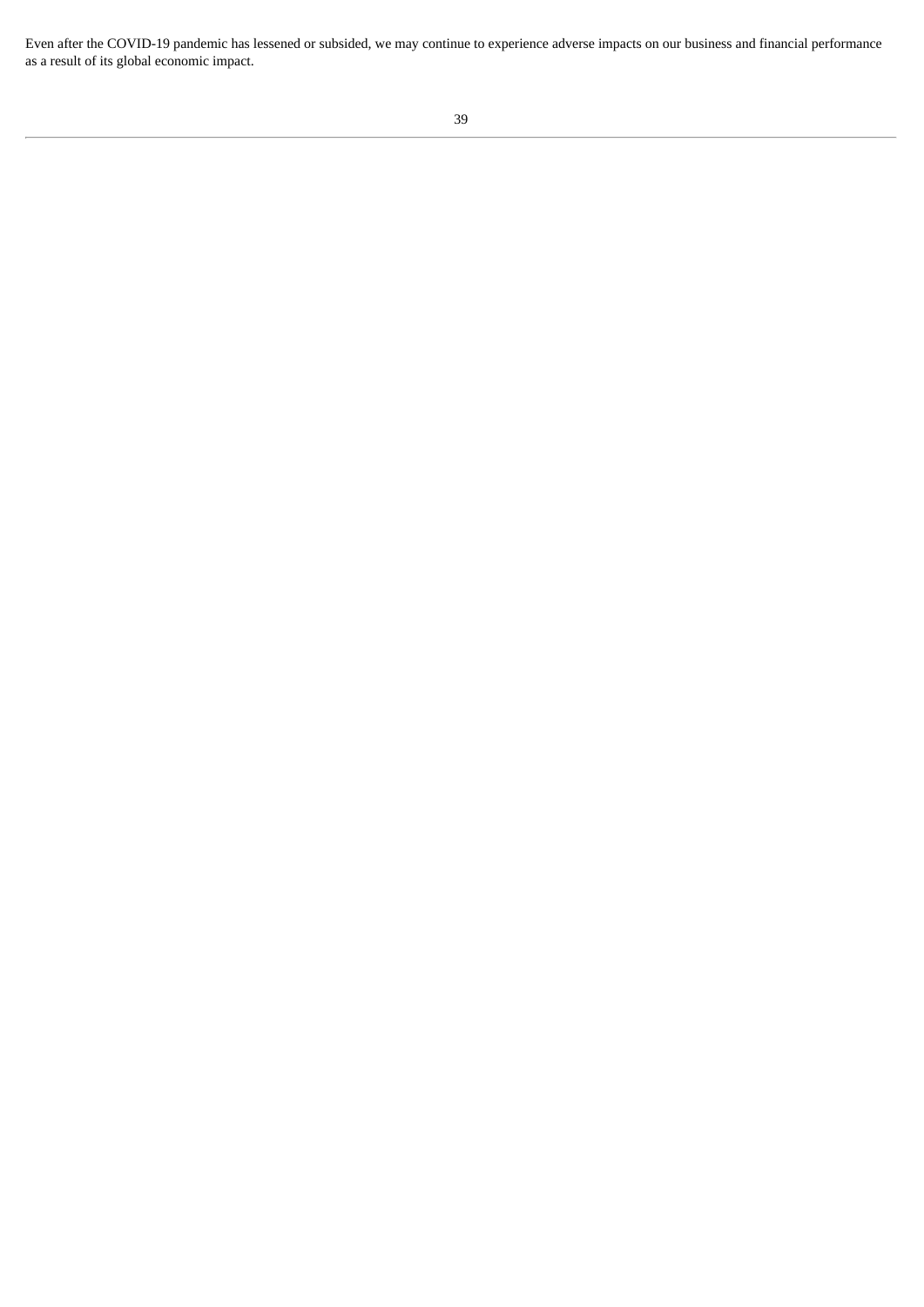Even after the COVID-19 pandemic has lessened or subsided, we may continue to experience adverse impacts on our business and financial performance as a result of its global economic impact.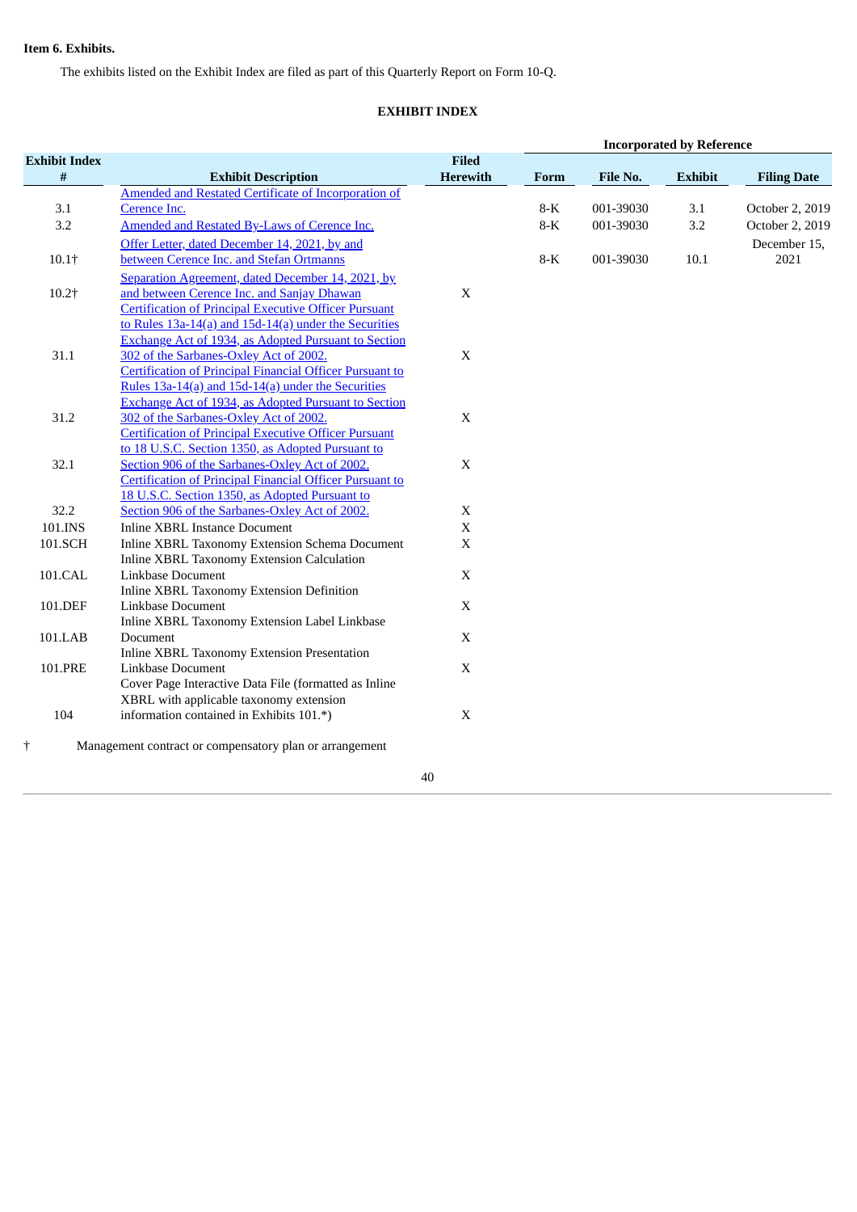**Item 6. Exhibits.**

The exhibits listed on the Exhibit Index are filed as part of this Quarterly Report on Form 10-Q.

**EXHIBIT INDEX**

| | | | Incorporated by Reference | | | |
|---|---|---|---|---|---|---|
| **Exhibit Index #** | **Exhibit Description** | **Filed Herewith** | **Form** | **File No.** | **Exhibit** | **Filing Date** |
| 3.1 | Amended and Restated Certificate of Incorporation of Cerence Inc. | | 8-K | 001-39030 | 3.1 | October 2, 2019 |
| 3.2 | Amended and Restated By-Laws of Cerence Inc. | | 8-K | 001-39030 | 3.2 | October 2, 2019 |
| 10.1† | Offer Letter, dated December 14, 2021, by and between Cerence Inc. and Stefan Ortmanns | | 8-K | 001-39030 | 10.1 | December 15, 2021 |
| 10.2† | Separation Agreement, dated December 14, 2021, by and between Cerence Inc. and Sanjay Dhawan | X | | | | |
| 31.1 | Certification of Principal Executive Officer Pursuant to Rules 13a-14(a) and 15d-14(a) under the Securities Exchange Act of 1934, as Adopted Pursuant to Section 302 of the Sarbanes-Oxley Act of 2002. | X | | | | |
| 31.2 | Certification of Principal Financial Officer Pursuant to Rules 13a-14(a) and 15d-14(a) under the Securities Exchange Act of 1934, as Adopted Pursuant to Section 302 of the Sarbanes-Oxley Act of 2002. | X | | | | |
| 32.1 | Certification of Principal Executive Officer Pursuant to 18 U.S.C. Section 1350, as Adopted Pursuant to Section 906 of the Sarbanes-Oxley Act of 2002. | X | | | | |
| 32.2 | Certification of Principal Financial Officer Pursuant to 18 U.S.C. Section 1350, as Adopted Pursuant to Section 906 of the Sarbanes-Oxley Act of 2002. | X | | | | |
| 101.INS | Inline XBRL Instance Document | X | | | | |
| 101.SCH | Inline XBRL Taxonomy Extension Schema Document | X | | | | |
| 101.CAL | Inline XBRL Taxonomy Extension Calculation Linkbase Document | X | | | | |
| 101.DEF | Inline XBRL Taxonomy Extension Definition Linkbase Document | X | | | | |
| 101.LAB | Inline XBRL Taxonomy Extension Label Linkbase Document | X | | | | |
| 101.PRE | Inline XBRL Taxonomy Extension Presentation Linkbase Document | X | | | | |
| 104 | Cover Page Interactive Data File (formatted as Inline XBRL with applicable taxonomy extension information contained in Exhibits 101.*) | X | | | | |

† Management contract or compensatory plan or arrangement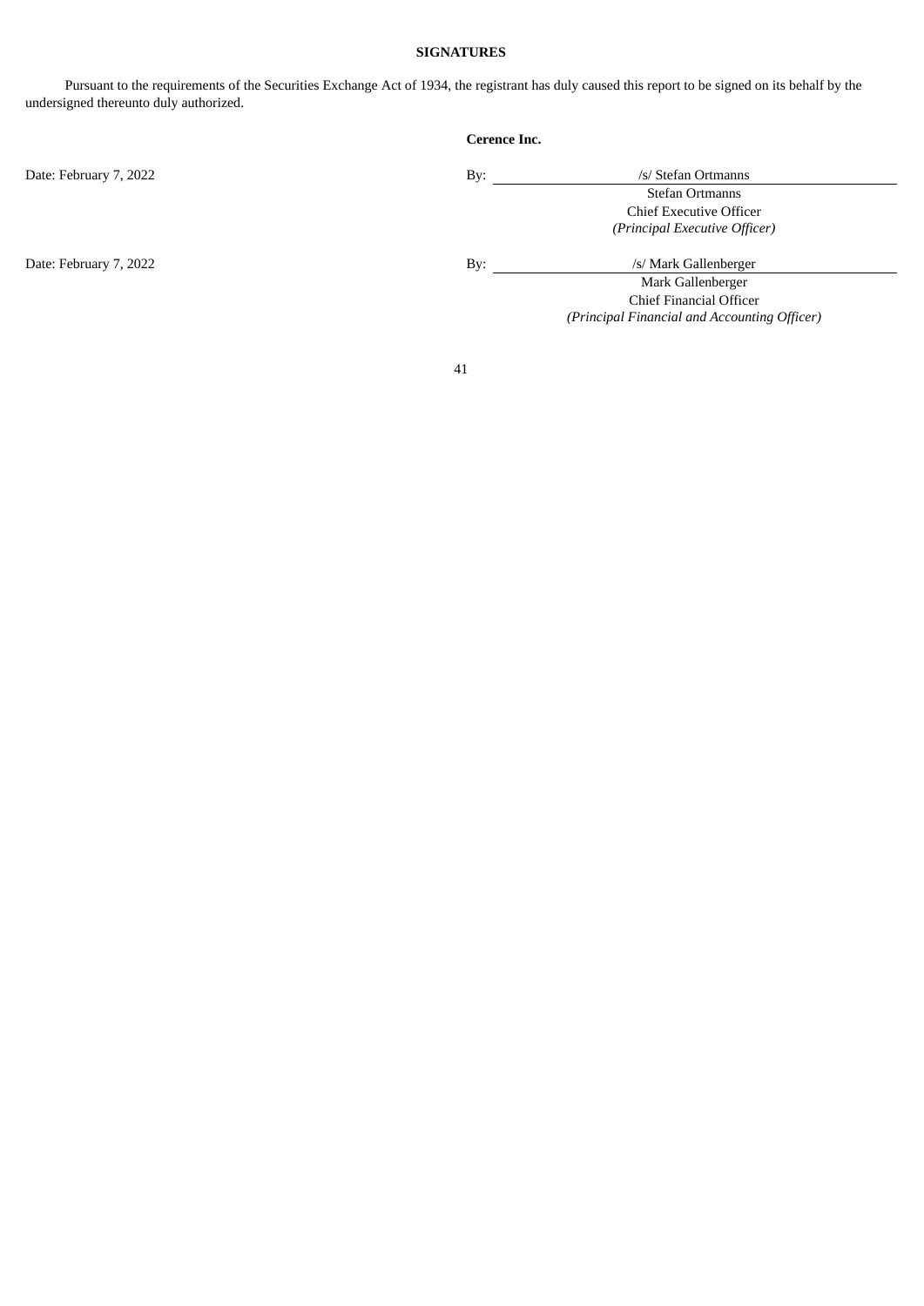**SIGNATURES**

Pursuant to the requirements of the Securities Exchange Act of 1934, the registrant has duly caused this report to be signed on its behalf by the undersigned thereunto duly authorized.

**Cerence Inc.**

| | | |
|---|---|---|
| Date: February 7, 2022 | By: | /s/ Stefan Ortmanns |
| | | Stefan Ortmanns |
| | | Chief Executive Officer |
| | | *(Principal Executive Officer)* |
| Date: February 7, 2022 | By: | /s/ Mark Gallenberger |
| | | Mark Gallenberger |
| | | Chief Financial Officer |
| | | *(Principal Financial and Accounting Officer)* |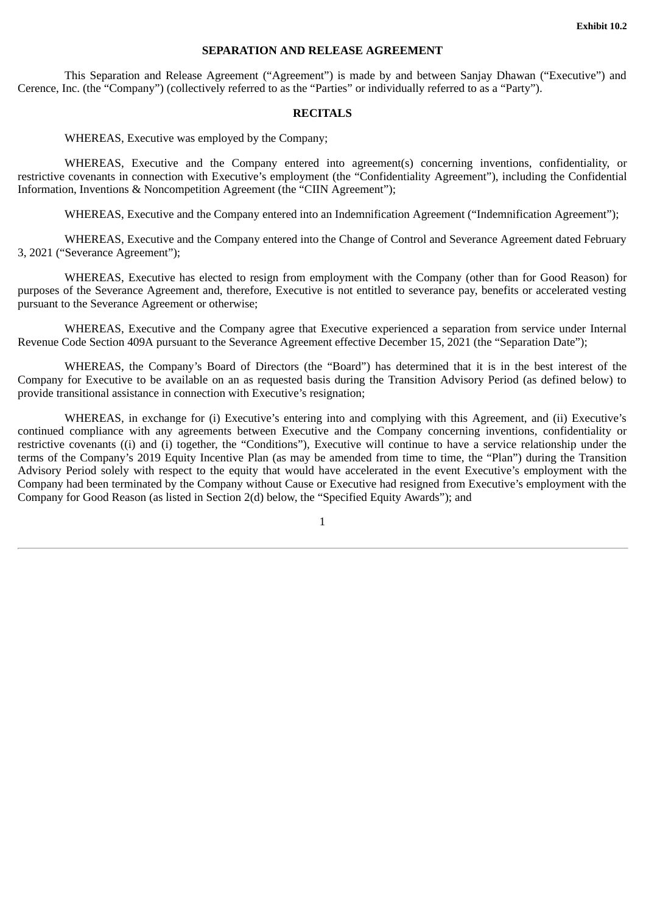**Exhibit 10.2**

# SEPARATION AND RELEASE AGREEMENT

This Separation and Release Agreement ("Agreement") is made by and between Sanjay Dhawan ("Executive") and Cerence, Inc. (the "Company") (collectively referred to as the "Parties" or individually referred to as a "Party").

## RECITALS

WHEREAS, Executive was employed by the Company;

WHEREAS, Executive and the Company entered into agreement(s) concerning inventions, confidentiality, or restrictive covenants in connection with Executive's employment (the "Confidentiality Agreement"), including the Confidential Information, Inventions & Noncompetition Agreement (the "CIIN Agreement");

WHEREAS, Executive and the Company entered into an Indemnification Agreement ("Indemnification Agreement");

WHEREAS, Executive and the Company entered into the Change of Control and Severance Agreement dated February 3, 2021 ("Severance Agreement");

WHEREAS, Executive has elected to resign from employment with the Company (other than for Good Reason) for purposes of the Severance Agreement and, therefore, Executive is not entitled to severance pay, benefits or accelerated vesting pursuant to the Severance Agreement or otherwise;

WHEREAS, Executive and the Company agree that Executive experienced a separation from service under Internal Revenue Code Section 409A pursuant to the Severance Agreement effective December 15, 2021 (the "Separation Date");

WHEREAS, the Company's Board of Directors (the "Board") has determined that it is in the best interest of the Company for Executive to be available on an as requested basis during the Transition Advisory Period (as defined below) to provide transitional assistance in connection with Executive's resignation;

WHEREAS, in exchange for (i) Executive's entering into and complying with this Agreement, and (ii) Executive's continued compliance with any agreements between Executive and the Company concerning inventions, confidentiality or restrictive covenants ((i) and (i) together, the "Conditions"), Executive will continue to have a service relationship under the terms of the Company's 2019 Equity Incentive Plan (as may be amended from time to time, the "Plan") during the Transition Advisory Period solely with respect to the equity that would have accelerated in the event Executive's employment with the Company had been terminated by the Company without Cause or Executive had resigned from Executive's employment with the Company for Good Reason (as listed in Section 2(d) below, the "Specified Equity Awards"); and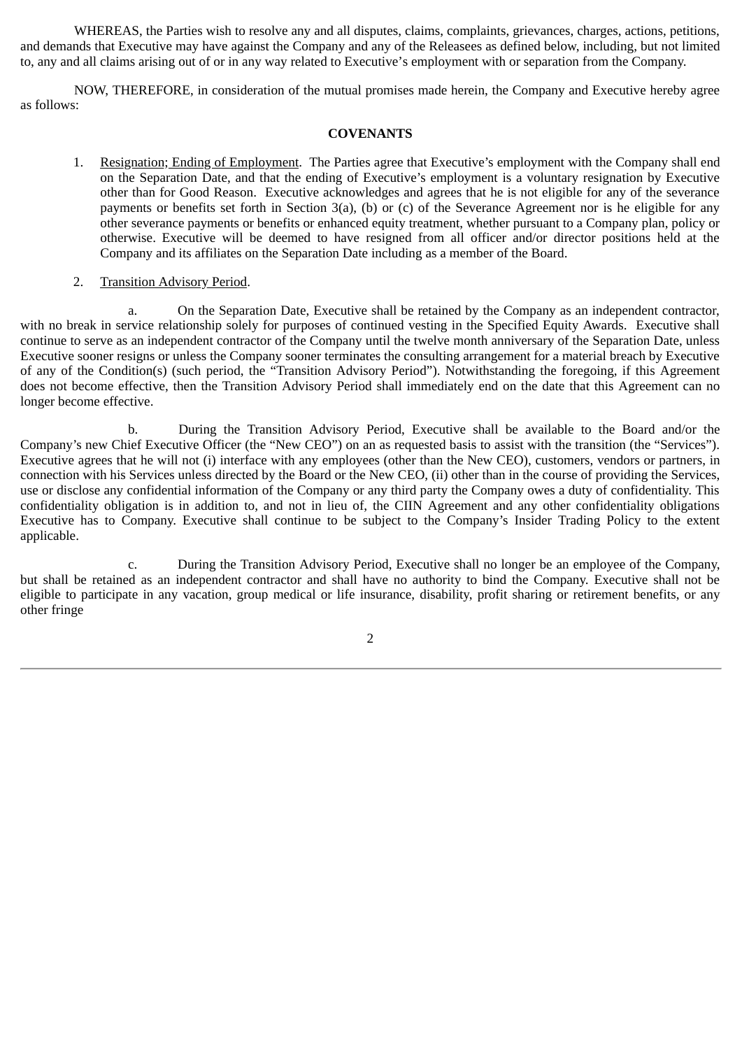WHEREAS, the Parties wish to resolve any and all disputes, claims, complaints, grievances, charges, actions, petitions, and demands that Executive may have against the Company and any of the Releasees as defined below, including, but not limited to, any and all claims arising out of or in any way related to Executive's employment with or separation from the Company.

NOW, THEREFORE, in consideration of the mutual promises made herein, the Company and Executive hereby agree as follows:

**COVENANTS**

1. Resignation; Ending of Employment. The Parties agree that Executive's employment with the Company shall end on the Separation Date, and that the ending of Executive's employment is a voluntary resignation by Executive other than for Good Reason. Executive acknowledges and agrees that he is not eligible for any of the severance payments or benefits set forth in Section 3(a), (b) or (c) of the Severance Agreement nor is he eligible for any other severance payments or benefits or enhanced equity treatment, whether pursuant to a Company plan, policy or otherwise. Executive will be deemed to have resigned from all officer and/or director positions held at the Company and its affiliates on the Separation Date including as a member of the Board.

2. Transition Advisory Period.

a. On the Separation Date, Executive shall be retained by the Company as an independent contractor, with no break in service relationship solely for purposes of continued vesting in the Specified Equity Awards. Executive shall continue to serve as an independent contractor of the Company until the twelve month anniversary of the Separation Date, unless Executive sooner resigns or unless the Company sooner terminates the consulting arrangement for a material breach by Executive of any of the Condition(s) (such period, the "Transition Advisory Period"). Notwithstanding the foregoing, if this Agreement does not become effective, then the Transition Advisory Period shall immediately end on the date that this Agreement can no longer become effective.

b. During the Transition Advisory Period, Executive shall be available to the Board and/or the Company's new Chief Executive Officer (the "New CEO") on an as requested basis to assist with the transition (the "Services"). Executive agrees that he will not (i) interface with any employees (other than the New CEO), customers, vendors or partners, in connection with his Services unless directed by the Board or the New CEO, (ii) other than in the course of providing the Services, use or disclose any confidential information of the Company or any third party the Company owes a duty of confidentiality. This confidentiality obligation is in addition to, and not in lieu of, the CIIN Agreement and any other confidentiality obligations Executive has to Company. Executive shall continue to be subject to the Company's Insider Trading Policy to the extent applicable.

c. During the Transition Advisory Period, Executive shall no longer be an employee of the Company, but shall be retained as an independent contractor and shall have no authority to bind the Company. Executive shall not be eligible to participate in any vacation, group medical or life insurance, disability, profit sharing or retirement benefits, or any other fringe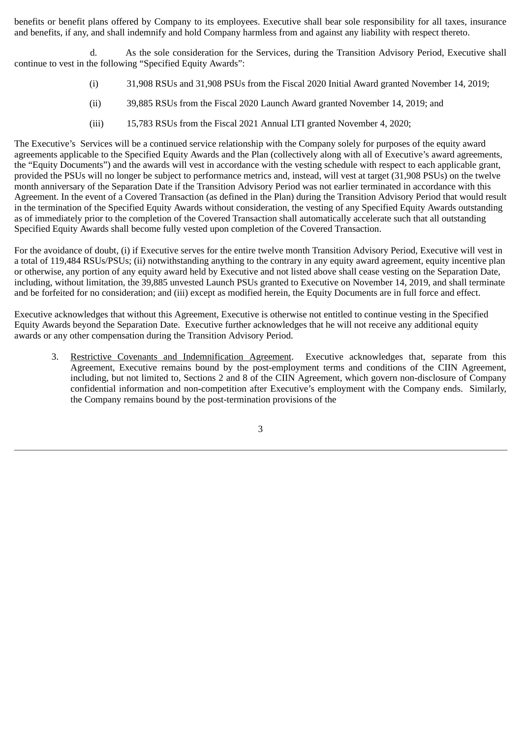benefits or benefit plans offered by Company to its employees. Executive shall bear sole responsibility for all taxes, insurance and benefits, if any, and shall indemnify and hold Company harmless from and against any liability with respect thereto.

d. As the sole consideration for the Services, during the Transition Advisory Period, Executive shall continue to vest in the following "Specified Equity Awards":

(i) 31,908 RSUs and 31,908 PSUs from the Fiscal 2020 Initial Award granted November 14, 2019;

(ii) 39,885 RSUs from the Fiscal 2020 Launch Award granted November 14, 2019; and

(iii) 15,783 RSUs from the Fiscal 2021 Annual LTI granted November 4, 2020;

The Executive's Services will be a continued service relationship with the Company solely for purposes of the equity award agreements applicable to the Specified Equity Awards and the Plan (collectively along with all of Executive's award agreements, the "Equity Documents") and the awards will vest in accordance with the vesting schedule with respect to each applicable grant, provided the PSUs will no longer be subject to performance metrics and, instead, will vest at target (31,908 PSUs) on the twelve month anniversary of the Separation Date if the Transition Advisory Period was not earlier terminated in accordance with this Agreement. In the event of a Covered Transaction (as defined in the Plan) during the Transition Advisory Period that would result in the termination of the Specified Equity Awards without consideration, the vesting of any Specified Equity Awards outstanding as of immediately prior to the completion of the Covered Transaction shall automatically accelerate such that all outstanding Specified Equity Awards shall become fully vested upon completion of the Covered Transaction.

For the avoidance of doubt, (i) if Executive serves for the entire twelve month Transition Advisory Period, Executive will vest in a total of 119,484 RSUs/PSUs; (ii) notwithstanding anything to the contrary in any equity award agreement, equity incentive plan or otherwise, any portion of any equity award held by Executive and not listed above shall cease vesting on the Separation Date, including, without limitation, the 39,885 unvested Launch PSUs granted to Executive on November 14, 2019, and shall terminate and be forfeited for no consideration; and (iii) except as modified herein, the Equity Documents are in full force and effect.

Executive acknowledges that without this Agreement, Executive is otherwise not entitled to continue vesting in the Specified Equity Awards beyond the Separation Date. Executive further acknowledges that he will not receive any additional equity awards or any other compensation during the Transition Advisory Period.

3. Restrictive Covenants and Indemnification Agreement. Executive acknowledges that, separate from this Agreement, Executive remains bound by the post-employment terms and conditions of the CIIN Agreement, including, but not limited to, Sections 2 and 8 of the CIIN Agreement, which govern non-disclosure of Company confidential information and non-competition after Executive's employment with the Company ends. Similarly, the Company remains bound by the post-termination provisions of the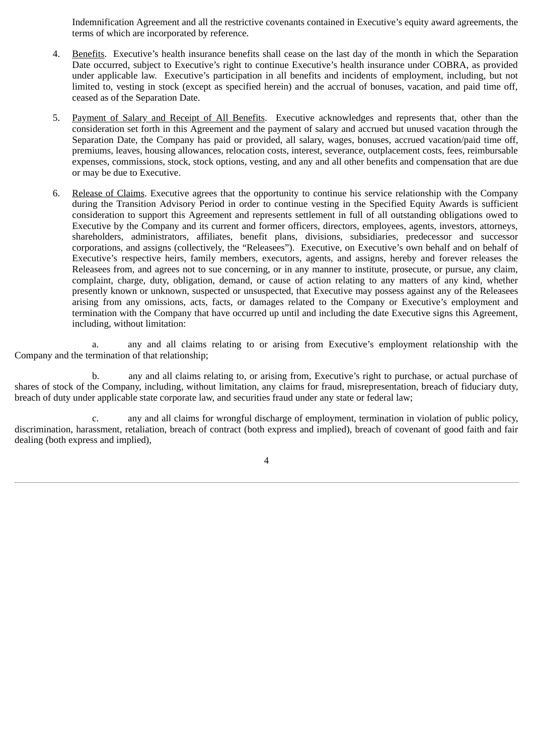Indemnification Agreement and all the restrictive covenants contained in Executive's equity award agreements, the terms of which are incorporated by reference.

4. Benefits. Executive's health insurance benefits shall cease on the last day of the month in which the Separation Date occurred, subject to Executive's right to continue Executive's health insurance under COBRA, as provided under applicable law. Executive's participation in all benefits and incidents of employment, including, but not limited to, vesting in stock (except as specified herein) and the accrual of bonuses, vacation, and paid time off, ceased as of the Separation Date.

5. Payment of Salary and Receipt of All Benefits. Executive acknowledges and represents that, other than the consideration set forth in this Agreement and the payment of salary and accrued but unused vacation through the Separation Date, the Company has paid or provided, all salary, wages, bonuses, accrued vacation/paid time off, premiums, leaves, housing allowances, relocation costs, interest, severance, outplacement costs, fees, reimbursable expenses, commissions, stock, stock options, vesting, and any and all other benefits and compensation that are due or may be due to Executive.

6. Release of Claims. Executive agrees that the opportunity to continue his service relationship with the Company during the Transition Advisory Period in order to continue vesting in the Specified Equity Awards is sufficient consideration to support this Agreement and represents settlement in full of all outstanding obligations owed to Executive by the Company and its current and former officers, directors, employees, agents, investors, attorneys, shareholders, administrators, affiliates, benefit plans, divisions, subsidiaries, predecessor and successor corporations, and assigns (collectively, the "Releasees"). Executive, on Executive's own behalf and on behalf of Executive's respective heirs, family members, executors, agents, and assigns, hereby and forever releases the Releasees from, and agrees not to sue concerning, or in any manner to institute, prosecute, or pursue, any claim, complaint, charge, duty, obligation, demand, or cause of action relating to any matters of any kind, whether presently known or unknown, suspected or unsuspected, that Executive may possess against any of the Releasees arising from any omissions, acts, facts, or damages related to the Company or Executive's employment and termination with the Company that have occurred up until and including the date Executive signs this Agreement, including, without limitation:

a. any and all claims relating to or arising from Executive's employment relationship with the Company and the termination of that relationship;

b. any and all claims relating to, or arising from, Executive's right to purchase, or actual purchase of shares of stock of the Company, including, without limitation, any claims for fraud, misrepresentation, breach of fiduciary duty, breach of duty under applicable state corporate law, and securities fraud under any state or federal law;

c. any and all claims for wrongful discharge of employment, termination in violation of public policy, discrimination, harassment, retaliation, breach of contract (both express and implied), breach of covenant of good faith and fair dealing (both express and implied),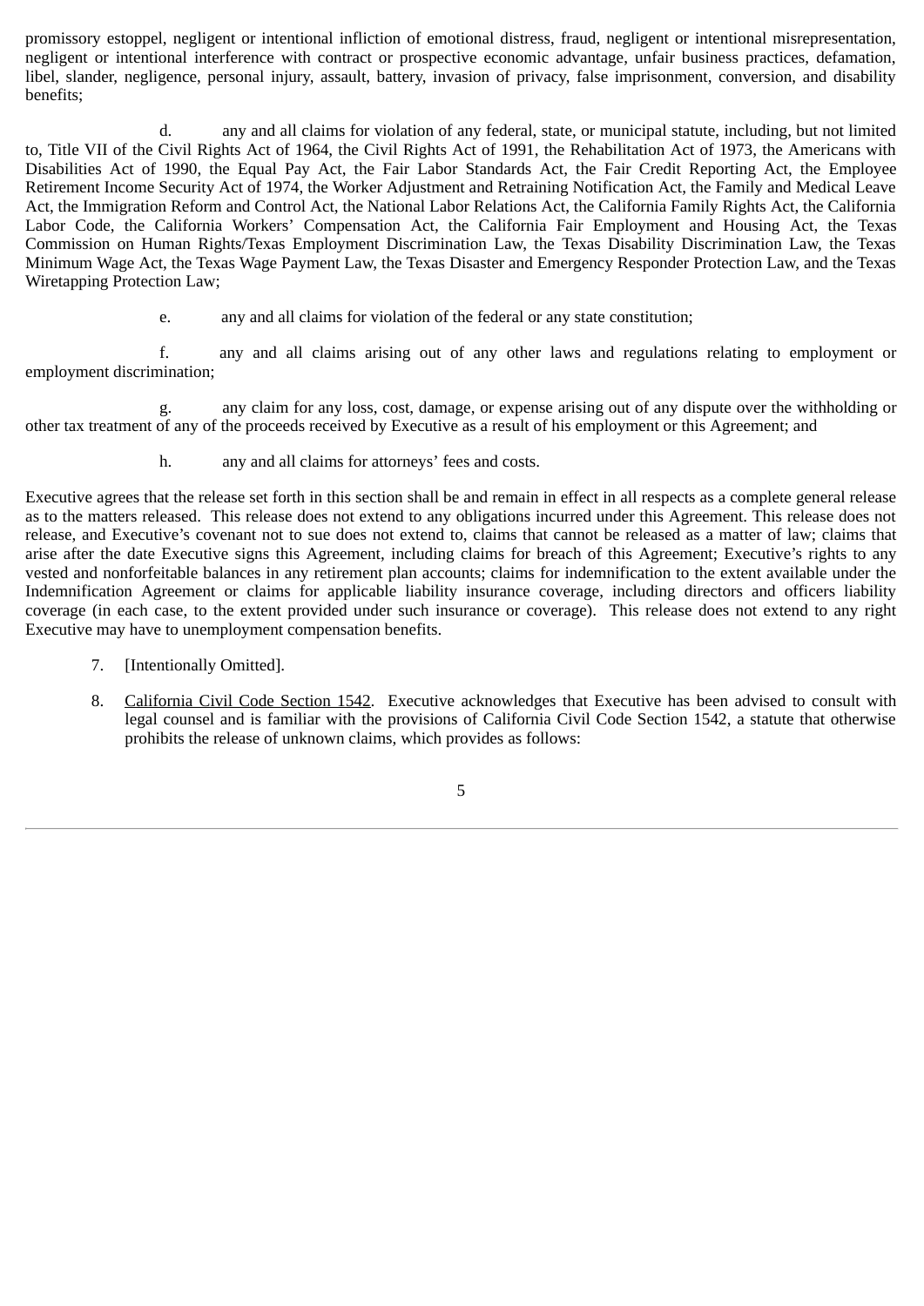promissory estoppel, negligent or intentional infliction of emotional distress, fraud, negligent or intentional misrepresentation, negligent or intentional interference with contract or prospective economic advantage, unfair business practices, defamation, libel, slander, negligence, personal injury, assault, battery, invasion of privacy, false imprisonment, conversion, and disability benefits;

d. any and all claims for violation of any federal, state, or municipal statute, including, but not limited to, Title VII of the Civil Rights Act of 1964, the Civil Rights Act of 1991, the Rehabilitation Act of 1973, the Americans with Disabilities Act of 1990, the Equal Pay Act, the Fair Labor Standards Act, the Fair Credit Reporting Act, the Employee Retirement Income Security Act of 1974, the Worker Adjustment and Retraining Notification Act, the Family and Medical Leave Act, the Immigration Reform and Control Act, the National Labor Relations Act, the California Family Rights Act, the California Labor Code, the California Workers' Compensation Act, the California Fair Employment and Housing Act, the Texas Commission on Human Rights/Texas Employment Discrimination Law, the Texas Disability Discrimination Law, the Texas Minimum Wage Act, the Texas Wage Payment Law, the Texas Disaster and Emergency Responder Protection Law, and the Texas Wiretapping Protection Law;

e. any and all claims for violation of the federal or any state constitution;

f. any and all claims arising out of any other laws and regulations relating to employment or employment discrimination;

g. any claim for any loss, cost, damage, or expense arising out of any dispute over the withholding or other tax treatment of any of the proceeds received by Executive as a result of his employment or this Agreement; and

h. any and all claims for attorneys' fees and costs.

Executive agrees that the release set forth in this section shall be and remain in effect in all respects as a complete general release as to the matters released. This release does not extend to any obligations incurred under this Agreement. This release does not release, and Executive's covenant not to sue does not extend to, claims that cannot be released as a matter of law; claims that arise after the date Executive signs this Agreement, including claims for breach of this Agreement; Executive's rights to any vested and nonforfeitable balances in any retirement plan accounts; claims for indemnification to the extent available under the Indemnification Agreement or claims for applicable liability insurance coverage, including directors and officers liability coverage (in each case, to the extent provided under such insurance or coverage). This release does not extend to any right Executive may have to unemployment compensation benefits.

7. [Intentionally Omitted].

8. California Civil Code Section 1542. Executive acknowledges that Executive has been advised to consult with legal counsel and is familiar with the provisions of California Civil Code Section 1542, a statute that otherwise prohibits the release of unknown claims, which provides as follows: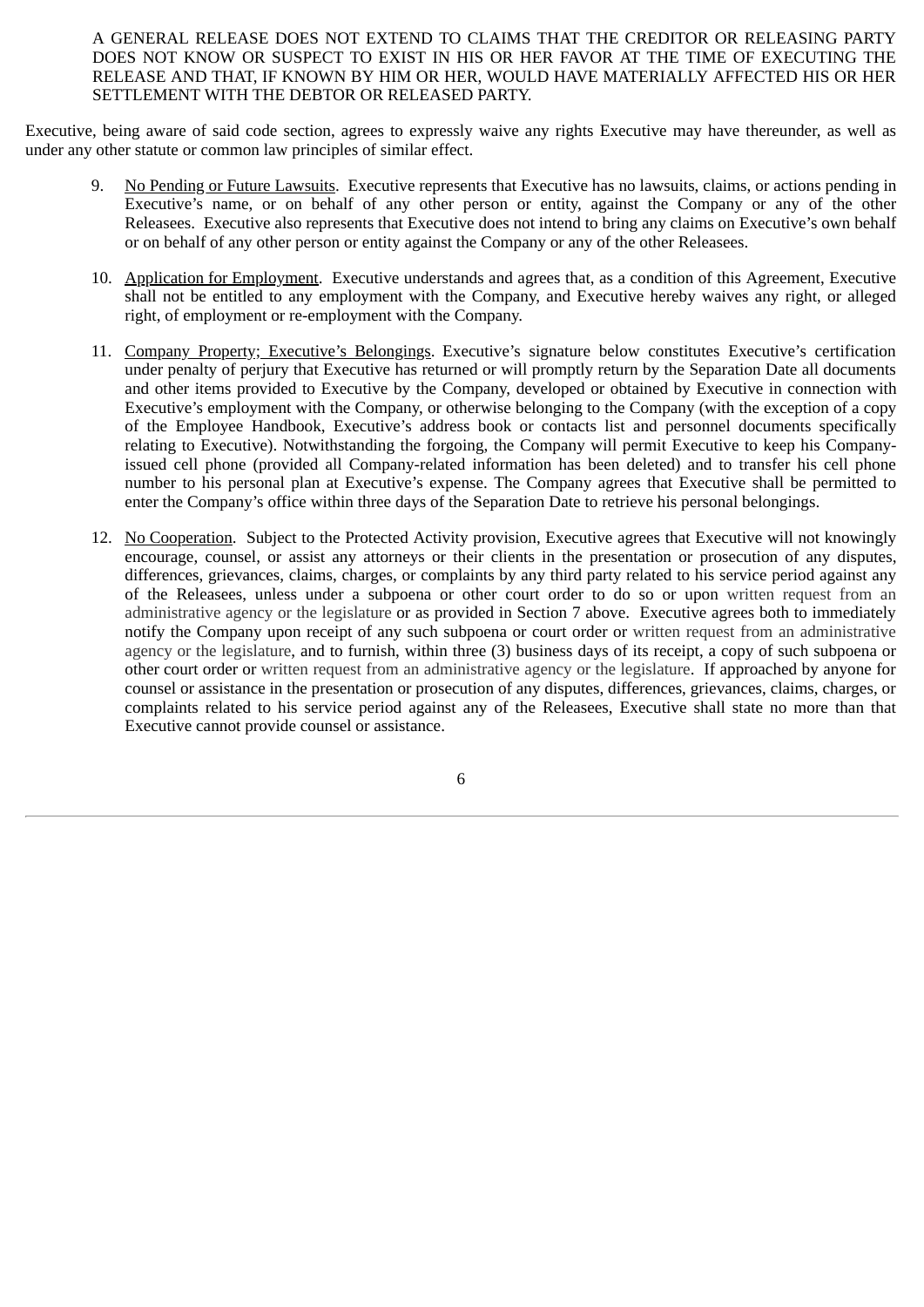A GENERAL RELEASE DOES NOT EXTEND TO CLAIMS THAT THE CREDITOR OR RELEASING PARTY DOES NOT KNOW OR SUSPECT TO EXIST IN HIS OR HER FAVOR AT THE TIME OF EXECUTING THE RELEASE AND THAT, IF KNOWN BY HIM OR HER, WOULD HAVE MATERIALLY AFFECTED HIS OR HER SETTLEMENT WITH THE DEBTOR OR RELEASED PARTY.

Executive, being aware of said code section, agrees to expressly waive any rights Executive may have thereunder, as well as under any other statute or common law principles of similar effect.

9. No Pending or Future Lawsuits. Executive represents that Executive has no lawsuits, claims, or actions pending in Executive's name, or on behalf of any other person or entity, against the Company or any of the other Releasees. Executive also represents that Executive does not intend to bring any claims on Executive's own behalf or on behalf of any other person or entity against the Company or any of the other Releasees.

10. Application for Employment. Executive understands and agrees that, as a condition of this Agreement, Executive shall not be entitled to any employment with the Company, and Executive hereby waives any right, or alleged right, of employment or re-employment with the Company.

11. Company Property; Executive's Belongings. Executive's signature below constitutes Executive's certification under penalty of perjury that Executive has returned or will promptly return by the Separation Date all documents and other items provided to Executive by the Company, developed or obtained by Executive in connection with Executive's employment with the Company, or otherwise belonging to the Company (with the exception of a copy of the Employee Handbook, Executive's address book or contacts list and personnel documents specifically relating to Executive). Notwithstanding the forgoing, the Company will permit Executive to keep his Company-issued cell phone (provided all Company-related information has been deleted) and to transfer his cell phone number to his personal plan at Executive's expense. The Company agrees that Executive shall be permitted to enter the Company's office within three days of the Separation Date to retrieve his personal belongings.

12. No Cooperation. Subject to the Protected Activity provision, Executive agrees that Executive will not knowingly encourage, counsel, or assist any attorneys or their clients in the presentation or prosecution of any disputes, differences, grievances, claims, charges, or complaints by any third party related to his service period against any of the Releasees, unless under a subpoena or other court order to do so or upon written request from an administrative agency or the legislature or as provided in Section 7 above. Executive agrees both to immediately notify the Company upon receipt of any such subpoena or court order or written request from an administrative agency or the legislature, and to furnish, within three (3) business days of its receipt, a copy of such subpoena or other court order or written request from an administrative agency or the legislature. If approached by anyone for counsel or assistance in the presentation or prosecution of any disputes, differences, grievances, claims, charges, or complaints related to his service period against any of the Releasees, Executive shall state no more than that Executive cannot provide counsel or assistance.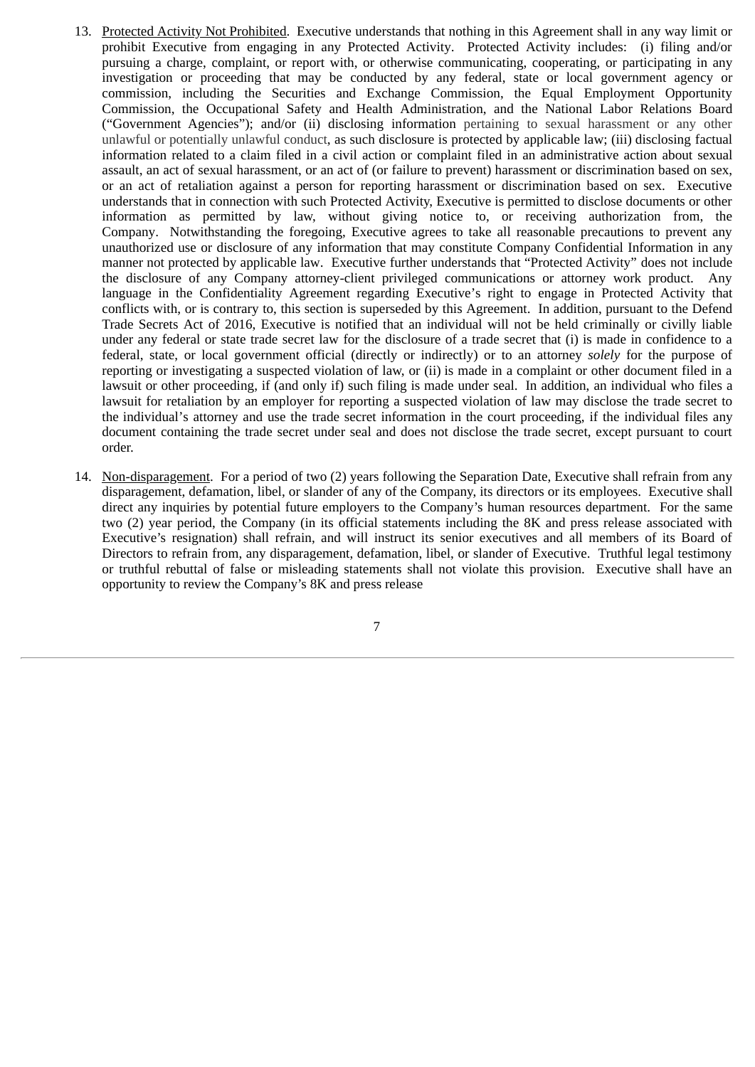13. Protected Activity Not Prohibited. Executive understands that nothing in this Agreement shall in any way limit or prohibit Executive from engaging in any Protected Activity. Protected Activity includes: (i) filing and/or pursuing a charge, complaint, or report with, or otherwise communicating, cooperating, or participating in any investigation or proceeding that may be conducted by any federal, state or local government agency or commission, including the Securities and Exchange Commission, the Equal Employment Opportunity Commission, the Occupational Safety and Health Administration, and the National Labor Relations Board ("Government Agencies"); and/or (ii) disclosing information pertaining to sexual harassment or any other unlawful or potentially unlawful conduct, as such disclosure is protected by applicable law; (iii) disclosing factual information related to a claim filed in a civil action or complaint filed in an administrative action about sexual assault, an act of sexual harassment, or an act of (or failure to prevent) harassment or discrimination based on sex, or an act of retaliation against a person for reporting harassment or discrimination based on sex. Executive understands that in connection with such Protected Activity, Executive is permitted to disclose documents or other information as permitted by law, without giving notice to, or receiving authorization from, the Company. Notwithstanding the foregoing, Executive agrees to take all reasonable precautions to prevent any unauthorized use or disclosure of any information that may constitute Company Confidential Information in any manner not protected by applicable law. Executive further understands that "Protected Activity" does not include the disclosure of any Company attorney-client privileged communications or attorney work product. Any language in the Confidentiality Agreement regarding Executive's right to engage in Protected Activity that conflicts with, or is contrary to, this section is superseded by this Agreement. In addition, pursuant to the Defend Trade Secrets Act of 2016, Executive is notified that an individual will not be held criminally or civilly liable under any federal or state trade secret law for the disclosure of a trade secret that (i) is made in confidence to a federal, state, or local government official (directly or indirectly) or to an attorney *solely* for the purpose of reporting or investigating a suspected violation of law, or (ii) is made in a complaint or other document filed in a lawsuit or other proceeding, if (and only if) such filing is made under seal. In addition, an individual who files a lawsuit for retaliation by an employer for reporting a suspected violation of law may disclose the trade secret to the individual's attorney and use the trade secret information in the court proceeding, if the individual files any document containing the trade secret under seal and does not disclose the trade secret, except pursuant to court order.

14. Non-disparagement. For a period of two (2) years following the Separation Date, Executive shall refrain from any disparagement, defamation, libel, or slander of any of the Company, its directors or its employees. Executive shall direct any inquiries by potential future employers to the Company's human resources department. For the same two (2) year period, the Company (in its official statements including the 8K and press release associated with Executive's resignation) shall refrain, and will instruct its senior executives and all members of its Board of Directors to refrain from, any disparagement, defamation, libel, or slander of Executive. Truthful legal testimony or truthful rebuttal of false or misleading statements shall not violate this provision. Executive shall have an opportunity to review the Company's 8K and press release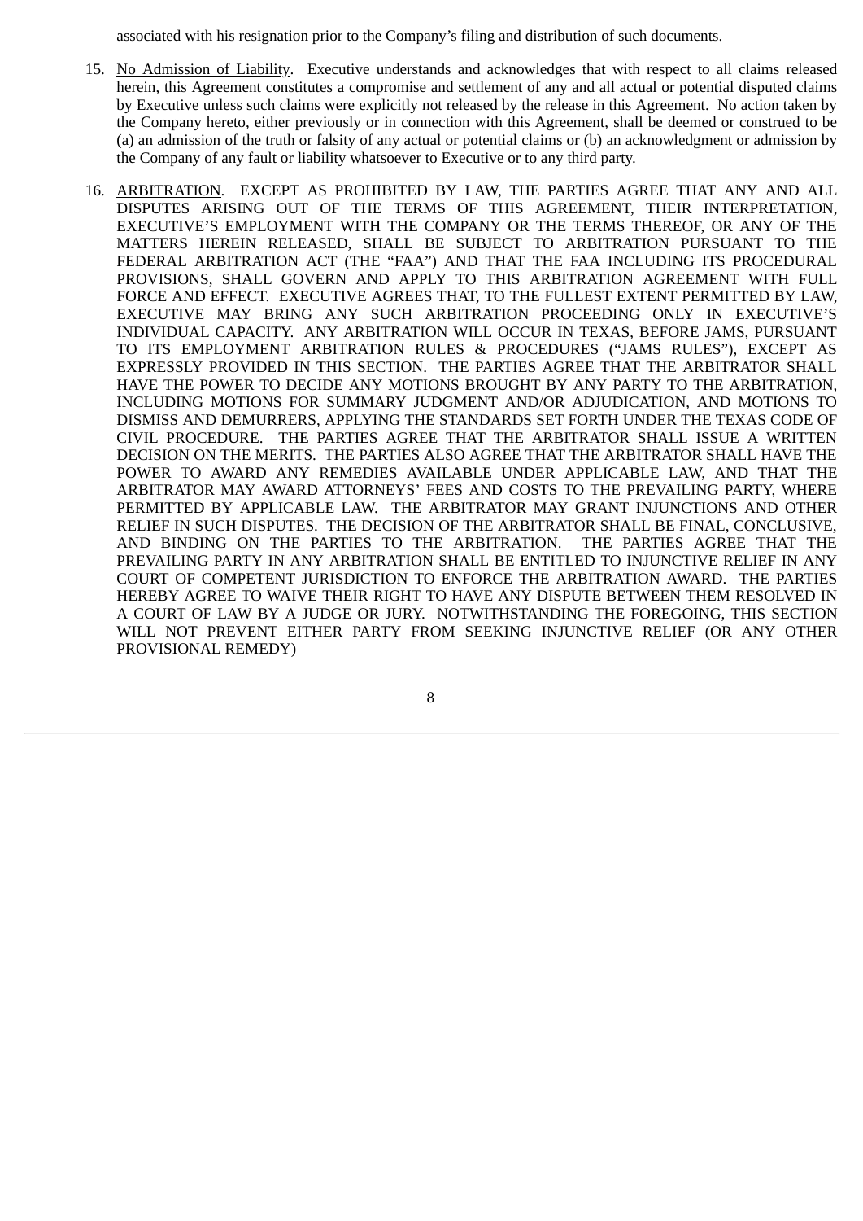associated with his resignation prior to the Company's filing and distribution of such documents.

15. No Admission of Liability. Executive understands and acknowledges that with respect to all claims released herein, this Agreement constitutes a compromise and settlement of any and all actual or potential disputed claims by Executive unless such claims were explicitly not released by the release in this Agreement. No action taken by the Company hereto, either previously or in connection with this Agreement, shall be deemed or construed to be (a) an admission of the truth or falsity of any actual or potential claims or (b) an acknowledgment or admission by the Company of any fault or liability whatsoever to Executive or to any third party.

16. ARBITRATION. EXCEPT AS PROHIBITED BY LAW, THE PARTIES AGREE THAT ANY AND ALL DISPUTES ARISING OUT OF THE TERMS OF THIS AGREEMENT, THEIR INTERPRETATION, EXECUTIVE'S EMPLOYMENT WITH THE COMPANY OR THE TERMS THEREOF, OR ANY OF THE MATTERS HEREIN RELEASED, SHALL BE SUBJECT TO ARBITRATION PURSUANT TO THE FEDERAL ARBITRATION ACT (THE "FAA") AND THAT THE FAA INCLUDING ITS PROCEDURAL PROVISIONS, SHALL GOVERN AND APPLY TO THIS ARBITRATION AGREEMENT WITH FULL FORCE AND EFFECT. EXECUTIVE AGREES THAT, TO THE FULLEST EXTENT PERMITTED BY LAW, EXECUTIVE MAY BRING ANY SUCH ARBITRATION PROCEEDING ONLY IN EXECUTIVE'S INDIVIDUAL CAPACITY. ANY ARBITRATION WILL OCCUR IN TEXAS, BEFORE JAMS, PURSUANT TO ITS EMPLOYMENT ARBITRATION RULES & PROCEDURES ("JAMS RULES"), EXCEPT AS EXPRESSLY PROVIDED IN THIS SECTION. THE PARTIES AGREE THAT THE ARBITRATOR SHALL HAVE THE POWER TO DECIDE ANY MOTIONS BROUGHT BY ANY PARTY TO THE ARBITRATION, INCLUDING MOTIONS FOR SUMMARY JUDGMENT AND/OR ADJUDICATION, AND MOTIONS TO DISMISS AND DEMURRERS, APPLYING THE STANDARDS SET FORTH UNDER THE TEXAS CODE OF CIVIL PROCEDURE. THE PARTIES AGREE THAT THE ARBITRATOR SHALL ISSUE A WRITTEN DECISION ON THE MERITS. THE PARTIES ALSO AGREE THAT THE ARBITRATOR SHALL HAVE THE POWER TO AWARD ANY REMEDIES AVAILABLE UNDER APPLICABLE LAW, AND THAT THE ARBITRATOR MAY AWARD ATTORNEYS' FEES AND COSTS TO THE PREVAILING PARTY, WHERE PERMITTED BY APPLICABLE LAW. THE ARBITRATOR MAY GRANT INJUNCTIONS AND OTHER RELIEF IN SUCH DISPUTES. THE DECISION OF THE ARBITRATOR SHALL BE FINAL, CONCLUSIVE, AND BINDING ON THE PARTIES TO THE ARBITRATION. THE PARTIES AGREE THAT THE PREVAILING PARTY IN ANY ARBITRATION SHALL BE ENTITLED TO INJUNCTIVE RELIEF IN ANY COURT OF COMPETENT JURISDICTION TO ENFORCE THE ARBITRATION AWARD. THE PARTIES HEREBY AGREE TO WAIVE THEIR RIGHT TO HAVE ANY DISPUTE BETWEEN THEM RESOLVED IN A COURT OF LAW BY A JUDGE OR JURY. NOTWITHSTANDING THE FOREGOING, THIS SECTION WILL NOT PREVENT EITHER PARTY FROM SEEKING INJUNCTIVE RELIEF (OR ANY OTHER PROVISIONAL REMEDY)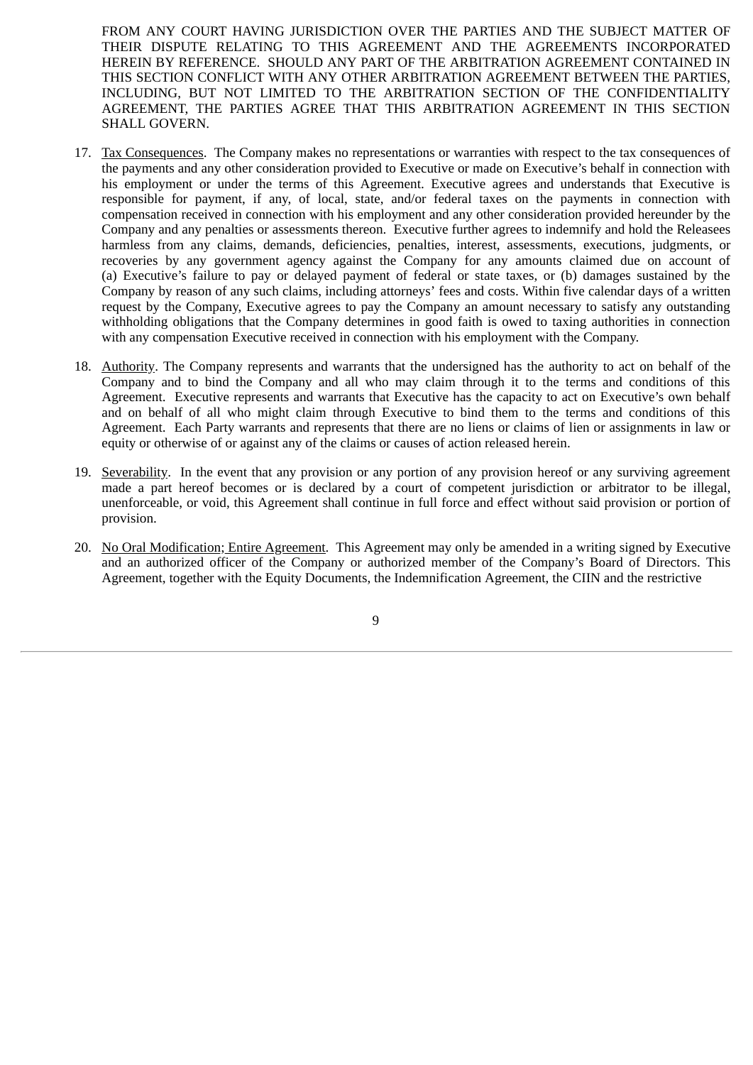FROM ANY COURT HAVING JURISDICTION OVER THE PARTIES AND THE SUBJECT MATTER OF THEIR DISPUTE RELATING TO THIS AGREEMENT AND THE AGREEMENTS INCORPORATED HEREIN BY REFERENCE. SHOULD ANY PART OF THE ARBITRATION AGREEMENT CONTAINED IN THIS SECTION CONFLICT WITH ANY OTHER ARBITRATION AGREEMENT BETWEEN THE PARTIES, INCLUDING, BUT NOT LIMITED TO THE ARBITRATION SECTION OF THE CONFIDENTIALITY AGREEMENT, THE PARTIES AGREE THAT THIS ARBITRATION AGREEMENT IN THIS SECTION SHALL GOVERN.

17. Tax Consequences. The Company makes no representations or warranties with respect to the tax consequences of the payments and any other consideration provided to Executive or made on Executive's behalf in connection with his employment or under the terms of this Agreement. Executive agrees and understands that Executive is responsible for payment, if any, of local, state, and/or federal taxes on the payments in connection with compensation received in connection with his employment and any other consideration provided hereunder by the Company and any penalties or assessments thereon. Executive further agrees to indemnify and hold the Releasees harmless from any claims, demands, deficiencies, penalties, interest, assessments, executions, judgments, or recoveries by any government agency against the Company for any amounts claimed due on account of (a) Executive's failure to pay or delayed payment of federal or state taxes, or (b) damages sustained by the Company by reason of any such claims, including attorneys' fees and costs. Within five calendar days of a written request by the Company, Executive agrees to pay the Company an amount necessary to satisfy any outstanding withholding obligations that the Company determines in good faith is owed to taxing authorities in connection with any compensation Executive received in connection with his employment with the Company.

18. Authority. The Company represents and warrants that the undersigned has the authority to act on behalf of the Company and to bind the Company and all who may claim through it to the terms and conditions of this Agreement. Executive represents and warrants that Executive has the capacity to act on Executive's own behalf and on behalf of all who might claim through Executive to bind them to the terms and conditions of this Agreement. Each Party warrants and represents that there are no liens or claims of lien or assignments in law or equity or otherwise of or against any of the claims or causes of action released herein.

19. Severability. In the event that any provision or any portion of any provision hereof or any surviving agreement made a part hereof becomes or is declared by a court of competent jurisdiction or arbitrator to be illegal, unenforceable, or void, this Agreement shall continue in full force and effect without said provision or portion of provision.

20. No Oral Modification; Entire Agreement. This Agreement may only be amended in a writing signed by Executive and an authorized officer of the Company or authorized member of the Company's Board of Directors. This Agreement, together with the Equity Documents, the Indemnification Agreement, the CIIN and the restrictive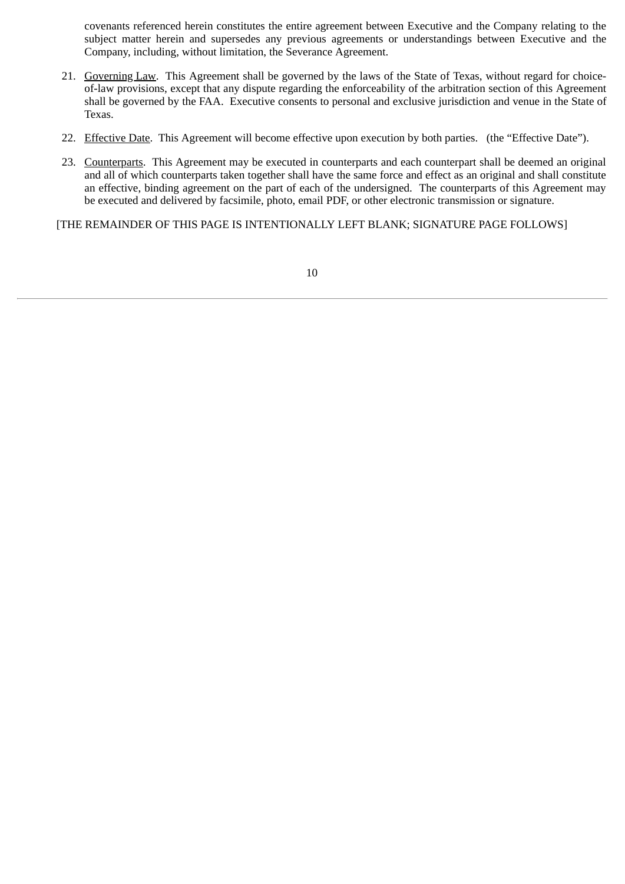covenants referenced herein constitutes the entire agreement between Executive and the Company relating to the subject matter herein and supersedes any previous agreements or understandings between Executive and the Company, including, without limitation, the Severance Agreement.

21. <u>Governing Law</u>. This Agreement shall be governed by the laws of the State of Texas, without regard for choice-of-law provisions, except that any dispute regarding the enforceability of the arbitration section of this Agreement shall be governed by the FAA. Executive consents to personal and exclusive jurisdiction and venue in the State of Texas.

22. <u>Effective Date</u>. This Agreement will become effective upon execution by both parties. (the "Effective Date").

23. <u>Counterparts</u>. This Agreement may be executed in counterparts and each counterpart shall be deemed an original and all of which counterparts taken together shall have the same force and effect as an original and shall constitute an effective, binding agreement on the part of each of the undersigned. The counterparts of this Agreement may be executed and delivered by facsimile, photo, email PDF, or other electronic transmission or signature.

[THE REMAINDER OF THIS PAGE IS INTENTIONALLY LEFT BLANK; SIGNATURE PAGE FOLLOWS]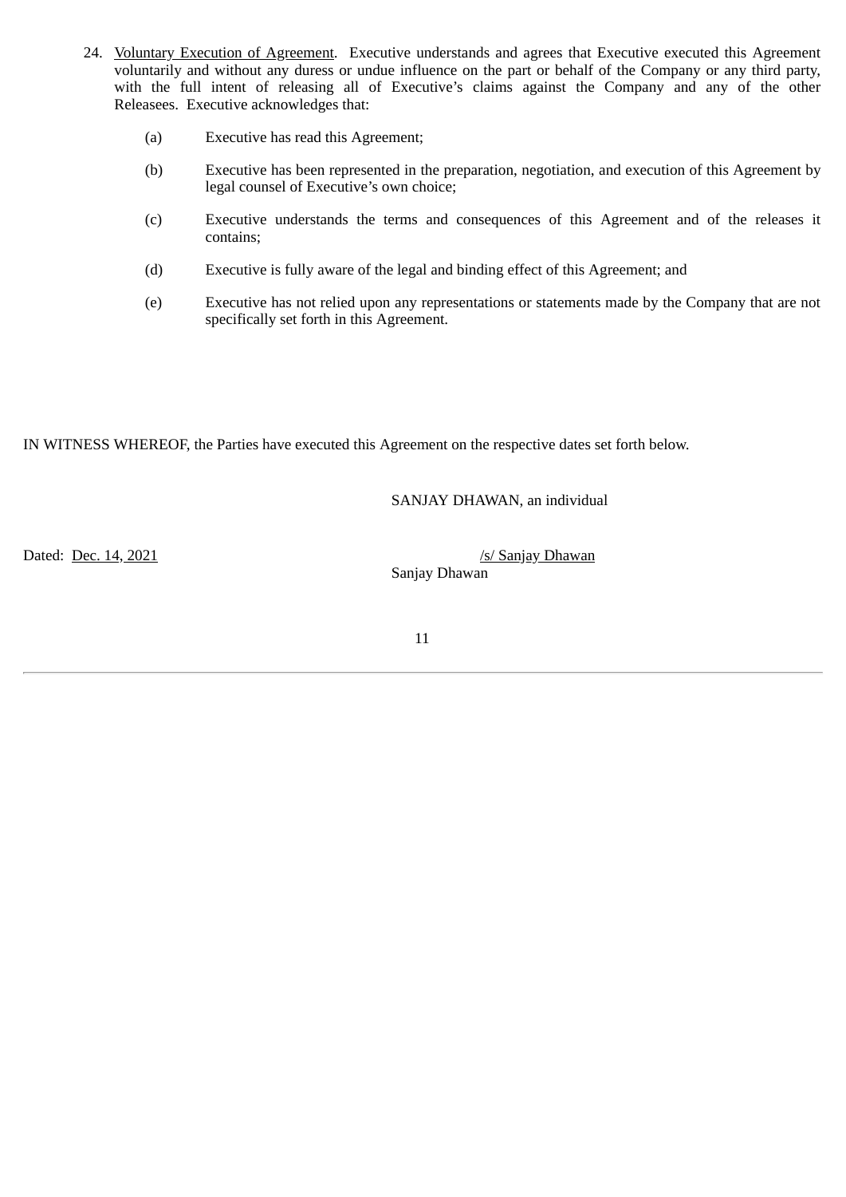24. Voluntary Execution of Agreement. Executive understands and agrees that Executive executed this Agreement voluntarily and without any duress or undue influence on the part or behalf of the Company or any third party, with the full intent of releasing all of Executive's claims against the Company and any of the other Releasees. Executive acknowledges that:

(a) Executive has read this Agreement;

(b) Executive has been represented in the preparation, negotiation, and execution of this Agreement by legal counsel of Executive's own choice;

(c) Executive understands the terms and consequences of this Agreement and of the releases it contains;

(d) Executive is fully aware of the legal and binding effect of this Agreement; and

(e) Executive has not relied upon any representations or statements made by the Company that are not specifically set forth in this Agreement.

IN WITNESS WHEREOF, the Parties have executed this Agreement on the respective dates set forth below.

SANJAY DHAWAN, an individual

Dated: Dec. 14, 2021

/s/ Sanjay Dhawan
Sanjay Dhawan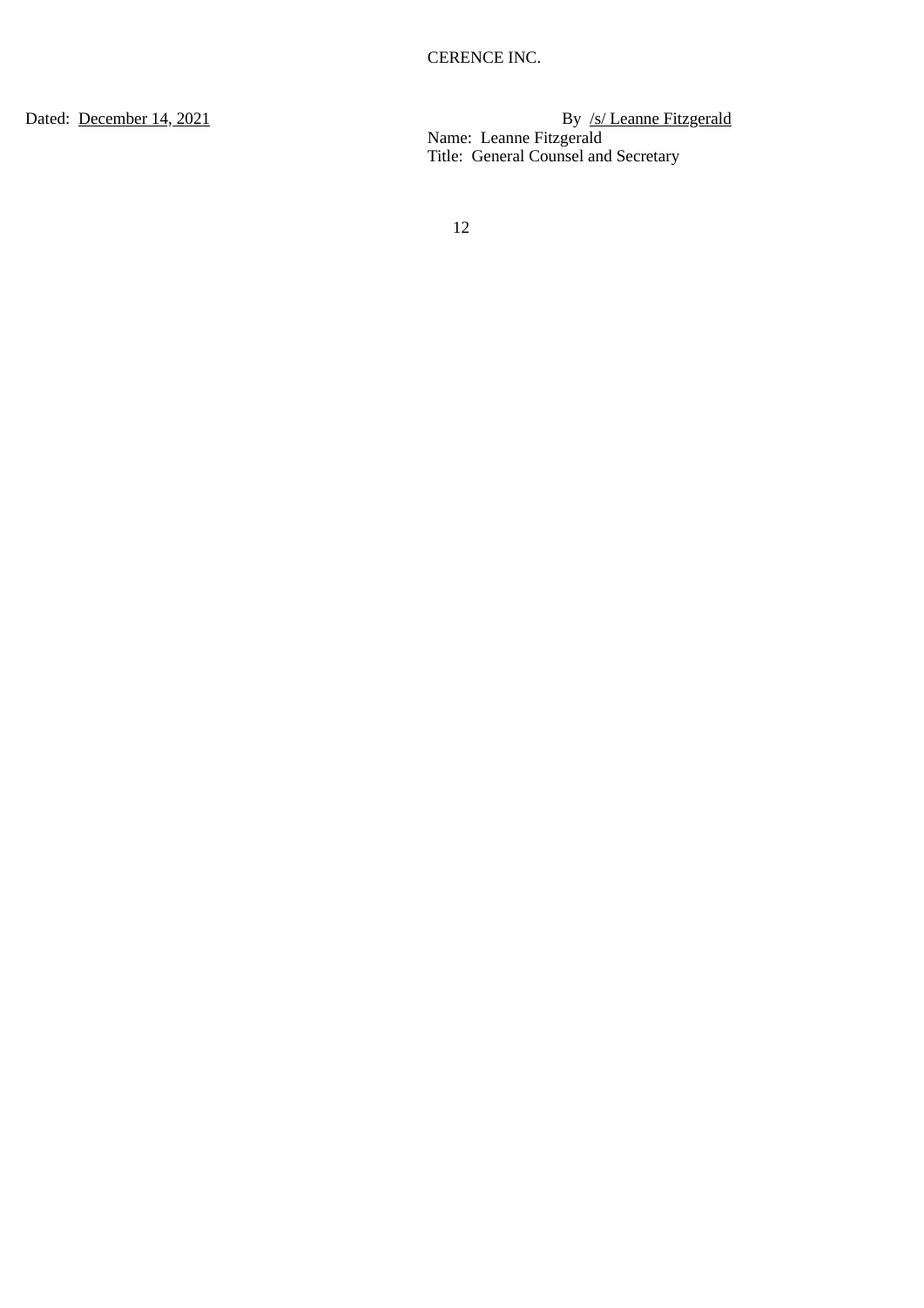CERENCE INC.

Dated: December 14, 2021

By /s/ Leanne Fitzgerald
Name: Leanne Fitzgerald
Title: General Counsel and Secretary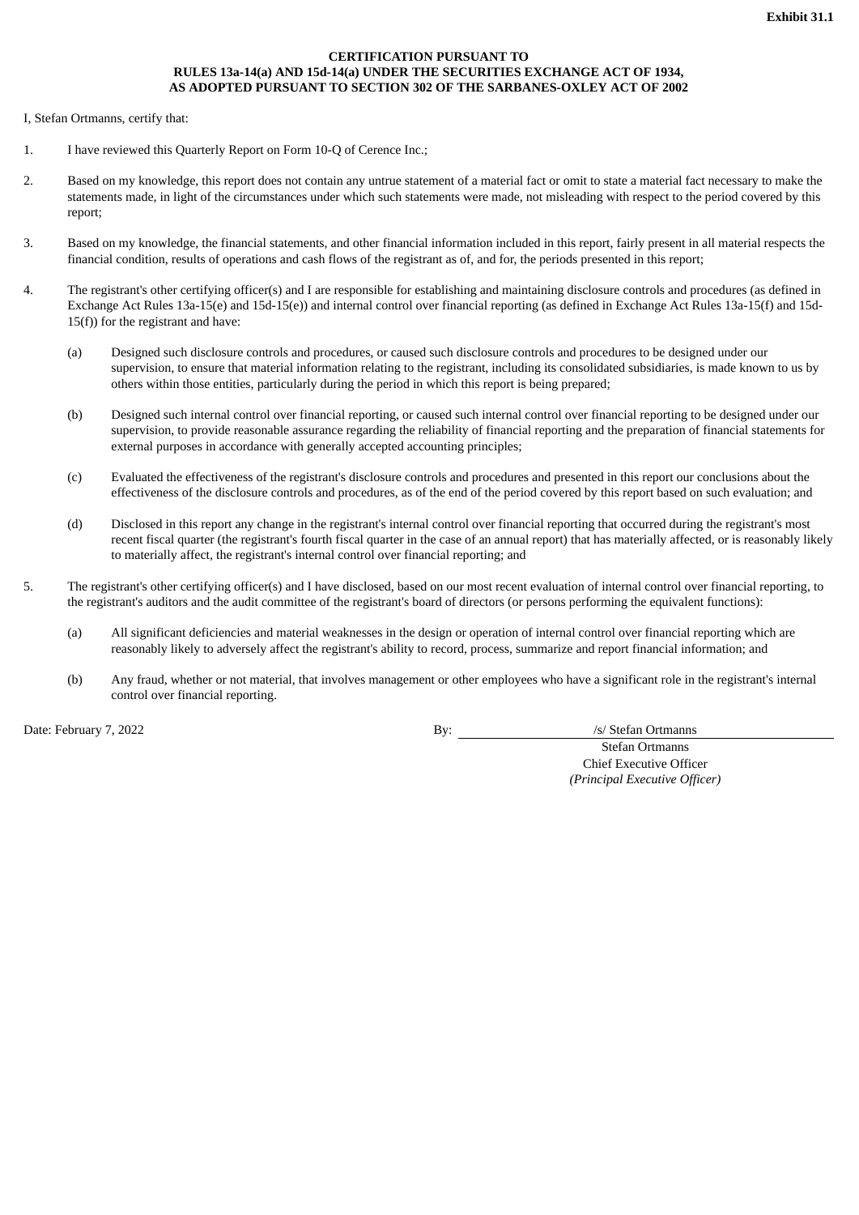**Exhibit 31.1**

**CERTIFICATION PURSUANT TO**
**RULES 13a-14(a) AND 15d-14(a) UNDER THE SECURITIES EXCHANGE ACT OF 1934,**
**AS ADOPTED PURSUANT TO SECTION 302 OF THE SARBANES-OXLEY ACT OF 2002**

I, Stefan Ortmanns, certify that:

1. I have reviewed this Quarterly Report on Form 10-Q of Cerence Inc.;

2. Based on my knowledge, this report does not contain any untrue statement of a material fact or omit to state a material fact necessary to make the statements made, in light of the circumstances under which such statements were made, not misleading with respect to the period covered by this report;

3. Based on my knowledge, the financial statements, and other financial information included in this report, fairly present in all material respects the financial condition, results of operations and cash flows of the registrant as of, and for, the periods presented in this report;

4. The registrant's other certifying officer(s) and I are responsible for establishing and maintaining disclosure controls and procedures (as defined in Exchange Act Rules 13a-15(e) and 15d-15(e)) and internal control over financial reporting (as defined in Exchange Act Rules 13a-15(f) and 15d-15(f)) for the registrant and have:

   (a) Designed such disclosure controls and procedures, or caused such disclosure controls and procedures to be designed under our supervision, to ensure that material information relating to the registrant, including its consolidated subsidiaries, is made known to us by others within those entities, particularly during the period in which this report is being prepared;

   (b) Designed such internal control over financial reporting, or caused such internal control over financial reporting to be designed under our supervision, to provide reasonable assurance regarding the reliability of financial reporting and the preparation of financial statements for external purposes in accordance with generally accepted accounting principles;

   (c) Evaluated the effectiveness of the registrant's disclosure controls and procedures and presented in this report our conclusions about the effectiveness of the disclosure controls and procedures, as of the end of the period covered by this report based on such evaluation; and

   (d) Disclosed in this report any change in the registrant's internal control over financial reporting that occurred during the registrant's most recent fiscal quarter (the registrant's fourth fiscal quarter in the case of an annual report) that has materially affected, or is reasonably likely to materially affect, the registrant's internal control over financial reporting; and

5. The registrant's other certifying officer(s) and I have disclosed, based on our most recent evaluation of internal control over financial reporting, to the registrant's auditors and the audit committee of the registrant's board of directors (or persons performing the equivalent functions):

   (a) All significant deficiencies and material weaknesses in the design or operation of internal control over financial reporting which are reasonably likely to adversely affect the registrant's ability to record, process, summarize and report financial information; and

   (b) Any fraud, whether or not material, that involves management or other employees who have a significant role in the registrant's internal control over financial reporting.

Date: February 7, 2022

By: /s/ Stefan Ortmanns
Stefan Ortmanns
Chief Executive Officer
*(Principal Executive Officer)*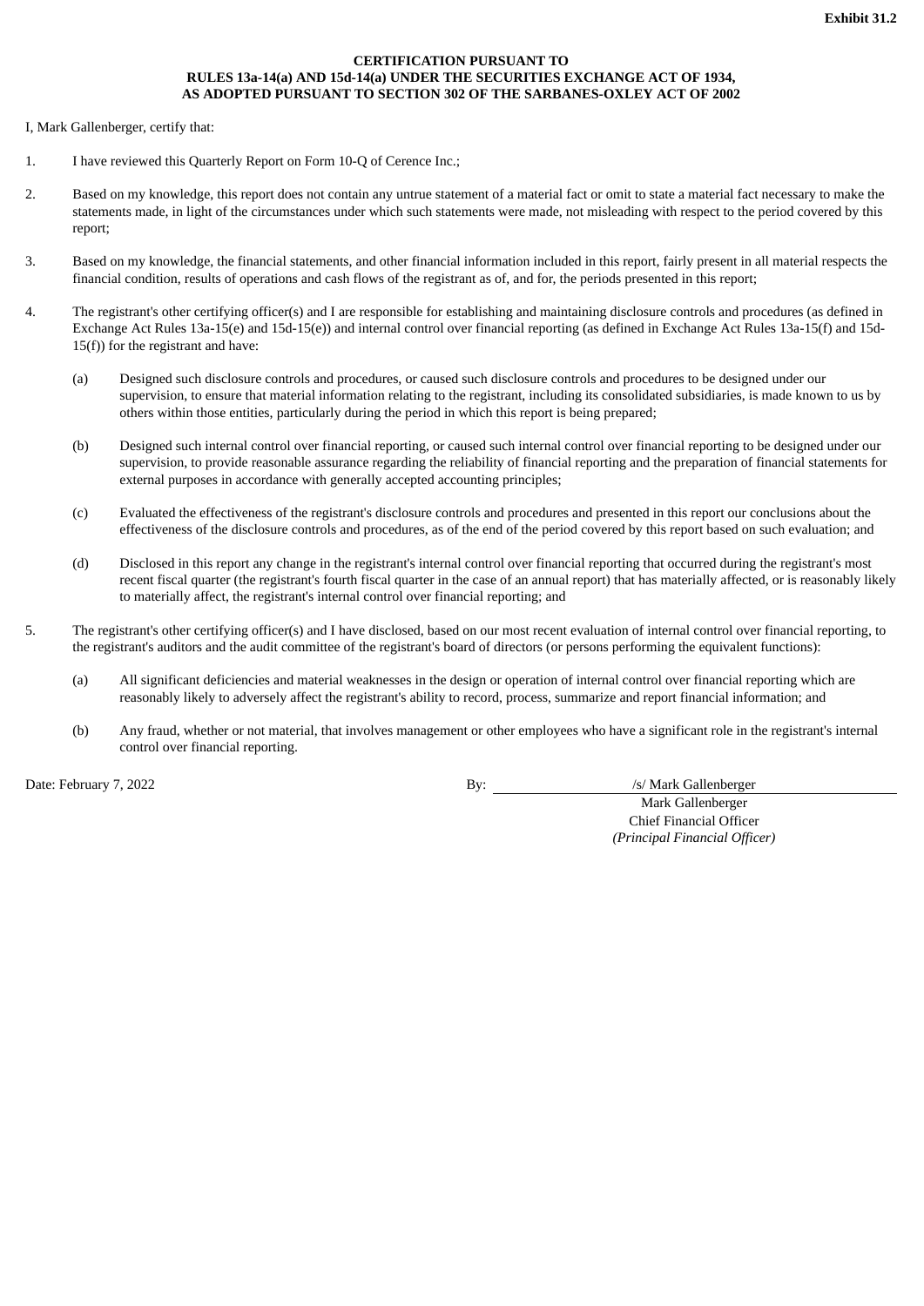**Exhibit 31.2**

**CERTIFICATION PURSUANT TO**
**RULES 13a-14(a) AND 15d-14(a) UNDER THE SECURITIES EXCHANGE ACT OF 1934,**
**AS ADOPTED PURSUANT TO SECTION 302 OF THE SARBANES-OXLEY ACT OF 2002**

I, Mark Gallenberger, certify that:

1. I have reviewed this Quarterly Report on Form 10-Q of Cerence Inc.;

2. Based on my knowledge, this report does not contain any untrue statement of a material fact or omit to state a material fact necessary to make the statements made, in light of the circumstances under which such statements were made, not misleading with respect to the period covered by this report;

3. Based on my knowledge, the financial statements, and other financial information included in this report, fairly present in all material respects the financial condition, results of operations and cash flows of the registrant as of, and for, the periods presented in this report;

4. The registrant's other certifying officer(s) and I are responsible for establishing and maintaining disclosure controls and procedures (as defined in Exchange Act Rules 13a-15(e) and 15d-15(e)) and internal control over financial reporting (as defined in Exchange Act Rules 13a-15(f) and 15d-15(f)) for the registrant and have:

   (a) Designed such disclosure controls and procedures, or caused such disclosure controls and procedures to be designed under our supervision, to ensure that material information relating to the registrant, including its consolidated subsidiaries, is made known to us by others within those entities, particularly during the period in which this report is being prepared;

   (b) Designed such internal control over financial reporting, or caused such internal control over financial reporting to be designed under our supervision, to provide reasonable assurance regarding the reliability of financial reporting and the preparation of financial statements for external purposes in accordance with generally accepted accounting principles;

   (c) Evaluated the effectiveness of the registrant's disclosure controls and procedures and presented in this report our conclusions about the effectiveness of the disclosure controls and procedures, as of the end of the period covered by this report based on such evaluation; and

   (d) Disclosed in this report any change in the registrant's internal control over financial reporting that occurred during the registrant's most recent fiscal quarter (the registrant's fourth fiscal quarter in the case of an annual report) that has materially affected, or is reasonably likely to materially affect, the registrant's internal control over financial reporting; and

5. The registrant's other certifying officer(s) and I have disclosed, based on our most recent evaluation of internal control over financial reporting, to the registrant's auditors and the audit committee of the registrant's board of directors (or persons performing the equivalent functions):

   (a) All significant deficiencies and material weaknesses in the design or operation of internal control over financial reporting which are reasonably likely to adversely affect the registrant's ability to record, process, summarize and report financial information; and

   (b) Any fraud, whether or not material, that involves management or other employees who have a significant role in the registrant's internal control over financial reporting.

Date: February 7, 2022

By: /s/ Mark Gallenberger
Mark Gallenberger
Chief Financial Officer
*(Principal Financial Officer)*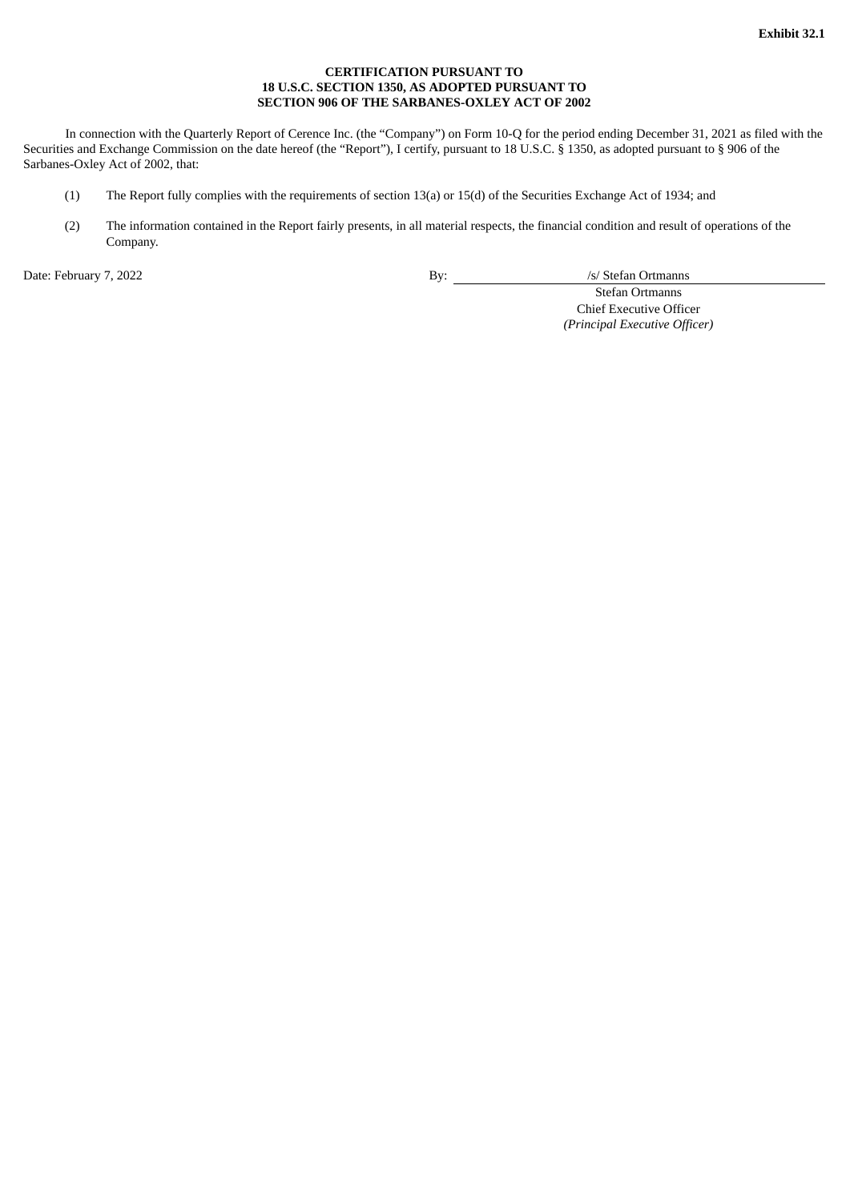**Exhibit 32.1**

**CERTIFICATION PURSUANT TO**
**18 U.S.C. SECTION 1350, AS ADOPTED PURSUANT TO**
**SECTION 906 OF THE SARBANES-OXLEY ACT OF 2002**

In connection with the Quarterly Report of Cerence Inc. (the “Company”) on Form 10-Q for the period ending December 31, 2021 as filed with the Securities and Exchange Commission on the date hereof (the “Report”), I certify, pursuant to 18 U.S.C. § 1350, as adopted pursuant to § 906 of the Sarbanes-Oxley Act of 2002, that:

(1) The Report fully complies with the requirements of section 13(a) or 15(d) of the Securities Exchange Act of 1934; and

(2) The information contained in the Report fairly presents, in all material respects, the financial condition and result of operations of the Company.

Date: February 7, 2022

By: /s/ Stefan Ortmanns
Stefan Ortmanns
Chief Executive Officer
*(Principal Executive Officer)*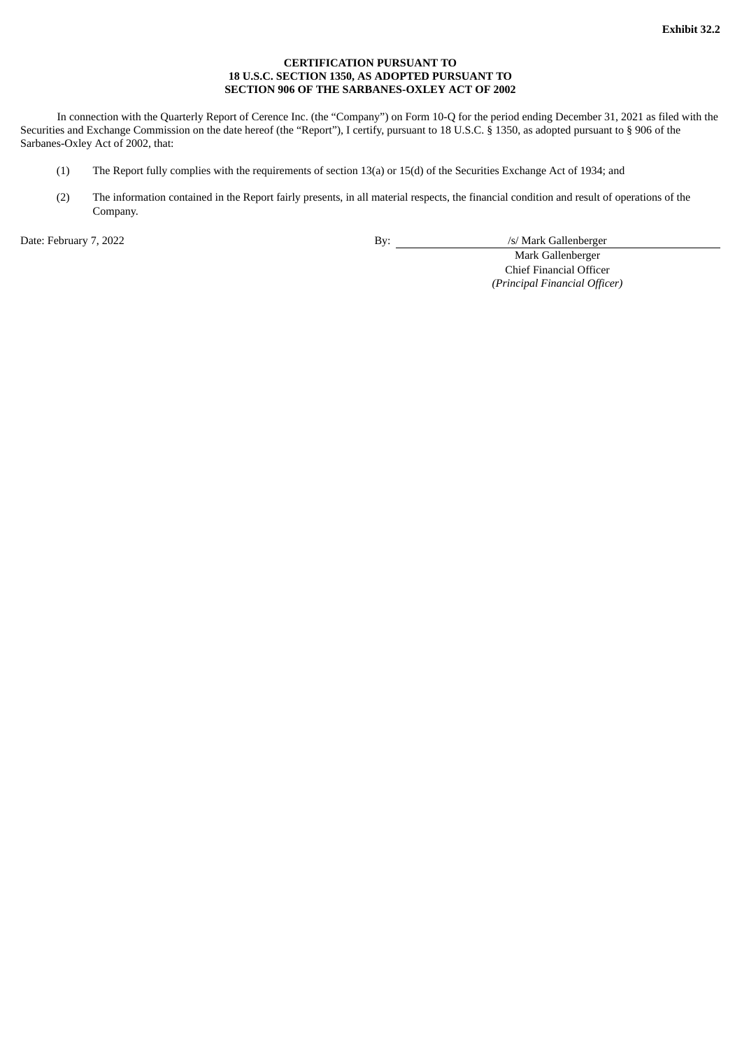**Exhibit 32.2**

**CERTIFICATION PURSUANT TO**
**18 U.S.C. SECTION 1350, AS ADOPTED PURSUANT TO**
**SECTION 906 OF THE SARBANES-OXLEY ACT OF 2002**

In connection with the Quarterly Report of Cerence Inc. (the "Company") on Form 10-Q for the period ending December 31, 2021 as filed with the Securities and Exchange Commission on the date hereof (the "Report"), I certify, pursuant to 18 U.S.C. § 1350, as adopted pursuant to § 906 of the Sarbanes-Oxley Act of 2002, that:

(1) The Report fully complies with the requirements of section 13(a) or 15(d) of the Securities Exchange Act of 1934; and

(2) The information contained in the Report fairly presents, in all material respects, the financial condition and result of operations of the Company.

Date: February 7, 2022

By: /s/ Mark Gallenberger
Mark Gallenberger
Chief Financial Officer
*(Principal Financial Officer)*